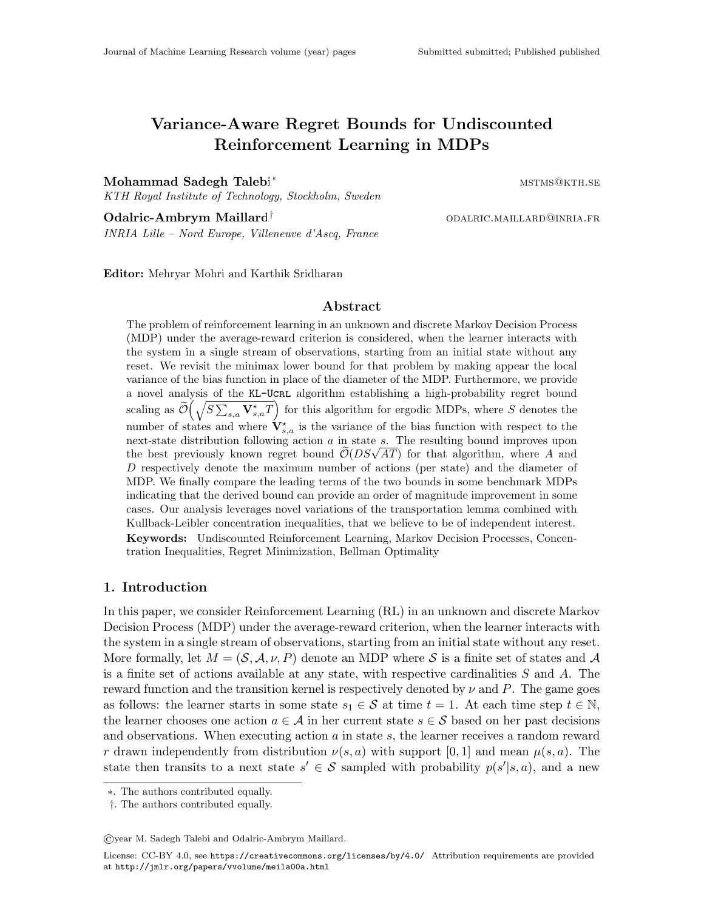# Variance-Aware Regret Bounds for Undiscounted Reinforcement Learning in MDPs

**Mohammad Sadegh Talebi**[*] MSTMS@KTH.SE

*KTH Royal Institute of Technology, Stockholm, Sweden*

**Odalric-Ambrym Maillard**[†] ODALRIC.MAILLARD@INRIA.FR

*INRIA Lille – Nord Europe, Villeneuve d'Ascq, France*

**Editor:** Mehryar Mohri and Karthik Sridharan

## Abstract

The problem of reinforcement learning in an unknown and discrete Markov Decision Process (MDP) under the average-reward criterion is considered, when the learner interacts with the system in a single stream of observations, starting from an initial state without any reset. We revisit the minimax lower bound for that problem by making appear the local variance of the bias function in place of the diameter of the MDP. Furthermore, we provide a novel analysis of the KL-UCRL algorithm establishing a high-probability regret bound scaling as $\widetilde{\mathcal{O}}\Big(\sqrt{S\sum_{s,a}\mathbf{V}^\star_{s,a}T}\Big)$ for this algorithm for ergodic MDPs, where $S$ denotes the number of states and where $\mathbf{V}^\star_{s,a}$ is the variance of the bias function with respect to the next-state distribution following action $a$ in state $s$. The resulting bound improves upon the best previously known regret bound $\widetilde{\mathcal{O}}(DS\sqrt{AT})$ for that algorithm, where $A$ and $D$ respectively denote the maximum number of actions (per state) and the diameter of MDP. We finally compare the leading terms of the two bounds in some benchmark MDPs indicating that the derived bound can provide an order of magnitude improvement in some cases. Our analysis leverages novel variations of the transportation lemma combined with Kullback-Leibler concentration inequalities, that we believe to be of independent interest.

**Keywords:** Undiscounted Reinforcement Learning, Markov Decision Processes, Concentration Inequalities, Regret Minimization, Bellman Optimality

## 1. Introduction

In this paper, we consider Reinforcement Learning (RL) in an unknown and discrete Markov Decision Process (MDP) under the average-reward criterion, when the learner interacts with the system in a single stream of observations, starting from an initial state without any reset. More formally, let $M = (\mathcal{S}, \mathcal{A}, \nu, P)$ denote an MDP where $\mathcal{S}$ is a finite set of states and $\mathcal{A}$ is a finite set of actions available at any state, with respective cardinalities $S$ and $A$. The reward function and the transition kernel is respectively denoted by $\nu$ and $P$. The game goes as follows: the learner starts in some state $s_1 \in \mathcal{S}$ at time $t = 1$. At each time step $t \in \mathbb{N}$, the learner chooses one action $a \in \mathcal{A}$ in her current state $s \in \mathcal{S}$ based on her past decisions and observations. When executing action $a$ in state $s$, the learner receives a random reward $r$ drawn independently from distribution $\nu(s, a)$ with support $[0, 1]$ and mean $\mu(s, a)$. The state then transits to a next state $s' \in \mathcal{S}$ sampled with probability $p(s'|s, a)$, and a new

[*]. The authors contributed equally.

[†]. The authors contributed equally.

©year M. Sadegh Talebi and Odalric-Ambrym Maillard.

License: CC-BY 4.0, see https://creativecommons.org/licenses/by/4.0/ Attribution requirements are provided at http://jmlr.org/papers/vvolume/meila00a.html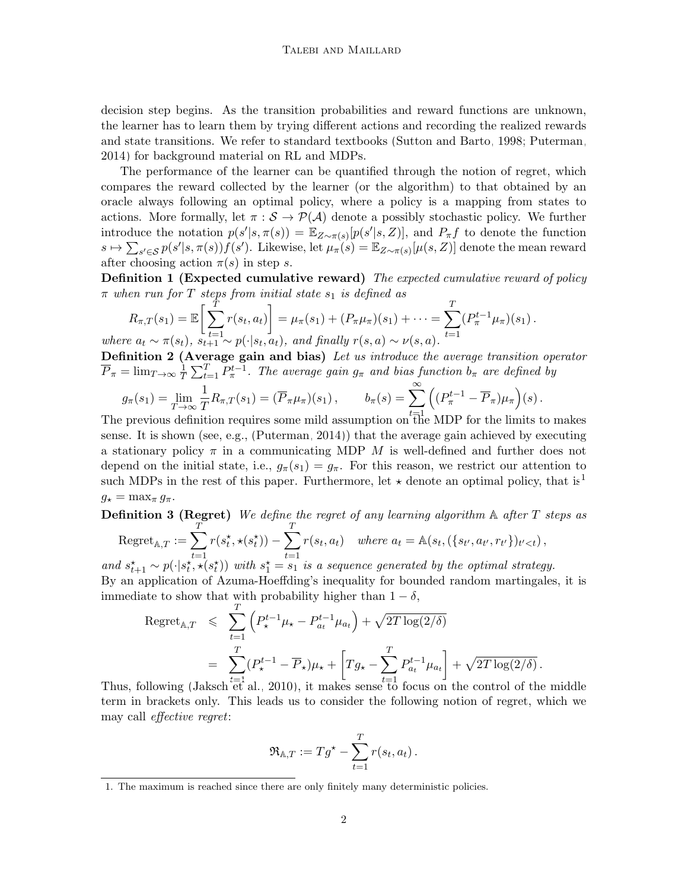decision step begins. As the transition probabilities and reward functions are unknown, the learner has to learn them by trying different actions and recording the realized rewards and state transitions. We refer to standard textbooks (Sutton and Barto, 1998; Puterman, 2014) for background material on RL and MDPs.

The performance of the learner can be quantified through the notion of regret, which compares the reward collected by the learner (or the algorithm) to that obtained by an oracle always following an optimal policy, where a policy is a mapping from states to actions. More formally, let $\pi : \mathcal{S} \to \mathcal{P}(\mathcal{A})$ denote a possibly stochastic policy. We further introduce the notation $p(s'|s, \pi(s)) = \mathbb{E}_{Z\sim\pi(s)}[p(s'|s, Z)]$, and $P_\pi f$ to denote the function $s \mapsto \sum_{s'\in\mathcal{S}} p(s'|s, \pi(s))f(s')$. Likewise, let $\mu_\pi(s) = \mathbb{E}_{Z\sim\pi(s)}[\mu(s, Z)]$ denote the mean reward after choosing action $\pi(s)$ in step $s$.

**Definition 1 (Expected cumulative reward)** *The expected cumulative reward of policy $\pi$ when run for $T$ steps from initial state $s_1$ is defined as*

$$R_{\pi,T}(s_1) = \mathbb{E}\bigg[\sum_{t=1}^{T} r(s_t, a_t)\bigg] = \mu_\pi(s_1) + (P_\pi\mu_\pi)(s_1) + \cdots = \sum_{t=1}^{T}(P_\pi^{t-1}\mu_\pi)(s_1)\,.$$

*where $a_t \sim \pi(s_t)$, $s_{t+1} \sim p(\cdot|s_t, a_t)$, and finally $r(s, a) \sim \nu(s, a)$.*

**Definition 2 (Average gain and bias)** *Let us introduce the average transition operator $\overline{P}_\pi = \lim_{T\to\infty} \frac{1}{T}\sum_{t=1}^{T} P_\pi^{t-1}$. The average gain $g_\pi$ and bias function $b_\pi$ are defined by*

$$g_\pi(s_1) = \lim_{T\to\infty}\frac{1}{T}R_{\pi,T}(s_1) = (\overline{P}_\pi\mu_\pi)(s_1)\,, \qquad b_\pi(s) = \sum_{t=1}^{\infty}\Big((P_\pi^{t-1} - \overline{P}_\pi)\mu_\pi\Big)(s)\,.$$

The previous definition requires some mild assumption on the MDP for the limits to makes sense. It is shown (see, e.g., (Puterman, 2014)) that the average gain achieved by executing a stationary policy $\pi$ in a communicating MDP $M$ is well-defined and further does not depend on the initial state, i.e., $g_\pi(s_1) = g_\pi$. For this reason, we restrict our attention to such MDPs in the rest of this paper. Furthermore, let $\star$ denote an optimal policy, that is[1] $g_\star = \max_\pi g_\pi$.

**Definition 3 (Regret)** *We define the regret of any learning algorithm $\mathbb{A}$ after $T$ steps as*

$$\text{Regret}_{\mathbb{A},T} := \sum_{t=1}^{T} r(s_t^\star, \star(s_t^\star)) - \sum_{t=1}^{T} r(s_t, a_t) \quad \text{where } a_t = \mathbb{A}(s_t, (\{s_{t'}, a_{t'}, r_{t'}\})_{t'<t})\,,$$

*and $s_{t+1}^\star \sim p(\cdot|s_t^\star, \star(s_t^\star))$ with $s_1^\star = s_1$ is a sequence generated by the optimal strategy.*

By an application of Azuma-Hoeffding's inequality for bounded random martingales, it is immediate to show that with probability higher than $1 - \delta$,

$$\begin{aligned}
\text{Regret}_{\mathbb{A},T} &\leqslant \sum_{t=1}^{T}\Big(P_\star^{t-1}\mu_\star - P_{a_t}^{t-1}\mu_{a_t}\Big) + \sqrt{2T\log(2/\delta)} \\
&= \sum_{t=1}^{T}(P_\star^{t-1} - \overline{P}_\star)\mu_\star + \bigg[Tg_\star - \sum_{t=1}^{T} P_{a_t}^{t-1}\mu_{a_t}\bigg] + \sqrt{2T\log(2/\delta)}\,.
\end{aligned}$$

Thus, following (Jaksch et al., 2010), it makes sense to focus on the control of the middle term in brackets only. This leads us to consider the following notion of regret, which we may call *effective regret*:

$$\mathfrak{R}_{\mathbb{A},T} := Tg^\star - \sum_{t=1}^{T} r(s_t, a_t)\,.$$

1. The maximum is reached since there are only finitely many deterministic policies.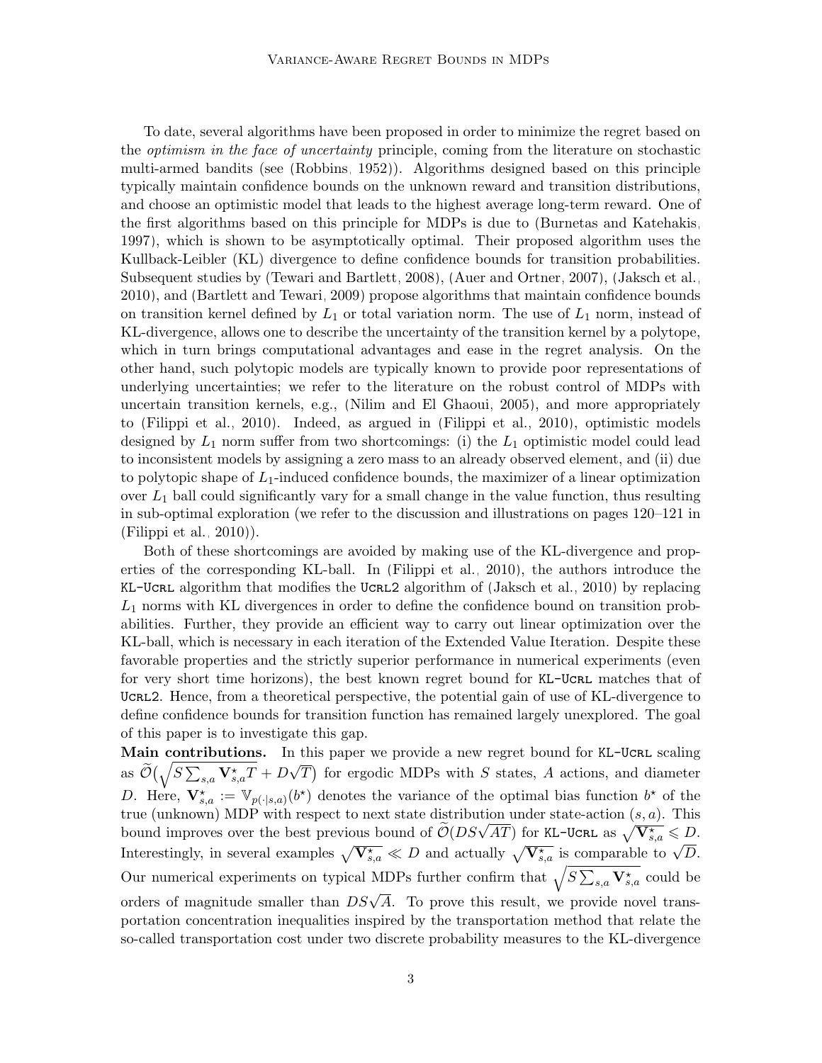To date, several algorithms have been proposed in order to minimize the regret based on the *optimism in the face of uncertainty* principle, coming from the literature on stochastic multi-armed bandits (see (Robbins, 1952)). Algorithms designed based on this principle typically maintain confidence bounds on the unknown reward and transition distributions, and choose an optimistic model that leads to the highest average long-term reward. One of the first algorithms based on this principle for MDPs is due to (Burnetas and Katehakis, 1997), which is shown to be asymptotically optimal. Their proposed algorithm uses the Kullback-Leibler (KL) divergence to define confidence bounds for transition probabilities. Subsequent studies by (Tewari and Bartlett, 2008), (Auer and Ortner, 2007), (Jaksch et al., 2010), and (Bartlett and Tewari, 2009) propose algorithms that maintain confidence bounds on transition kernel defined by $L_1$ or total variation norm. The use of $L_1$ norm, instead of KL-divergence, allows one to describe the uncertainty of the transition kernel by a polytope, which in turn brings computational advantages and ease in the regret analysis. On the other hand, such polytopic models are typically known to provide poor representations of underlying uncertainties; we refer to the literature on the robust control of MDPs with uncertain transition kernels, e.g., (Nilim and El Ghaoui, 2005), and more appropriately to (Filippi et al., 2010). Indeed, as argued in (Filippi et al., 2010), optimistic models designed by $L_1$ norm suffer from two shortcomings: (i) the $L_1$ optimistic model could lead to inconsistent models by assigning a zero mass to an already observed element, and (ii) due to polytopic shape of $L_1$-induced confidence bounds, the maximizer of a linear optimization over $L_1$ ball could significantly vary for a small change in the value function, thus resulting in sub-optimal exploration (we refer to the discussion and illustrations on pages 120–121 in (Filippi et al., 2010)).

Both of these shortcomings are avoided by making use of the KL-divergence and properties of the corresponding KL-ball. In (Filippi et al., 2010), the authors introduce the KL-Ucrl algorithm that modifies the Ucrl2 algorithm of (Jaksch et al., 2010) by replacing $L_1$ norms with KL divergences in order to define the confidence bound on transition probabilities. Further, they provide an efficient way to carry out linear optimization over the KL-ball, which is necessary in each iteration of the Extended Value Iteration. Despite these favorable properties and the strictly superior performance in numerical experiments (even for very short time horizons), the best known regret bound for KL-Ucrl matches that of Ucrl2. Hence, from a theoretical perspective, the potential gain of use of KL-divergence to define confidence bounds for transition function has remained largely unexplored. The goal of this paper is to investigate this gap.

**Main contributions.** In this paper we provide a new regret bound for KL-Ucrl scaling as $\widetilde{\mathcal{O}}\big(\sqrt{S\sum_{s,a}\mathbf{V}^\star_{s,a}T} + D\sqrt{T}\big)$ for ergodic MDPs with $S$ states, $A$ actions, and diameter $D$. Here, $\mathbf{V}^\star_{s,a} := \mathbb{V}_{p(\cdot|s,a)}(b^\star)$ denotes the variance of the optimal bias function $b^\star$ of the true (unknown) MDP with respect to next state distribution under state-action $(s,a)$. This bound improves over the best previous bound of $\widetilde{\mathcal{O}}(DS\sqrt{AT})$ for KL-Ucrl as $\sqrt{\mathbf{V}^\star_{s,a}} \leqslant D$. Interestingly, in several examples $\sqrt{\mathbf{V}^\star_{s,a}} \ll D$ and actually $\sqrt{\mathbf{V}^\star_{s,a}}$ is comparable to $\sqrt{D}$. Our numerical experiments on typical MDPs further confirm that $\sqrt{S\sum_{s,a}\mathbf{V}^\star_{s,a}}$ could be orders of magnitude smaller than $DS\sqrt{A}$. To prove this result, we provide novel transportation concentration inequalities inspired by the transportation method that relate the so-called transportation cost under two discrete probability measures to the KL-divergence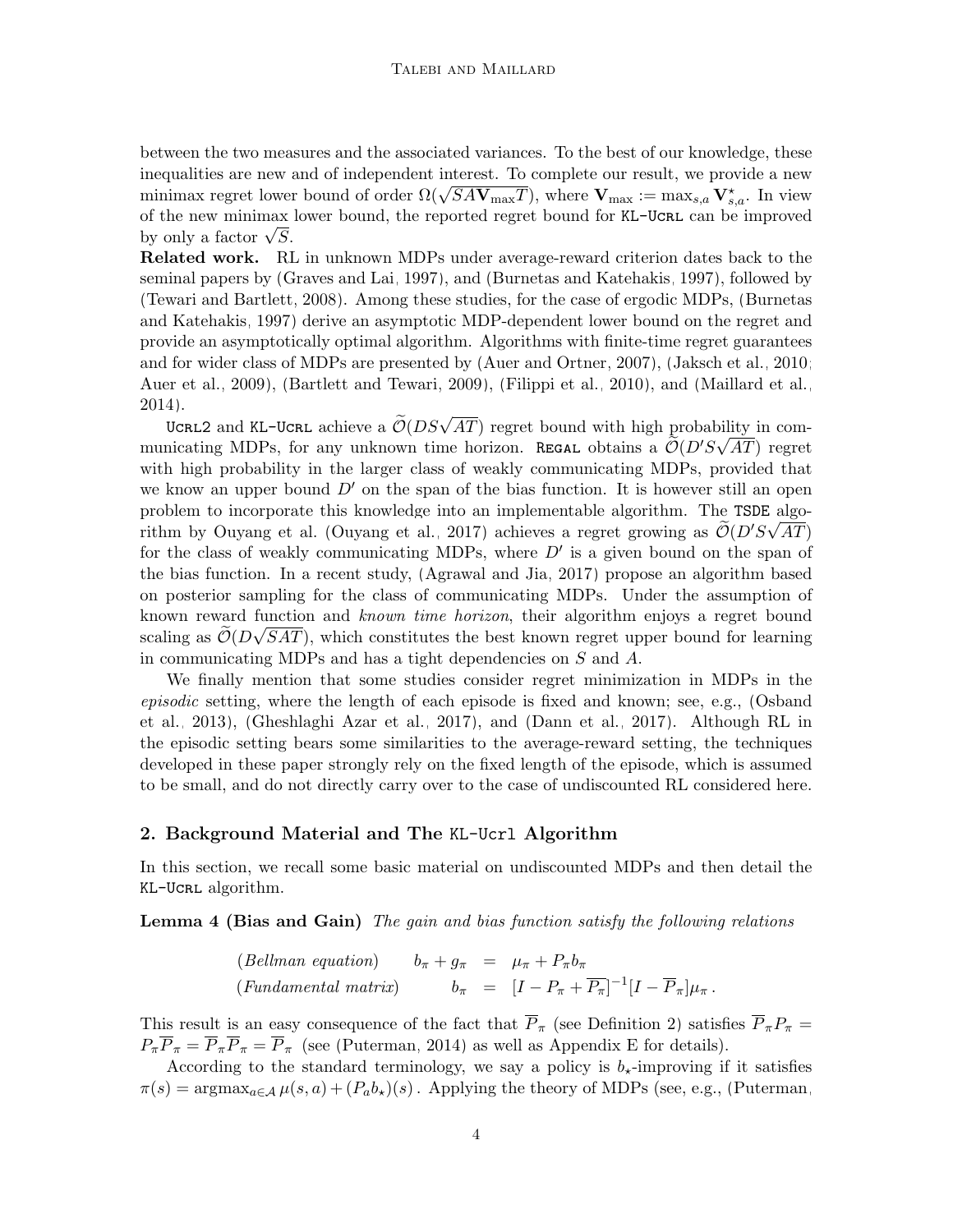between the two measures and the associated variances. To the best of our knowledge, these inequalities are new and of independent interest. To complete our result, we provide a new minimax regret lower bound of order $\Omega(\sqrt{SA\mathbf{V}_{\max}T})$, where $\mathbf{V}_{\max} := \max_{s,a}\mathbf{V}^\star_{s,a}$. In view of the new minimax lower bound, the reported regret bound for KL-Ucrl can be improved by only a factor $\sqrt{S}$.

**Related work.** RL in unknown MDPs under average-reward criterion dates back to the seminal papers by (Graves and Lai, 1997), and (Burnetas and Katehakis, 1997), followed by (Tewari and Bartlett, 2008). Among these studies, for the case of ergodic MDPs, (Burnetas and Katehakis, 1997) derive an asymptotic MDP-dependent lower bound on the regret and provide an asymptotically optimal algorithm. Algorithms with finite-time regret guarantees and for wider class of MDPs are presented by (Auer and Ortner, 2007), (Jaksch et al., 2010; Auer et al., 2009), (Bartlett and Tewari, 2009), (Filippi et al., 2010), and (Maillard et al., 2014).

Ucrl2 and KL-Ucrl achieve a $\widetilde{\mathcal{O}}(DS\sqrt{AT})$ regret bound with high probability in communicating MDPs, for any unknown time horizon. Regal obtains a $\widetilde{\mathcal{O}}(D'S\sqrt{AT})$ regret with high probability in the larger class of weakly communicating MDPs, provided that we know an upper bound $D'$ on the span of the bias function. It is however still an open problem to incorporate this knowledge into an implementable algorithm. The TSDE algorithm by Ouyang et al. (Ouyang et al., 2017) achieves a regret growing as $\widetilde{\mathcal{O}}(D'S\sqrt{AT})$ for the class of weakly communicating MDPs, where $D'$ is a given bound on the span of the bias function. In a recent study, (Agrawal and Jia, 2017) propose an algorithm based on posterior sampling for the class of communicating MDPs. Under the assumption of known reward function and *known time horizon*, their algorithm enjoys a regret bound scaling as $\widetilde{\mathcal{O}}(D\sqrt{SAT})$, which constitutes the best known regret upper bound for learning in communicating MDPs and has a tight dependencies on $S$ and $A$.

We finally mention that some studies consider regret minimization in MDPs in the *episodic* setting, where the length of each episode is fixed and known; see, e.g., (Osband et al., 2013), (Gheshlaghi Azar et al., 2017), and (Dann et al., 2017). Although RL in the episodic setting bears some similarities to the average-reward setting, the techniques developed in these paper strongly rely on the fixed length of the episode, which is assumed to be small, and do not directly carry over to the case of undiscounted RL considered here.

## 2. Background Material and The KL-Ucrl Algorithm

In this section, we recall some basic material on undiscounted MDPs and then detail the KL-Ucrl algorithm.

**Lemma 4 (Bias and Gain)** *The gain and bias function satisfy the following relations*

$$
\begin{aligned}
&(\textit{Bellman equation}) \qquad b_\pi + g_\pi &=& \mu_\pi + P_\pi b_\pi \\
&(\textit{Fundamental matrix}) \qquad b_\pi &=& [I - P_\pi + \overline{P_\pi}]^{-1}[I - \overline{P}_\pi]\mu_\pi\,.
\end{aligned}
$$

This result is an easy consequence of the fact that $\overline{P}_\pi$ (see Definition 2) satisfies $\overline{P}_\pi P_\pi = P_\pi \overline{P}_\pi = \overline{P}_\pi \overline{P}_\pi = \overline{P}_\pi$ (see (Puterman, 2014) as well as Appendix E for details).

According to the standard terminology, we say a policy is $b_\star$-improving if it satisfies $\pi(s) = \operatorname{argmax}_{a\in\mathcal{A}} \mu(s,a) + (P_a b_\star)(s)$. Applying the theory of MDPs (see, e.g., (Puterman,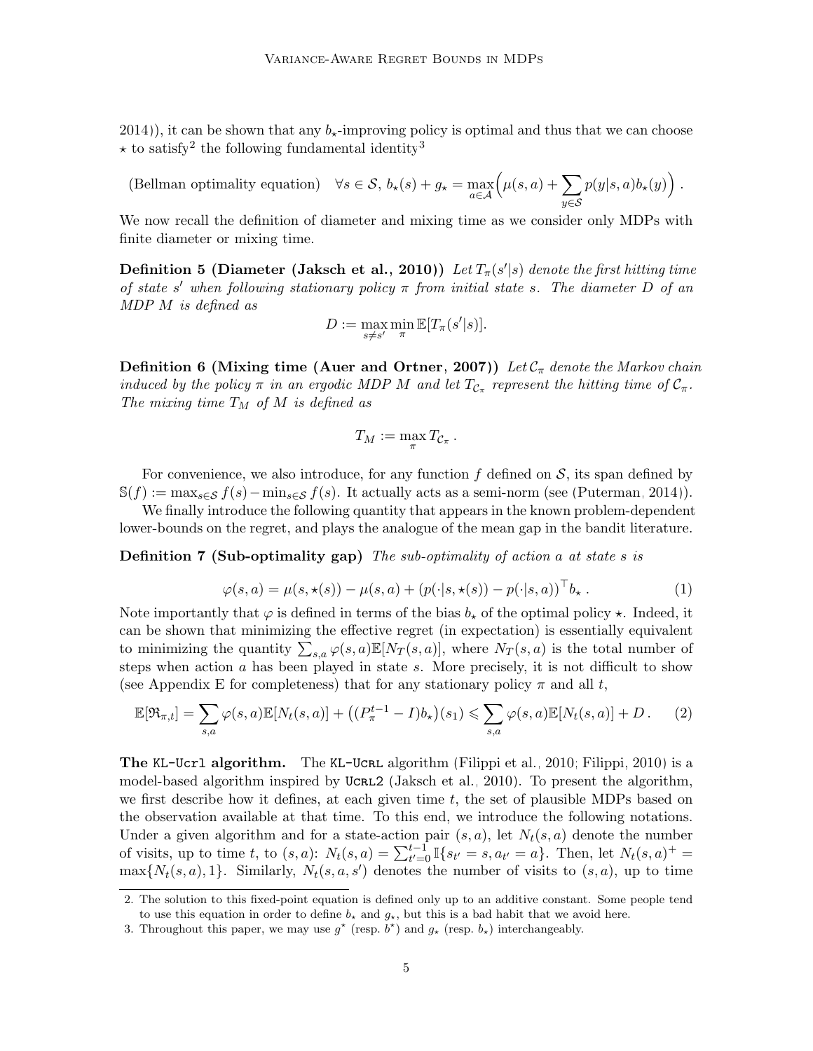2014)), it can be shown that any $b_\star$-improving policy is optimal and thus that we can choose $\star$ to satisfy[2] the following fundamental identity[3]

$$\text{(Bellman optimality equation)} \quad \forall s \in \mathcal{S},\ b_\star(s) + g_\star = \max_{a\in\mathcal{A}}\Big(\mu(s,a) + \sum_{y\in\mathcal{S}} p(y|s,a) b_\star(y)\Big)\,.$$

We now recall the definition of diameter and mixing time as we consider only MDPs with finite diameter or mixing time.

**Definition 5 (Diameter (Jaksch et al., 2010))** *Let $T_\pi(s'|s)$ denote the first hitting time of state $s'$ when following stationary policy $\pi$ from initial state $s$. The diameter $D$ of an MDP $M$ is defined as*

$$D := \max_{s\neq s'} \min_{\pi} \mathbb{E}[T_\pi(s'|s)].$$

**Definition 6 (Mixing time (Auer and Ortner, 2007))** *Let $\mathcal{C}_\pi$ denote the Markov chain induced by the policy $\pi$ in an ergodic MDP $M$ and let $T_{\mathcal{C}_\pi}$ represent the hitting time of $\mathcal{C}_\pi$. The mixing time $T_M$ of $M$ is defined as*

$$T_M := \max_\pi T_{\mathcal{C}_\pi}\,.$$

For convenience, we also introduce, for any function $f$ defined on $\mathcal{S}$, its span defined by $\mathbb{S}(f) := \max_{s\in\mathcal{S}} f(s) - \min_{s\in\mathcal{S}} f(s)$. It actually acts as a semi-norm (see (Puterman, 2014)).

We finally introduce the following quantity that appears in the known problem-dependent lower-bounds on the regret, and plays the analogue of the mean gap in the bandit literature.

**Definition 7 (Sub-optimality gap)** *The sub-optimality of action $a$ at state $s$ is*

$$\varphi(s,a) = \mu(s,\star(s)) - \mu(s,a) + \big(p(\cdot|s,\star(s)) - p(\cdot|s,a)\big)^\top b_\star\,. \tag{1}$$

Note importantly that $\varphi$ is defined in terms of the bias $b_\star$ of the optimal policy $\star$. Indeed, it can be shown that minimizing the effective regret (in expectation) is essentially equivalent to minimizing the quantity $\sum_{s,a}\varphi(s,a)\mathbb{E}[N_T(s,a)]$, where $N_T(s,a)$ is the total number of steps when action $a$ has been played in state $s$. More precisely, it is not difficult to show (see Appendix E for completeness) that for any stationary policy $\pi$ and all $t$,

$$\mathbb{E}[\mathfrak{R}_{\pi,t}] = \sum_{s,a}\varphi(s,a)\mathbb{E}[N_t(s,a)] + \big((P_\pi^{t-1} - I)b_\star\big)(s_1) \leqslant \sum_{s,a}\varphi(s,a)\mathbb{E}[N_t(s,a)] + D\,. \tag{2}$$

**The KL-Ucrl algorithm.** The KL-Ucrl algorithm (Filippi et al., 2010; Filippi, 2010) is a model-based algorithm inspired by Ucrl2 (Jaksch et al., 2010). To present the algorithm, we first describe how it defines, at each given time $t$, the set of plausible MDPs based on the observation available at that time. To this end, we introduce the following notations. Under a given algorithm and for a state-action pair $(s,a)$, let $N_t(s,a)$ denote the number of visits, up to time $t$, to $(s,a)$: $N_t(s,a) = \sum_{t'=0}^{t-1}\mathbb{I}\{s_{t'} = s, a_{t'} = a\}$. Then, let $N_t(s,a)^+ = \max\{N_t(s,a),1\}$. Similarly, $N_t(s,a,s')$ denotes the number of visits to $(s,a)$, up to time

2. The solution to this fixed-point equation is defined only up to an additive constant. Some people tend to use this equation in order to define $b_\star$ and $g_\star$, but this is a bad habit that we avoid here.

3. Throughout this paper, we may use $g^\star$ (resp. $b^\star$) and $g_\star$ (resp. $b_\star$) interchangeably.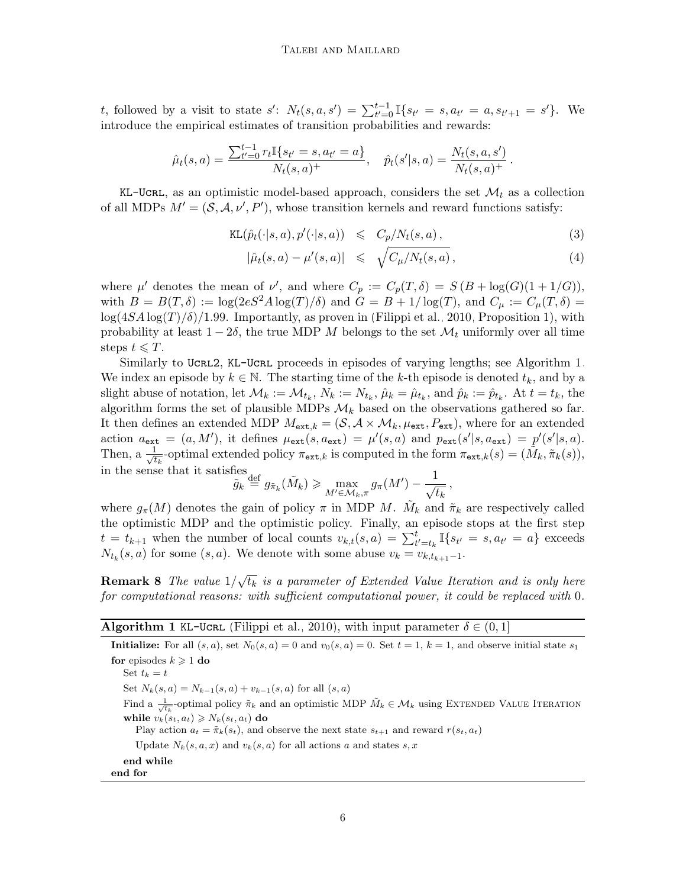$t$, followed by a visit to state $s'$: $N_t(s,a,s') = \sum_{t'=0}^{t-1} \mathbb{I}\{s_{t'} = s, a_{t'} = a, s_{t'+1} = s'\}$. We introduce the empirical estimates of transition probabilities and rewards:

$$\hat{\mu}_t(s,a) = \frac{\sum_{t'=0}^{t-1} r_t \mathbb{I}\{s_{t'} = s, a_{t'} = a\}}{N_t(s,a)^+}, \quad \hat{p}_t(s'|s,a) = \frac{N_t(s,a,s')}{N_t(s,a)^+}.$$

KL-Ucrl, as an optimistic model-based approach, considers the set $\mathcal{M}_t$ as a collection of all MDPs $M' = (\mathcal{S}, \mathcal{A}, \nu', P')$, whose transition kernels and reward functions satisfy:

$$\texttt{KL}(\hat{p}_t(\cdot|s,a), p'(\cdot|s,a)) \leqslant C_p/N_t(s,a), \tag{3}$$

$$|\hat{\mu}_t(s,a) - \mu'(s,a)| \leqslant \sqrt{C_\mu/N_t(s,a)}, \tag{4}$$

where $\mu'$ denotes the mean of $\nu'$, and where $C_p := C_p(T,\delta) = S\left(B + \log(G)(1+1/G)\right)$, with $B = B(T,\delta) := \log(2eS^2A\log(T)/\delta)$ and $G = B + 1/\log(T)$, and $C_\mu := C_\mu(T,\delta) = \log(4SA\log(T)/\delta)/1.99$. Importantly, as proven in (Filippi et al., 2010, Proposition 1), with probability at least $1-2\delta$, the true MDP $M$ belongs to the set $\mathcal{M}_t$ uniformly over all time steps $t \leqslant T$.

Similarly to Ucrl2, KL-Ucrl proceeds in episodes of varying lengths; see Algorithm 1. We index an episode by $k \in \mathbb{N}$. The starting time of the $k$-th episode is denoted $t_k$, and by a slight abuse of notation, let $\mathcal{M}_k := \mathcal{M}_{t_k}$, $N_k := N_{t_k}$, $\hat{\mu}_k = \hat{\mu}_{t_k}$, and $\hat{p}_k := \hat{p}_{t_k}$. At $t = t_k$, the algorithm forms the set of plausible MDPs $\mathcal{M}_k$ based on the observations gathered so far. It then defines an extended MDP $M_{\texttt{ext},k} = (\mathcal{S}, \mathcal{A} \times \mathcal{M}_k, \mu_{\texttt{ext}}, P_{\texttt{ext}})$, where for an extended action $a_{\texttt{ext}} = (a, M')$, it defines $\mu_{\texttt{ext}}(s, a_{\texttt{ext}}) = \mu'(s,a)$ and $p_{\texttt{ext}}(s'|s,a_{\texttt{ext}}) = p'(s'|s,a)$. Then, a $\frac{1}{\sqrt{t_k}}$-optimal extended policy $\pi_{\texttt{ext},k}$ is computed in the form $\pi_{\texttt{ext},k}(s) = (\tilde{M}_k, \tilde{\pi}_k(s))$, in the sense that it satisfies

$$\tilde{g}_k \stackrel{\text{def}}{=} g_{\tilde{\pi}_k}(\tilde{M}_k) \geqslant \max_{M' \in \mathcal{M}_k, \pi} g_\pi(M') - \frac{1}{\sqrt{t_k}},$$

where $g_\pi(M)$ denotes the gain of policy $\pi$ in MDP $M$. $\tilde{M}_k$ and $\tilde{\pi}_k$ are respectively called the optimistic MDP and the optimistic policy. Finally, an episode stops at the first step $t = t_{k+1}$ when the number of local counts $v_{k,t}(s,a) = \sum_{t'=t_k}^{t} \mathbb{I}\{s_{t'} = s, a_{t'} = a\}$ exceeds $N_{t_k}(s,a)$ for some $(s,a)$. We denote with some abuse $v_k = v_{k,t_{k+1}-1}$.

**Remark 8** *The value $1/\sqrt{t_k}$ is a parameter of Extended Value Iteration and is only here for computational reasons: with sufficient computational power, it could be replaced with 0.*

**Algorithm 1** KL-Ucrl (Filippi et al., 2010), with input parameter $\delta \in (0,1]$

```
Initialize: For all (s,a), set N_0(s,a) = 0 and v_0(s,a) = 0. Set t = 1, k = 1, and observe initial state s_1
for episodes k ⩾ 1 do
    Set t_k = t
    Set N_k(s,a) = N_{k-1}(s,a) + v_{k-1}(s,a) for all (s,a)
    Find a 1/√t_k-optimal policy π̃_k and an optimistic MDP M̃_k ∈ M_k using Extended Value Iteration
    while v_k(s_t, a_t) ⩾ N_k(s_t, a_t) do
        Play action a_t = π̃_k(s_t), and observe the next state s_{t+1} and reward r(s_t, a_t)
        Update N_k(s,a,x) and v_k(s,a) for all actions a and states s, x
    end while
end for
```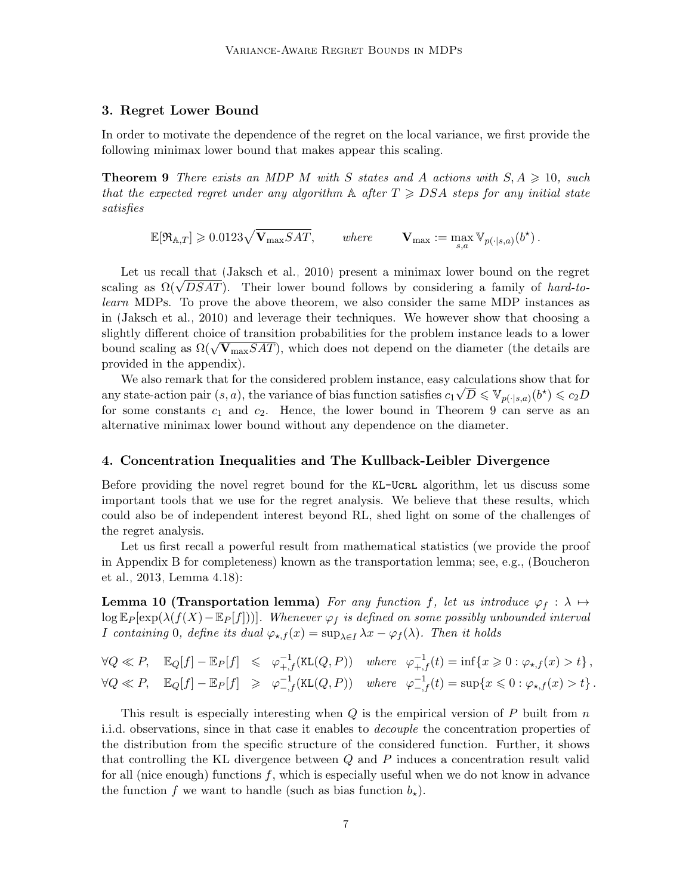## 3. Regret Lower Bound

In order to motivate the dependence of the regret on the local variance, we first provide the following minimax lower bound that makes appear this scaling.

**Theorem 9** *There exists an MDP $M$ with $S$ states and $A$ actions with $S, A \geqslant 10$, such that the expected regret under any algorithm $\mathbb{A}$ after $T \geqslant DSA$ steps for any initial state satisfies*

$$\mathbb{E}[\mathfrak{R}_{\mathbb{A},T}] \geqslant 0.0123\sqrt{\mathbf{V}_{\max} SAT}, \qquad \textit{where} \qquad \mathbf{V}_{\max} := \max_{s,a} \mathbb{V}_{p(\cdot|s,a)}(b^\star)\,.$$

Let us recall that (Jaksch et al., 2010) present a minimax lower bound on the regret scaling as $\Omega(\sqrt{DSAT})$. Their lower bound follows by considering a family of *hard-to-learn* MDPs. To prove the above theorem, we also consider the same MDP instances as in (Jaksch et al., 2010) and leverage their techniques. We however show that choosing a slightly different choice of transition probabilities for the problem instance leads to a lower bound scaling as $\Omega(\sqrt{\mathbf{V}_{\max} SAT})$, which does not depend on the diameter (the details are provided in the appendix).

We also remark that for the considered problem instance, easy calculations show that for any state-action pair $(s, a)$, the variance of bias function satisfies $c_1\sqrt{D} \leqslant \mathbb{V}_{p(\cdot|s,a)}(b^\star) \leqslant c_2 D$ for some constants $c_1$ and $c_2$. Hence, the lower bound in Theorem 9 can serve as an alternative minimax lower bound without any dependence on the diameter.

## 4. Concentration Inequalities and The Kullback-Leibler Divergence

Before providing the novel regret bound for the KL-Ucrl algorithm, let us discuss some important tools that we use for the regret analysis. We believe that these results, which could also be of independent interest beyond RL, shed light on some of the challenges of the regret analysis.

Let us first recall a powerful result from mathematical statistics (we provide the proof in Appendix B for completeness) known as the transportation lemma; see, e.g., (Boucheron et al., 2013, Lemma 4.18):

**Lemma 10 (Transportation lemma)** *For any function $f$, let us introduce $\varphi_f : \lambda \mapsto \log \mathbb{E}_P[\exp(\lambda(f(X) - \mathbb{E}_P[f]))]$. Whenever $\varphi_f$ is defined on some possibly unbounded interval $I$ containing $0$, define its dual $\varphi_{\star,f}(x) = \sup_{\lambda \in I} \lambda x - \varphi_f(\lambda)$. Then it holds*

$$\forall Q \ll P, \quad \mathbb{E}_Q[f] - \mathbb{E}_P[f] \leqslant \varphi_{+,f}^{-1}(\texttt{KL}(Q,P)) \quad \textit{where} \quad \varphi_{+,f}^{-1}(t) = \inf\{x \geqslant 0 : \varphi_{\star,f}(x) > t\}\,,$$

$$\forall Q \ll P, \quad \mathbb{E}_Q[f] - \mathbb{E}_P[f] \geqslant \varphi_{-,f}^{-1}(\texttt{KL}(Q,P)) \quad \textit{where} \quad \varphi_{-,f}^{-1}(t) = \sup\{x \leqslant 0 : \varphi_{\star,f}(x) > t\}\,.$$

This result is especially interesting when $Q$ is the empirical version of $P$ built from $n$ i.i.d. observations, since in that case it enables to *decouple* the concentration properties of the distribution from the specific structure of the considered function. Further, it shows that controlling the KL divergence between $Q$ and $P$ induces a concentration result valid for all (nice enough) functions $f$, which is especially useful when we do not know in advance the function $f$ we want to handle (such as bias function $b_\star$).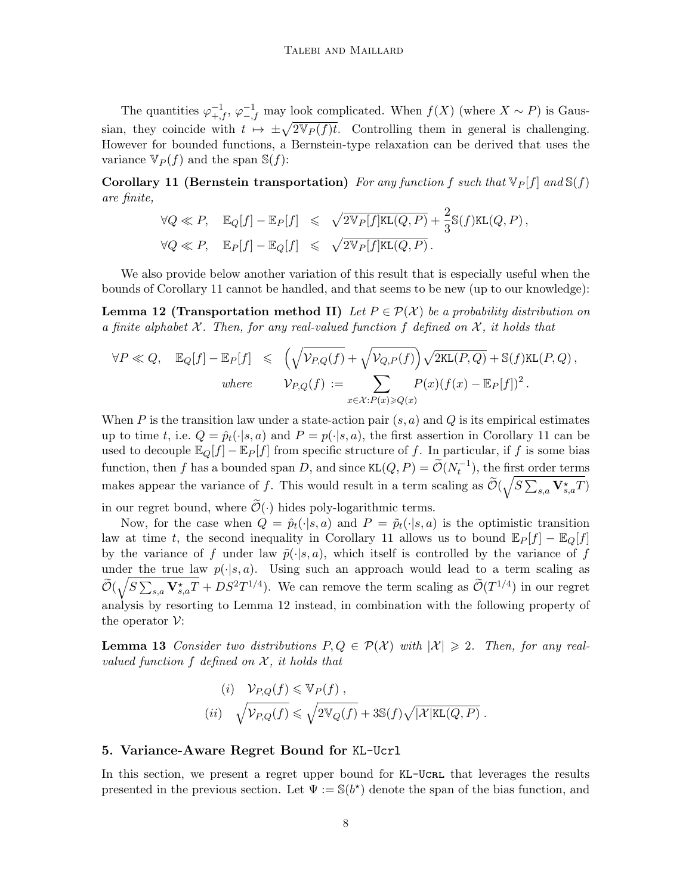The quantities $\varphi_{+,f}^{-1}$, $\varphi_{-,f}^{-1}$ may look complicated. When $f(X)$ (where $X \sim P$) is Gaussian, they coincide with $t \mapsto \pm\sqrt{2\mathbb{V}_P(f)t}$. Controlling them in general is challenging. However for bounded functions, a Bernstein-type relaxation can be derived that uses the variance $\mathbb{V}_P(f)$ and the span $\mathbb{S}(f)$:

**Corollary 11 (Bernstein transportation)** *For any function $f$ such that $\mathbb{V}_P[f]$ and $\mathbb{S}(f)$ are finite,*

$$
\begin{aligned}
\forall Q \ll P, \quad \mathbb{E}_Q[f] - \mathbb{E}_P[f] \quad &\leqslant \quad \sqrt{2\mathbb{V}_P[f]\mathtt{KL}(Q,P)} + \frac{2}{3}\mathbb{S}(f)\mathtt{KL}(Q,P)\,, \\
\forall Q \ll P, \quad \mathbb{E}_P[f] - \mathbb{E}_Q[f] \quad &\leqslant \quad \sqrt{2\mathbb{V}_P[f]\mathtt{KL}(Q,P)}\,.
\end{aligned}
$$

We also provide below another variation of this result that is especially useful when the bounds of Corollary 11 cannot be handled, and that seems to be new (up to our knowledge):

**Lemma 12 (Transportation method II)** *Let $P \in \mathcal{P}(\mathcal{X})$ be a probability distribution on a finite alphabet $\mathcal{X}$. Then, for any real-valued function $f$ defined on $\mathcal{X}$, it holds that*

$$
\forall P \ll Q, \quad \mathbb{E}_Q[f] - \mathbb{E}_P[f] \quad \leqslant \quad \left(\sqrt{\mathcal{V}_{P,Q}(f)} + \sqrt{\mathcal{V}_{Q,P}(f)}\right)\sqrt{2\mathtt{KL}(P,Q)} + \mathbb{S}(f)\mathtt{KL}(P,Q)\,,
$$
$$
\text{where} \qquad \mathcal{V}_{P,Q}(f) := \sum_{x\in\mathcal{X}:P(x)\geqslant Q(x)} P(x)(f(x) - \mathbb{E}_P[f])^2\,.
$$

When $P$ is the transition law under a state-action pair $(s,a)$ and $Q$ is its empirical estimates up to time $t$, i.e. $Q = \hat{p}_t(\cdot|s,a)$ and $P = p(\cdot|s,a)$, the first assertion in Corollary 11 can be used to decouple $\mathbb{E}_Q[f] - \mathbb{E}_P[f]$ from specific structure of $f$. In particular, if $f$ is some bias function, then $f$ has a bounded span $D$, and since $\mathtt{KL}(Q,P) = \widetilde{\mathcal{O}}(N_t^{-1})$, the first order terms makes appear the variance of $f$. This would result in a term scaling as $\widetilde{\mathcal{O}}(\sqrt{S\sum_{s,a}\mathbf{V}^\star_{s,a}T})$ in our regret bound, where $\widetilde{\mathcal{O}}(\cdot)$ hides poly-logarithmic terms.

Now, for the case when $Q = \hat{p}_t(\cdot|s,a)$ and $P = \tilde{p}_t(\cdot|s,a)$ is the optimistic transition law at time $t$, the second inequality in Corollary 11 allows us to bound $\mathbb{E}_P[f] - \mathbb{E}_Q[f]$ by the variance of $f$ under law $\tilde{p}(\cdot|s,a)$, which itself is controlled by the variance of $f$ under the true law $p(\cdot|s,a)$. Using such an approach would lead to a term scaling as $\widetilde{\mathcal{O}}(\sqrt{S\sum_{s,a}\mathbf{V}^\star_{s,a}T} + DS^2T^{1/4})$. We can remove the term scaling as $\widetilde{\mathcal{O}}(T^{1/4})$ in our regret analysis by resorting to Lemma 12 instead, in combination with the following property of the operator $\mathcal{V}$:

**Lemma 13** *Consider two distributions $P, Q \in \mathcal{P}(\mathcal{X})$ with $|\mathcal{X}| \geqslant 2$. Then, for any real-valued function $f$ defined on $\mathcal{X}$, it holds that*

$$
\begin{aligned}
&(i) \quad \mathcal{V}_{P,Q}(f) \leqslant \mathbb{V}_P(f)\,, \\
&(ii) \quad \sqrt{\mathcal{V}_{P,Q}(f)} \leqslant \sqrt{2\mathbb{V}_Q(f)} + 3\mathbb{S}(f)\sqrt{|\mathcal{X}|\mathtt{KL}(Q,P)}\,.
\end{aligned}
$$

## 5. Variance-Aware Regret Bound for KL-Ucrl

In this section, we present a regret upper bound for KL-Ucrl that leverages the results presented in the previous section. Let $\Psi := \mathbb{S}(b^\star)$ denote the span of the bias function, and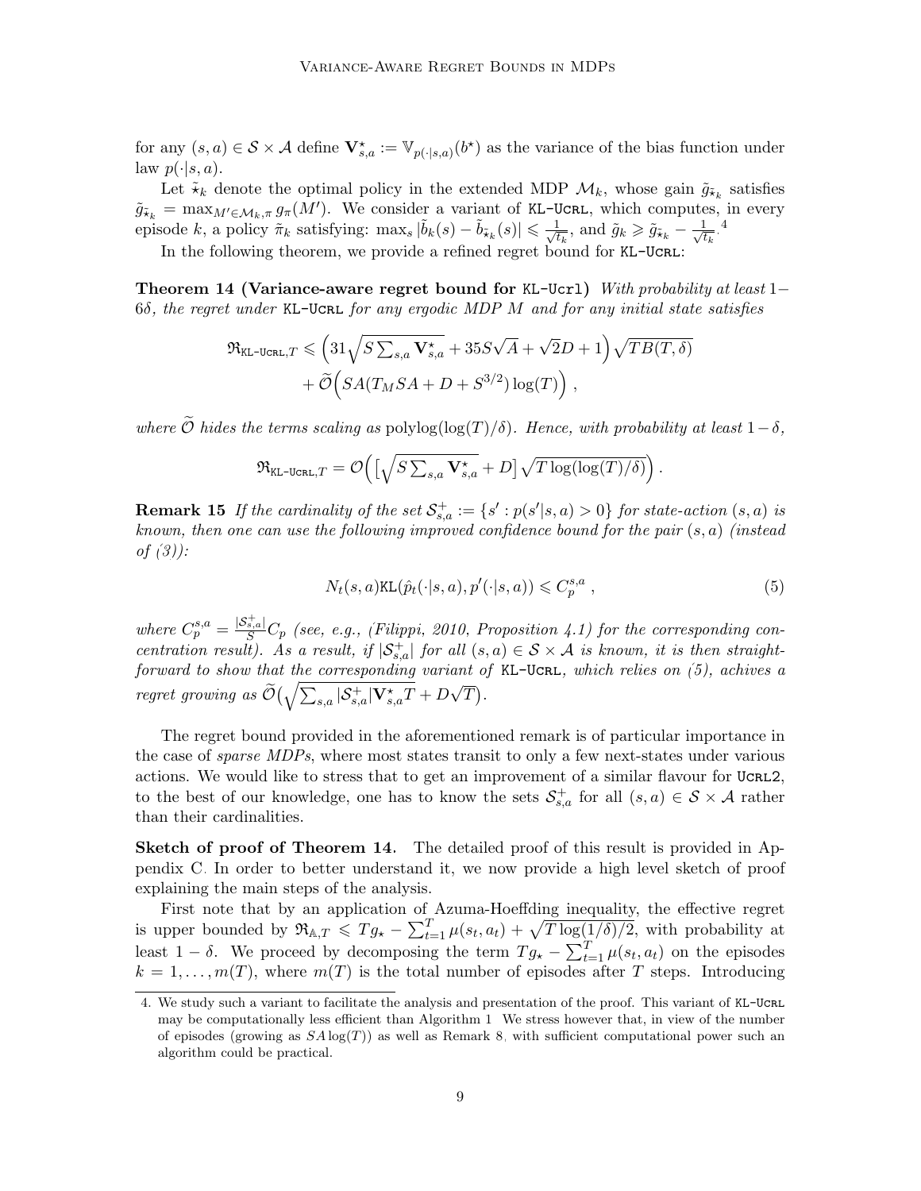for any $(s,a) \in \mathcal{S} \times \mathcal{A}$ define $\mathbf{V}^\star_{s,a} := \mathbb{V}_{p(\cdot|s,a)}(b^\star)$ as the variance of the bias function under law $p(\cdot|s,a)$.

Let $\tilde{\star}_k$ denote the optimal policy in the extended MDP $\mathcal{M}_k$, whose gain $\tilde{g}_{\tilde{\star}_k}$ satisfies $\tilde{g}_{\tilde{\star}_k} = \max_{M' \in \mathcal{M}_k, \pi} g_\pi(M')$. We consider a variant of KL-Ucrl, which computes, in every episode $k$, a policy $\tilde{\pi}_k$ satisfying: $\max_s |\tilde{b}_k(s) - \tilde{b}_{\tilde{\star}_k}(s)| \leqslant \frac{1}{\sqrt{t_k}}$, and $\tilde{g}_k \geqslant \tilde{g}_{\tilde{\star}_k} - \frac{1}{\sqrt{t_k}}$.[4]

In the following theorem, we provide a refined regret bound for KL-Ucrl:

**Theorem 14 (Variance-aware regret bound for KL-Ucrl)** *With probability at least $1-6\delta$, the regret under KL-Ucrl for any ergodic MDP $M$ and for any initial state satisfies*

$$
\mathfrak{R}_{\texttt{KL-UCRL},T} \leqslant \Big(31\sqrt{S\textstyle\sum_{s,a}\mathbf{V}^\star_{s,a}} + 35S\sqrt{A} + \sqrt{2}D + 1\Big)\sqrt{TB(T,\delta)} + \widetilde{\mathcal{O}}\Big(SA(T_M SA + D + S^{3/2})\log(T)\Big)\,,
$$

*where $\widetilde{\mathcal{O}}$ hides the terms scaling as $\mathrm{polylog}(\log(T)/\delta)$. Hence, with probability at least $1-\delta$,*

$$
\mathfrak{R}_{\texttt{KL-UCRL},T} = \mathcal{O}\Big(\big[\sqrt{S\textstyle\sum_{s,a}\mathbf{V}^\star_{s,a}} + D\big]\sqrt{T\log(\log(T)/\delta)}\Big)\,.
$$

**Remark 15** *If the cardinality of the set $\mathcal{S}^+_{s,a} := \{s' : p(s'|s,a) > 0\}$ for state-action $(s,a)$ is known, then one can use the following improved confidence bound for the pair $(s,a)$ (instead of (3)):*

$$
N_t(s,a)\mathtt{KL}(\hat{p}_t(\cdot|s,a), p'(\cdot|s,a)) \leqslant C_p^{s,a}\,, \tag{5}
$$

*where $C_p^{s,a} = \frac{|\mathcal{S}^+_{s,a}|}{S}C_p$ (see, e.g., (Filippi, 2010, Proposition 4.1) for the corresponding concentration result). As a result, if $|\mathcal{S}^+_{s,a}|$ for all $(s,a) \in \mathcal{S}\times\mathcal{A}$ is known, it is then straightforward to show that the corresponding variant of KL-Ucrl, which relies on (5), achives a regret growing as $\widetilde{\mathcal{O}}\big(\sqrt{\sum_{s,a}|\mathcal{S}^+_{s,a}|\mathbf{V}^\star_{s,a}T} + D\sqrt{T}\big)$.*

The regret bound provided in the aforementioned remark is of particular importance in the case of *sparse MDPs*, where most states transit to only a few next-states under various actions. We would like to stress that to get an improvement of a similar flavour for Ucrl2, to the best of our knowledge, one has to know the sets $\mathcal{S}^+_{s,a}$ for all $(s,a) \in \mathcal{S}\times\mathcal{A}$ rather than their cardinalities.

**Sketch of proof of Theorem 14.** The detailed proof of this result is provided in Appendix C. In order to better understand it, we now provide a high level sketch of proof explaining the main steps of the analysis.

First note that by an application of Azuma-Hoeffding inequality, the effective regret is upper bounded by $\mathfrak{R}_{\mathbb{A},T} \leqslant Tg_\star - \sum_{t=1}^T \mu(s_t,a_t) + \sqrt{T\log(1/\delta)/2}$, with probability at least $1-\delta$. We proceed by decomposing the term $Tg_\star - \sum_{t=1}^T \mu(s_t,a_t)$ on the episodes $k = 1,\dots,m(T)$, where $m(T)$ is the total number of episodes after $T$ steps. Introducing

---

4. We study such a variant to facilitate the analysis and presentation of the proof. This variant of KL-Ucrl may be computationally less efficient than Algorithm 1. We stress however that, in view of the number of episodes (growing as $SA\log(T)$) as well as Remark 8, with sufficient computational power such an algorithm could be practical.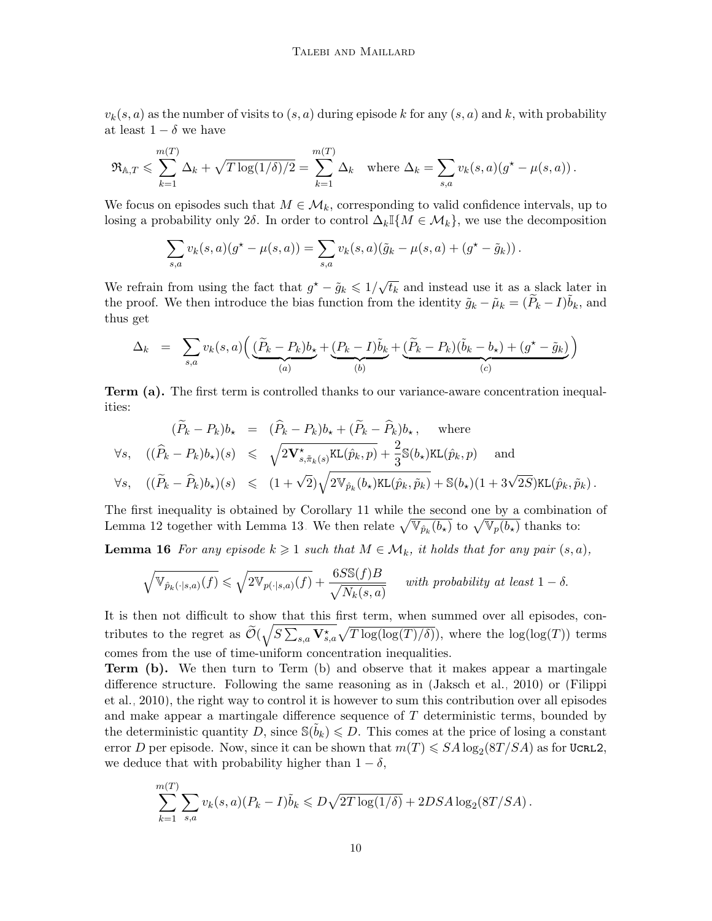$v_k(s,a)$ as the number of visits to $(s,a)$ during episode $k$ for any $(s,a)$ and $k$, with probability at least $1-\delta$ we have

$$\mathfrak{R}_{\mathbb{A},T} \leqslant \sum_{k=1}^{m(T)} \Delta_k + \sqrt{T\log(1/\delta)/2} = \sum_{k=1}^{m(T)} \Delta_k \quad \text{where } \Delta_k = \sum_{s,a} v_k(s,a)(g^\star - \mu(s,a))\,.$$

We focus on episodes such that $M \in \mathcal{M}_k$, corresponding to valid confidence intervals, up to losing a probability only $2\delta$. In order to control $\Delta_k \mathbb{I}\{M \in \mathcal{M}_k\}$, we use the decomposition

$$\sum_{s,a} v_k(s,a)(g^\star - \mu(s,a)) = \sum_{s,a} v_k(s,a)(\tilde{g}_k - \mu(s,a) + (g^\star - \tilde{g}_k))\,.$$

We refrain from using the fact that $g^\star - \tilde{g}_k \leqslant 1/\sqrt{t_k}$ and instead use it as a slack later in the proof. We then introduce the bias function from the identity $\tilde{g}_k - \tilde{\mu}_k = (\widetilde{P}_k - I)\tilde{b}_k$, and thus get

$$\Delta_k \;=\; \sum_{s,a} v_k(s,a)\Big(\underbrace{(\widetilde{P}_k - P_k)b_\star}_{(a)} + \underbrace{(P_k - I)\tilde{b}_k}_{(b)} + \underbrace{(\widetilde{P}_k - P_k)(\tilde{b}_k - b_\star) + (g^\star - \tilde{g}_k)}_{(c)}\Big)$$

**Term (a).** The first term is controlled thanks to our variance-aware concentration inequalities:

$$\begin{aligned}
(\widetilde{P}_k - P_k)b_\star &= (\widehat{P}_k - P_k)b_\star + (\widetilde{P}_k - \widehat{P}_k)b_\star\,, \quad \text{where}\\
\forall s, \quad ((\widehat{P}_k - P_k)b_\star)(s) &\leqslant \sqrt{2\mathbf{V}^\star_{s,\tilde{\pi}_k(s)}\mathtt{KL}(\hat{p}_k, p)} + \frac{2}{3}\mathbb{S}(b_\star)\mathtt{KL}(\hat{p}_k, p) \quad \text{and}\\
\forall s, \quad ((\widetilde{P}_k - \widehat{P}_k)b_\star)(s) &\leqslant (1+\sqrt{2})\sqrt{2\mathbb{V}_{\hat{p}_k}(b_\star)\mathtt{KL}(\hat{p}_k, \tilde{p}_k)} + \mathbb{S}(b_\star)(1+3\sqrt{2S})\mathtt{KL}(\hat{p}_k, \tilde{p}_k)\,.
\end{aligned}$$

The first inequality is obtained by Corollary 11 while the second one by a combination of Lemma 12 together with Lemma 13. We then relate $\sqrt{\mathbb{V}_{\hat{p}_k}(b_\star)}$ to $\sqrt{\mathbb{V}_p(b_\star)}$ thanks to:

**Lemma 16** *For any episode $k \geqslant 1$ such that $M \in \mathcal{M}_k$, it holds that for any pair $(s,a)$,*

$$\sqrt{\mathbb{V}_{\hat{p}_k(\cdot|s,a)}(f)} \leqslant \sqrt{2\mathbb{V}_{p(\cdot|s,a)}(f)} + \frac{6S\mathbb{S}(f)B}{\sqrt{N_k(s,a)}} \quad \textit{with probability at least } 1-\delta.$$

It is then not difficult to show that this first term, when summed over all episodes, contributes to the regret as $\widetilde{\mathcal{O}}(\sqrt{S\sum_{s,a}\mathbf{V}^\star_{s,a}}\sqrt{T\log(\log(T)/\delta)})$, where the $\log(\log(T))$ terms comes from the use of time-uniform concentration inequalities.

**Term (b).** We then turn to Term (b) and observe that it makes appear a martingale difference structure. Following the same reasoning as in (Jaksch et al., 2010) or (Filippi et al., 2010), the right way to control it is however to sum this contribution over all episodes and make appear a martingale difference sequence of $T$ deterministic terms, bounded by the deterministic quantity $D$, since $\mathbb{S}(\tilde{b}_k) \leqslant D$. This comes at the price of losing a constant error $D$ per episode. Now, since it can be shown that $m(T) \leqslant SA\log_2(8T/SA)$ as for UCRL2, we deduce that with probability higher than $1-\delta$,

$$\sum_{k=1}^{m(T)} \sum_{s,a} v_k(s,a)(P_k - I)\tilde{b}_k \leqslant D\sqrt{2T\log(1/\delta)} + 2DSA\log_2(8T/SA)\,.$$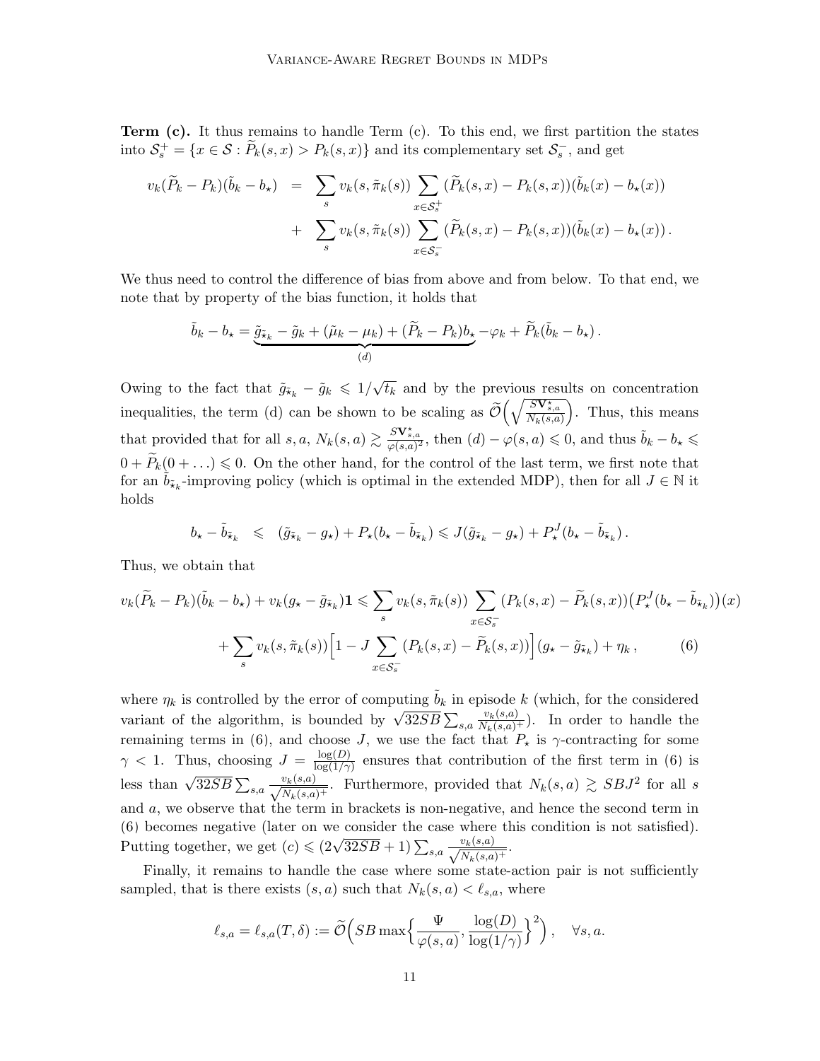**Term (c).** It thus remains to handle Term (c). To this end, we first partition the states into $\mathcal{S}_s^+ = \{x \in \mathcal{S} : \widetilde{P}_k(s,x) > P_k(s,x)\}$ and its complementary set $\mathcal{S}_s^-$, and get

$$
\begin{aligned}
v_k(\widetilde{P}_k - P_k)(\tilde{b}_k - b_\star) &= \sum_s v_k(s, \tilde{\pi}_k(s)) \sum_{x \in \mathcal{S}_s^+} (\widetilde{P}_k(s,x) - P_k(s,x))(\tilde{b}_k(x) - b_\star(x)) \\
&+ \sum_s v_k(s, \tilde{\pi}_k(s)) \sum_{x \in \mathcal{S}_s^-} (\widetilde{P}_k(s,x) - P_k(s,x))(\tilde{b}_k(x) - b_\star(x)) \,.
\end{aligned}
$$

We thus need to control the difference of bias from above and from below. To that end, we note that by property of the bias function, it holds that

$$
\tilde{b}_k - b_\star = \underbrace{\tilde{g}_{\tilde{\star}_k} - \tilde{g}_k + (\tilde{\mu}_k - \mu_k) + (\widetilde{P}_k - P_k)b_\star}_{(d)} - \varphi_k + \widetilde{P}_k(\tilde{b}_k - b_\star) \,.
$$

Owing to the fact that $\tilde{g}_{\tilde{\star}_k} - \tilde{g}_k \leqslant 1/\sqrt{t_k}$ and by the previous results on concentration inequalities, the term (d) can be shown to be scaling as $\widetilde{\mathcal{O}}\Big(\sqrt{\frac{S\mathbf{V}^\star_{s,a}}{N_k(s,a)}}\Big)$. Thus, this means that provided that for all $s,a$, $N_k(s,a) \gtrsim \frac{S\mathbf{V}^\star_{s,a}}{\varphi(s,a)^2}$, then $(d) - \varphi(s,a) \leqslant 0$, and thus $\tilde{b}_k - b_\star \leqslant 0 + \widetilde{P}_k(0 + \dots) \leqslant 0$. On the other hand, for the control of the last term, we first note that for an $\tilde{b}_{\tilde{\star}_k}$-improving policy (which is optimal in the extended MDP), then for all $J \in \mathbb{N}$ it holds

$$
b_\star - \tilde{b}_{\tilde{\star}_k} \leqslant (\tilde{g}_{\tilde{\star}_k} - g_\star) + P_\star(b_\star - \tilde{b}_{\tilde{\star}_k}) \leqslant J(\tilde{g}_{\tilde{\star}_k} - g_\star) + P_\star^J(b_\star - \tilde{b}_{\tilde{\star}_k}) \,.
$$

Thus, we obtain that

$$
\begin{aligned}
v_k(\widetilde{P}_k - P_k)(\tilde{b}_k - b_\star) + v_k(g_\star - \tilde{g}_{\tilde{\star}_k})\mathbf{1} &\leqslant \sum_s v_k(s, \tilde{\pi}_k(s)) \sum_{x \in \mathcal{S}_s^-} (P_k(s,x) - \widetilde{P}_k(s,x))\big(P_\star^J(b_\star - \tilde{b}_{\tilde{\star}_k})\big)(x) \\
&+ \sum_s v_k(s, \tilde{\pi}_k(s)) \Big[1 - J \sum_{x \in \mathcal{S}_s^-} (P_k(s,x) - \widetilde{P}_k(s,x))\Big](g_\star - \tilde{g}_{\tilde{\star}_k}) + \eta_k \,, \qquad (6)
\end{aligned}
$$

where $\eta_k$ is controlled by the error of computing $\tilde{b}_k$ in episode $k$ (which, for the considered variant of the algorithm, is bounded by $\sqrt{32SB}\sum_{s,a} \frac{v_k(s,a)}{N_k(s,a)^+}$). In order to handle the remaining terms in (6), and choose $J$, we use the fact that $P_\star$ is $\gamma$-contracting for some $\gamma < 1$. Thus, choosing $J = \frac{\log(D)}{\log(1/\gamma)}$ ensures that contribution of the first term in (6) is less than $\sqrt{32SB}\sum_{s,a} \frac{v_k(s,a)}{\sqrt{N_k(s,a)^+}}$. Furthermore, provided that $N_k(s,a) \gtrsim SBJ^2$ for all $s$ and $a$, we observe that the term in brackets is non-negative, and hence the second term in (6) becomes negative (later on we consider the case where this condition is not satisfied). Putting together, we get $(c) \leqslant (2\sqrt{32SB} + 1)\sum_{s,a} \frac{v_k(s,a)}{\sqrt{N_k(s,a)^+}}$.

Finally, it remains to handle the case where some state-action pair is not sufficiently sampled, that is there exists $(s,a)$ such that $N_k(s,a) < \ell_{s,a}$, where

$$
\ell_{s,a} = \ell_{s,a}(T, \delta) := \widetilde{\mathcal{O}}\Big(SB \max\Big\{\frac{\Psi}{\varphi(s,a)}, \frac{\log(D)}{\log(1/\gamma)}\Big\}^2\Big) \,, \quad \forall s, a.
$$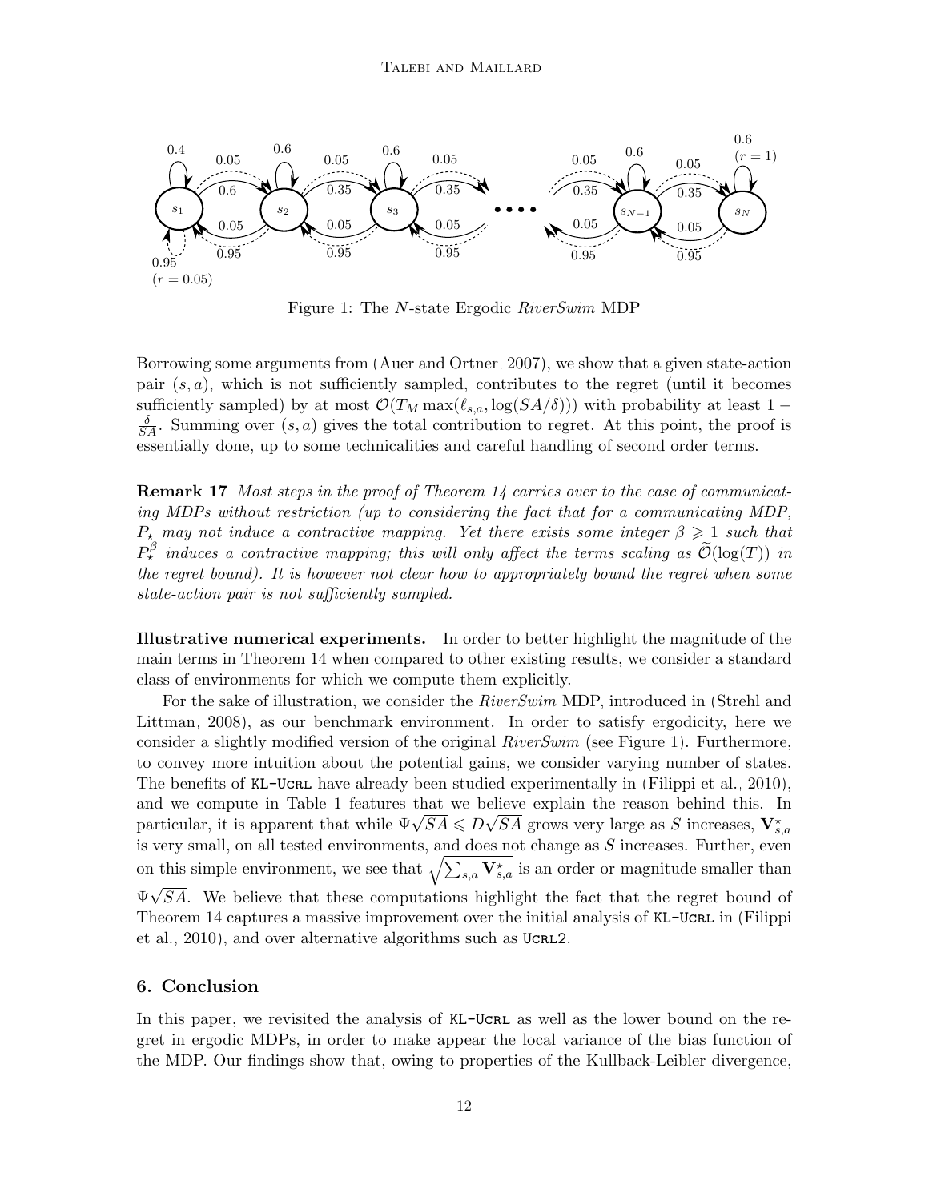Figure 1: The $N$-state Ergodic *RiverSwim* MDP

Borrowing some arguments from (Auer and Ortner, 2007), we show that a given state-action pair $(s, a)$, which is not sufficiently sampled, contributes to the regret (until it becomes sufficiently sampled) by at most $\mathcal{O}(T_M \max(\ell_{s,a}, \log(SA/\delta)))$ with probability at least $1 - \frac{\delta}{SA}$. Summing over $(s, a)$ gives the total contribution to regret. At this point, the proof is essentially done, up to some technicalities and careful handling of second order terms.

**Remark 17** *Most steps in the proof of Theorem 14 carries over to the case of communicating MDPs without restriction (up to considering the fact that for a communicating MDP, $P_\star$ may not induce a contractive mapping. Yet there exists some integer $\beta \geqslant 1$ such that $P_\star^\beta$ induces a contractive mapping; this will only affect the terms scaling as $\widetilde{\mathcal{O}}(\log(T))$ in the regret bound). It is however not clear how to appropriately bound the regret when some state-action pair is not sufficiently sampled.*

**Illustrative numerical experiments.** In order to better highlight the magnitude of the main terms in Theorem 14 when compared to other existing results, we consider a standard class of environments for which we compute them explicitly.

For the sake of illustration, we consider the *RiverSwim* MDP, introduced in (Strehl and Littman, 2008), as our benchmark environment. In order to satisfy ergodicity, here we consider a slightly modified version of the original *RiverSwim* (see Figure 1). Furthermore, to convey more intuition about the potential gains, we consider varying number of states. The benefits of KL-Ucrl have already been studied experimentally in (Filippi et al., 2010), and we compute in Table 1 features that we believe explain the reason behind this. In particular, it is apparent that while $\Psi\sqrt{SA} \leqslant D\sqrt{SA}$ grows very large as $S$ increases, $\mathbf{V}^\star_{s,a}$ is very small, on all tested environments, and does not change as $S$ increases. Further, even on this simple environment, we see that $\sqrt{\sum_{s,a} \mathbf{V}^\star_{s,a}}$ is an order or magnitude smaller than $\Psi\sqrt{SA}$. We believe that these computations highlight the fact that the regret bound of Theorem 14 captures a massive improvement over the initial analysis of KL-Ucrl in (Filippi et al., 2010), and over alternative algorithms such as Ucrl2.

## 6. Conclusion

In this paper, we revisited the analysis of KL-Ucrl as well as the lower bound on the regret in ergodic MDPs, in order to make appear the local variance of the bias function of the MDP. Our findings show that, owing to properties of the Kullback-Leibler divergence,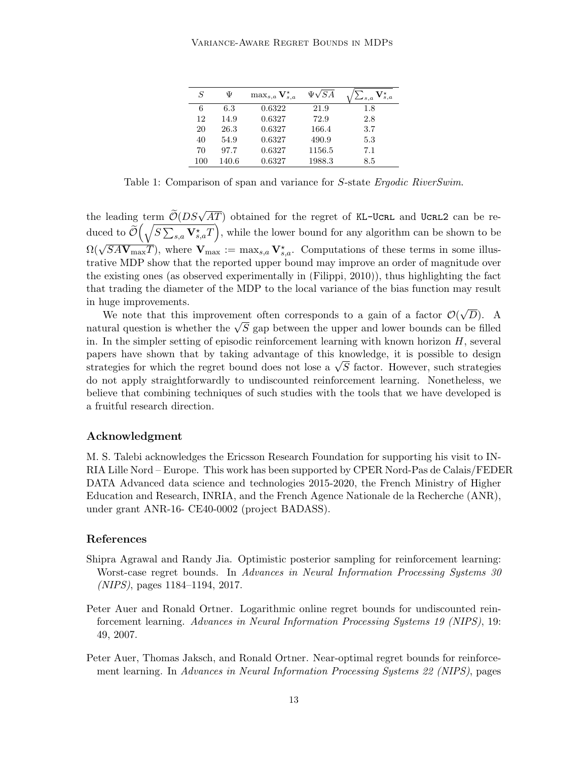| $S$ | $\Psi$ | $\max_{s,a} \mathbf{V}^\star_{s,a}$ | $\Psi\sqrt{SA}$ | $\sqrt{\sum_{s,a} \mathbf{V}^\star_{s,a}}$ |
|---|---|---|---|---|
| 6 | 6.3 | 0.6322 | 21.9 | 1.8 |
| 12 | 14.9 | 0.6327 | 72.9 | 2.8 |
| 20 | 26.3 | 0.6327 | 166.4 | 3.7 |
| 40 | 54.9 | 0.6327 | 490.9 | 5.3 |
| 70 | 97.7 | 0.6327 | 1156.5 | 7.1 |
| 100 | 140.6 | 0.6327 | 1988.3 | 8.5 |

Table 1: Comparison of span and variance for $S$-state *Ergodic RiverSwim*.

the leading term $\widetilde{\mathcal{O}}(DS\sqrt{AT})$ obtained for the regret of KL-Ucrl and Ucrl2 can be reduced to $\widetilde{\mathcal{O}}\Big(\sqrt{S\sum_{s,a}\mathbf{V}^\star_{s,a}T}\Big)$, while the lower bound for any algorithm can be shown to be $\Omega(\sqrt{SA\mathbf{V}_{\max}T})$, where $\mathbf{V}_{\max} := \max_{s,a}\mathbf{V}^\star_{s,a}$. Computations of these terms in some illustrative MDP show that the reported upper bound may improve an order of magnitude over the existing ones (as observed experimentally in (Filippi, 2010)), thus highlighting the fact that trading the diameter of the MDP to the local variance of the bias function may result in huge improvements.

We note that this improvement often corresponds to a gain of a factor $\mathcal{O}(\sqrt{D})$. A natural question is whether the $\sqrt{S}$ gap between the upper and lower bounds can be filled in. In the simpler setting of episodic reinforcement learning with known horizon $H$, several papers have shown that by taking advantage of this knowledge, it is possible to design strategies for which the regret bound does not lose a $\sqrt{S}$ factor. However, such strategies do not apply straightforwardly to undiscounted reinforcement learning. Nonetheless, we believe that combining techniques of such studies with the tools that we have developed is a fruitful research direction.

## Acknowledgment

M. S. Talebi acknowledges the Ericsson Research Foundation for supporting his visit to INRIA Lille Nord – Europe. This work has been supported by CPER Nord-Pas de Calais/FEDER DATA Advanced data science and technologies 2015-2020, the French Ministry of Higher Education and Research, INRIA, and the French Agence Nationale de la Recherche (ANR), under grant ANR-16- CE40-0002 (project BADASS).

## References

Shipra Agrawal and Randy Jia. Optimistic posterior sampling for reinforcement learning: Worst-case regret bounds. In *Advances in Neural Information Processing Systems 30 (NIPS)*, pages 1184–1194, 2017.

Peter Auer and Ronald Ortner. Logarithmic online regret bounds for undiscounted reinforcement learning. *Advances in Neural Information Processing Systems 19 (NIPS)*, 19: 49, 2007.

Peter Auer, Thomas Jaksch, and Ronald Ortner. Near-optimal regret bounds for reinforcement learning. In *Advances in Neural Information Processing Systems 22 (NIPS)*, pages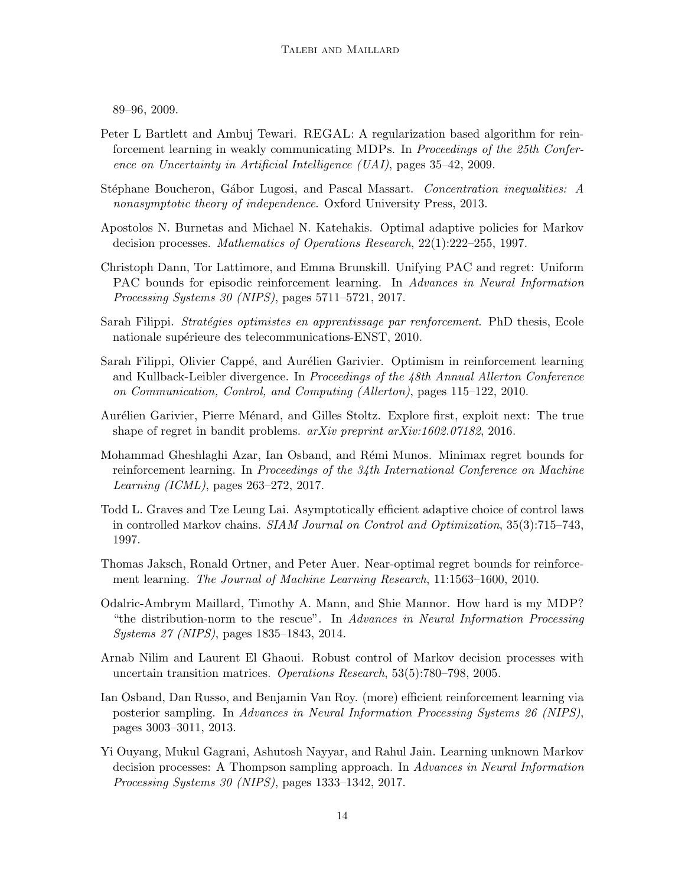89–96, 2009.

Peter L Bartlett and Ambuj Tewari. REGAL: A regularization based algorithm for reinforcement learning in weakly communicating MDPs. In *Proceedings of the 25th Conference on Uncertainty in Artificial Intelligence (UAI)*, pages 35–42, 2009.

Stéphane Boucheron, Gábor Lugosi, and Pascal Massart. *Concentration inequalities: A nonasymptotic theory of independence*. Oxford University Press, 2013.

Apostolos N. Burnetas and Michael N. Katehakis. Optimal adaptive policies for Markov decision processes. *Mathematics of Operations Research*, 22(1):222–255, 1997.

Christoph Dann, Tor Lattimore, and Emma Brunskill. Unifying PAC and regret: Uniform PAC bounds for episodic reinforcement learning. In *Advances in Neural Information Processing Systems 30 (NIPS)*, pages 5711–5721, 2017.

Sarah Filippi. *Stratégies optimistes en apprentissage par renforcement*. PhD thesis, Ecole nationale supérieure des telecommunications-ENST, 2010.

Sarah Filippi, Olivier Cappé, and Aurélien Garivier. Optimism in reinforcement learning and Kullback-Leibler divergence. In *Proceedings of the 48th Annual Allerton Conference on Communication, Control, and Computing (Allerton)*, pages 115–122, 2010.

Aurélien Garivier, Pierre Ménard, and Gilles Stoltz. Explore first, exploit next: The true shape of regret in bandit problems. *arXiv preprint arXiv:1602.07182*, 2016.

Mohammad Gheshlaghi Azar, Ian Osband, and Rémi Munos. Minimax regret bounds for reinforcement learning. In *Proceedings of the 34th International Conference on Machine Learning (ICML)*, pages 263–272, 2017.

Todd L. Graves and Tze Leung Lai. Asymptotically efficient adaptive choice of control laws in controlled Markov chains. *SIAM Journal on Control and Optimization*, 35(3):715–743, 1997.

Thomas Jaksch, Ronald Ortner, and Peter Auer. Near-optimal regret bounds for reinforcement learning. *The Journal of Machine Learning Research*, 11:1563–1600, 2010.

Odalric-Ambrym Maillard, Timothy A. Mann, and Shie Mannor. How hard is my MDP? "the distribution-norm to the rescue". In *Advances in Neural Information Processing Systems 27 (NIPS)*, pages 1835–1843, 2014.

Arnab Nilim and Laurent El Ghaoui. Robust control of Markov decision processes with uncertain transition matrices. *Operations Research*, 53(5):780–798, 2005.

Ian Osband, Dan Russo, and Benjamin Van Roy. (more) efficient reinforcement learning via posterior sampling. In *Advances in Neural Information Processing Systems 26 (NIPS)*, pages 3003–3011, 2013.

Yi Ouyang, Mukul Gagrani, Ashutosh Nayyar, and Rahul Jain. Learning unknown Markov decision processes: A Thompson sampling approach. In *Advances in Neural Information Processing Systems 30 (NIPS)*, pages 1333–1342, 2017.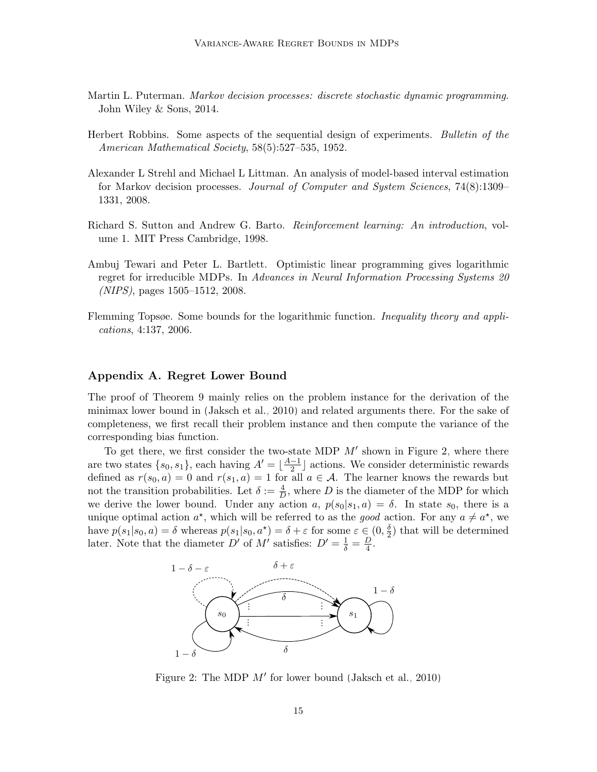Martin L. Puterman. *Markov decision processes: discrete stochastic dynamic programming*. John Wiley & Sons, 2014.

Herbert Robbins. Some aspects of the sequential design of experiments. *Bulletin of the American Mathematical Society*, 58(5):527–535, 1952.

Alexander L Strehl and Michael L Littman. An analysis of model-based interval estimation for Markov decision processes. *Journal of Computer and System Sciences*, 74(8):1309–1331, 2008.

Richard S. Sutton and Andrew G. Barto. *Reinforcement learning: An introduction*, volume 1. MIT Press Cambridge, 1998.

Ambuj Tewari and Peter L. Bartlett. Optimistic linear programming gives logarithmic regret for irreducible MDPs. In *Advances in Neural Information Processing Systems 20 (NIPS)*, pages 1505–1512, 2008.

Flemming Topsøe. Some bounds for the logarithmic function. *Inequality theory and applications*, 4:137, 2006.

## Appendix A. Regret Lower Bound

The proof of Theorem 9 mainly relies on the problem instance for the derivation of the minimax lower bound in (Jaksch et al., 2010) and related arguments there. For the sake of completeness, we first recall their problem instance and then compute the variance of the corresponding bias function.

To get there, we first consider the two-state MDP $M'$ shown in Figure 2, where there are two states $\{s_0, s_1\}$, each having $A' = \lfloor \frac{A-1}{2} \rfloor$ actions. We consider deterministic rewards defined as $r(s_0, a) = 0$ and $r(s_1, a) = 1$ for all $a \in \mathcal{A}$. The learner knows the rewards but not the transition probabilities. Let $\delta := \frac{4}{D}$, where $D$ is the diameter of the MDP for which we derive the lower bound. Under any action $a$, $p(s_0|s_1, a) = \delta$. In state $s_0$, there is a unique optimal action $a^\star$, which will be referred to as the *good* action. For any $a \neq a^\star$, we have $p(s_1|s_0, a) = \delta$ whereas $p(s_1|s_0, a^\star) = \delta + \varepsilon$ for some $\varepsilon \in (0, \frac{\delta}{2})$ that will be determined later. Note that the diameter $D'$ of $M'$ satisfies: $D' = \frac{1}{\delta} = \frac{D}{4}$.

Figure 2: The MDP $M'$ for lower bound (Jaksch et al., 2010)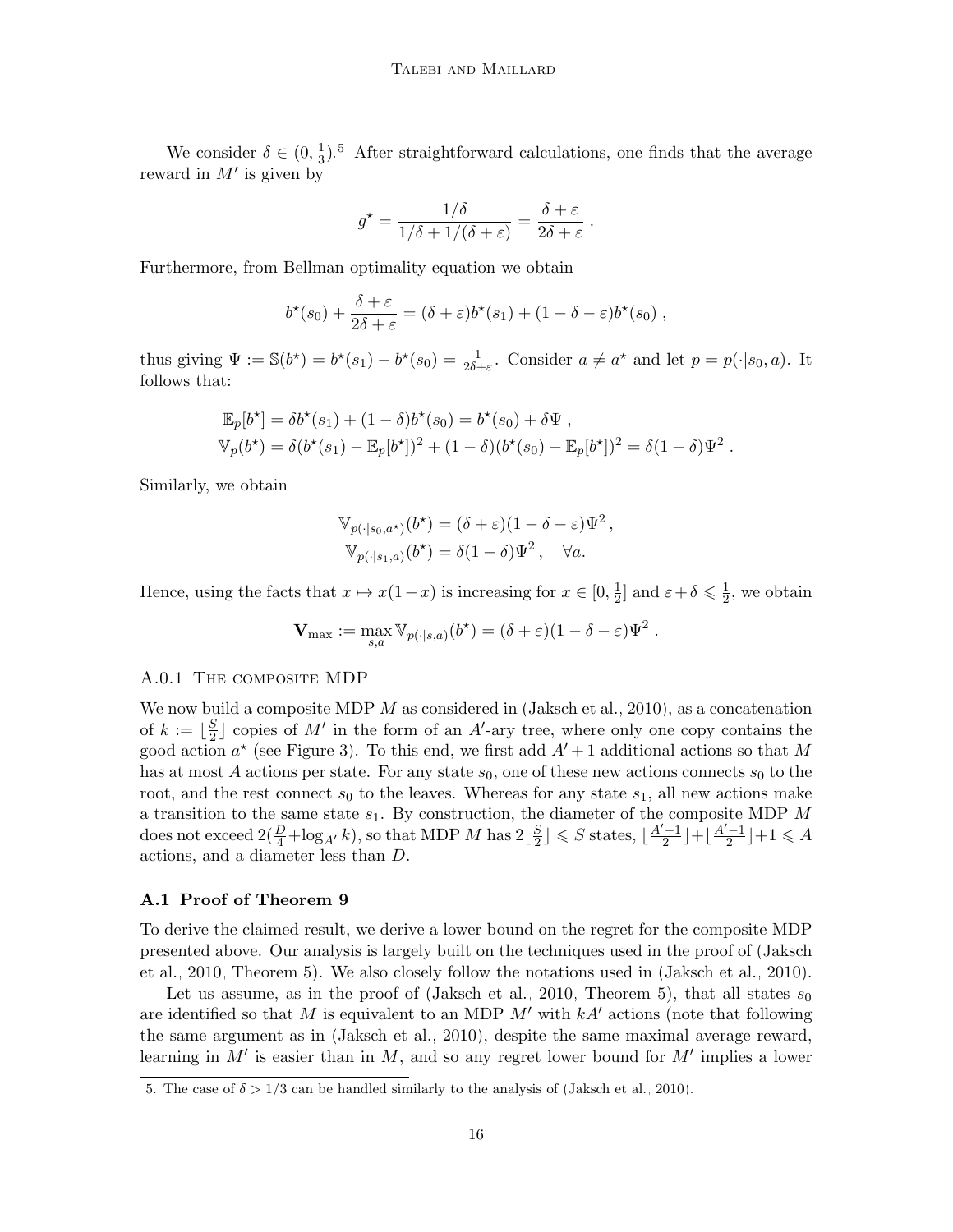We consider $\delta \in (0, \frac{1}{3})$.[5] After straightforward calculations, one finds that the average reward in $M'$ is given by

$$g^\star = \frac{1/\delta}{1/\delta + 1/(\delta+\varepsilon)} = \frac{\delta+\varepsilon}{2\delta+\varepsilon} \,.$$

Furthermore, from Bellman optimality equation we obtain

$$b^\star(s_0) + \frac{\delta+\varepsilon}{2\delta+\varepsilon} = (\delta+\varepsilon)b^\star(s_1) + (1-\delta-\varepsilon)b^\star(s_0) \,,$$

thus giving $\Psi := \mathbb{S}(b^\star) = b^\star(s_1) - b^\star(s_0) = \frac{1}{2\delta+\varepsilon}$. Consider $a \neq a^\star$ and let $p = p(\cdot|s_0, a)$. It follows that:

$$\begin{aligned}
\mathbb{E}_p[b^\star] &= \delta b^\star(s_1) + (1-\delta) b^\star(s_0) = b^\star(s_0) + \delta\Psi \,, \\
\mathbb{V}_p(b^\star) &= \delta(b^\star(s_1) - \mathbb{E}_p[b^\star])^2 + (1-\delta)(b^\star(s_0) - \mathbb{E}_p[b^\star])^2 = \delta(1-\delta)\Psi^2 \,.
\end{aligned}$$

Similarly, we obtain

$$\begin{aligned}
\mathbb{V}_{p(\cdot|s_0,a^\star)}(b^\star) &= (\delta+\varepsilon)(1-\delta-\varepsilon)\Psi^2 \,, \\
\mathbb{V}_{p(\cdot|s_1,a)}(b^\star) &= \delta(1-\delta)\Psi^2 \,, \quad \forall a.
\end{aligned}$$

Hence, using the facts that $x \mapsto x(1-x)$ is increasing for $x \in [0, \frac{1}{2}]$ and $\varepsilon + \delta \leqslant \frac{1}{2}$, we obtain

$$\mathbf{V}_{\max} := \max_{s,a} \mathbb{V}_{p(\cdot|s,a)}(b^\star) = (\delta+\varepsilon)(1-\delta-\varepsilon)\Psi^2 \,.$$

#### A.0.1 The composite MDP

We now build a composite MDP $M$ as considered in (Jaksch et al., 2010), as a concatenation of $k := \lfloor \frac{S}{2} \rfloor$ copies of $M'$ in the form of an $A'$-ary tree, where only one copy contains the good action $a^\star$ (see Figure 3). To this end, we first add $A'+1$ additional actions so that $M$ has at most $A$ actions per state. For any state $s_0$, one of these new actions connects $s_0$ to the root, and the rest connect $s_0$ to the leaves. Whereas for any state $s_1$, all new actions make a transition to the same state $s_1$. By construction, the diameter of the composite MDP $M$ does not exceed $2(\frac{D}{4} + \log_{A'} k)$, so that MDP $M$ has $2\lfloor \frac{S}{2} \rfloor \leqslant S$ states, $\lfloor \frac{A'-1}{2} \rfloor + \lfloor \frac{A'-1}{2} \rfloor + 1 \leqslant A$ actions, and a diameter less than $D$.

### A.1 Proof of Theorem 9

To derive the claimed result, we derive a lower bound on the regret for the composite MDP presented above. Our analysis is largely built on the techniques used in the proof of (Jaksch et al., 2010, Theorem 5). We also closely follow the notations used in (Jaksch et al., 2010).

Let us assume, as in the proof of (Jaksch et al., 2010, Theorem 5), that all states $s_0$ are identified so that $M$ is equivalent to an MDP $M'$ with $kA'$ actions (note that following the same argument as in (Jaksch et al., 2010), despite the same maximal average reward, learning in $M'$ is easier than in $M$, and so any regret lower bound for $M'$ implies a lower

5. The case of $\delta > 1/3$ can be handled similarly to the analysis of (Jaksch et al., 2010).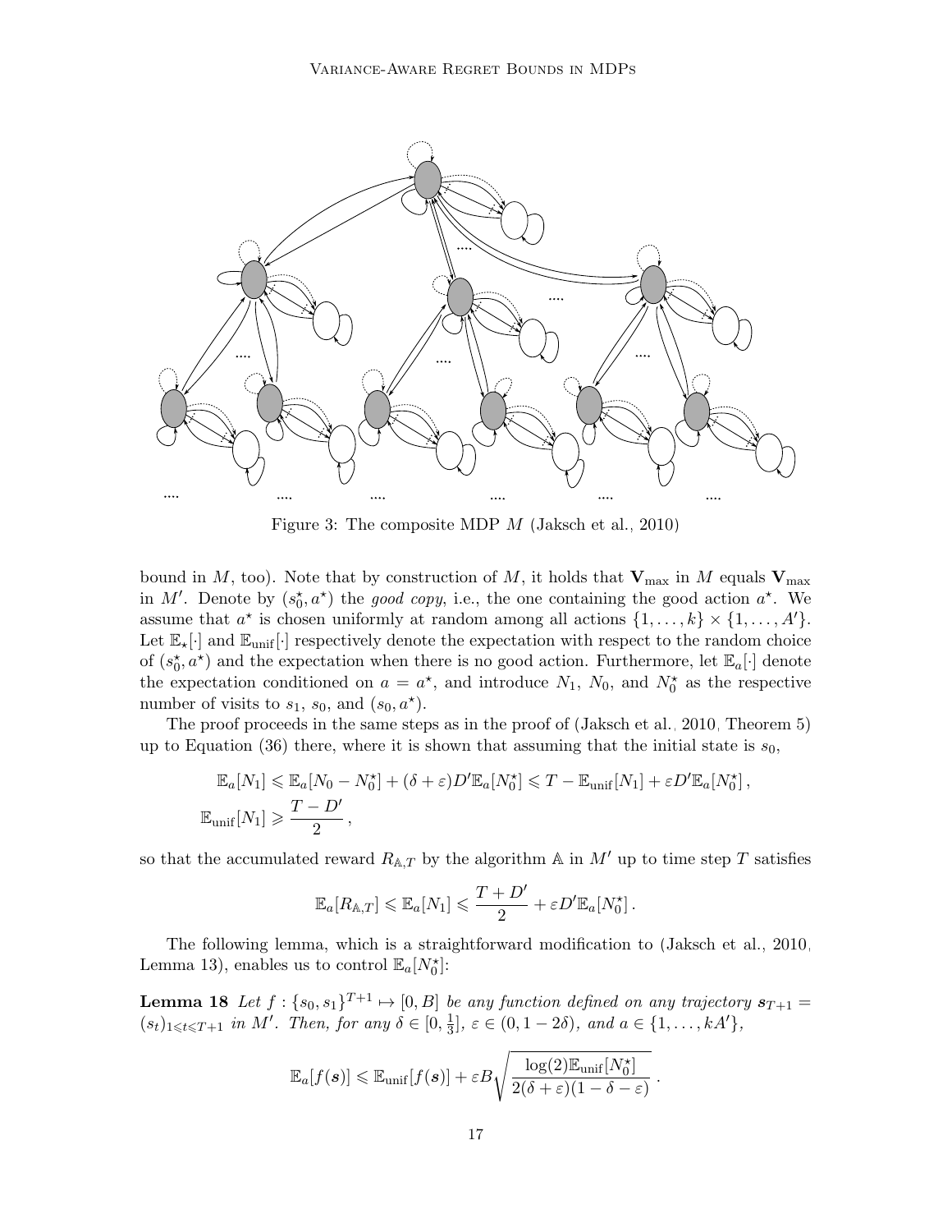Figure 3: The composite MDP $M$ (Jaksch et al., 2010)

bound in $M$, too). Note that by construction of $M$, it holds that $\mathbf{V}_{\max}$ in $M$ equals $\mathbf{V}_{\max}$ in $M'$. Denote by $(s_0^\star, a^\star)$ the *good copy*, i.e., the one containing the good action $a^\star$. We assume that $a^\star$ is chosen uniformly at random among all actions $\{1, \dots, k\} \times \{1, \dots, A'\}$. Let $\mathbb{E}_\star[\cdot]$ and $\mathbb{E}_{\text{unif}}[\cdot]$ respectively denote the expectation with respect to the random choice of $(s_0^\star, a^\star)$ and the expectation when there is no good action. Furthermore, let $\mathbb{E}_a[\cdot]$ denote the expectation conditioned on $a = a^\star$, and introduce $N_1$, $N_0$, and $N_0^\star$ as the respective number of visits to $s_1$, $s_0$, and $(s_0, a^\star)$.

The proof proceeds in the same steps as in the proof of (Jaksch et al., 2010, Theorem 5) up to Equation (36) there, where it is shown that assuming that the initial state is $s_0$,

$$
\begin{aligned}
&\mathbb{E}_a[N_1] \leqslant \mathbb{E}_a[N_0 - N_0^\star] + (\delta + \varepsilon) D' \mathbb{E}_a[N_0^\star] \leqslant T - \mathbb{E}_{\text{unif}}[N_1] + \varepsilon D' \mathbb{E}_a[N_0^\star]\,, \\
&\mathbb{E}_{\text{unif}}[N_1] \geqslant \frac{T - D'}{2}\,,
\end{aligned}
$$

so that the accumulated reward $R_{\mathbb{A},T}$ by the algorithm $\mathbb{A}$ in $M'$ up to time step $T$ satisfies

$$
\mathbb{E}_a[R_{\mathbb{A},T}] \leqslant \mathbb{E}_a[N_1] \leqslant \frac{T + D'}{2} + \varepsilon D' \mathbb{E}_a[N_0^\star]\,.
$$

The following lemma, which is a straightforward modification to (Jaksch et al., 2010, Lemma 13), enables us to control $\mathbb{E}_a[N_0^\star]$:

**Lemma 18** *Let $f : \{s_0, s_1\}^{T+1} \mapsto [0, B]$ be any function defined on any trajectory $\boldsymbol{s}_{T+1} = (s_t)_{1 \leqslant t \leqslant T+1}$ in $M'$. Then, for any $\delta \in [0, \frac{1}{3}]$, $\varepsilon \in (0, 1 - 2\delta)$, and $a \in \{1, \dots, kA'\}$,*

$$
\mathbb{E}_a[f(\boldsymbol{s})] \leqslant \mathbb{E}_{\text{unif}}[f(\boldsymbol{s})] + \varepsilon B \sqrt{\frac{\log(2) \mathbb{E}_{\text{unif}}[N_0^\star]}{2(\delta + \varepsilon)(1 - \delta - \varepsilon)}}\,.
$$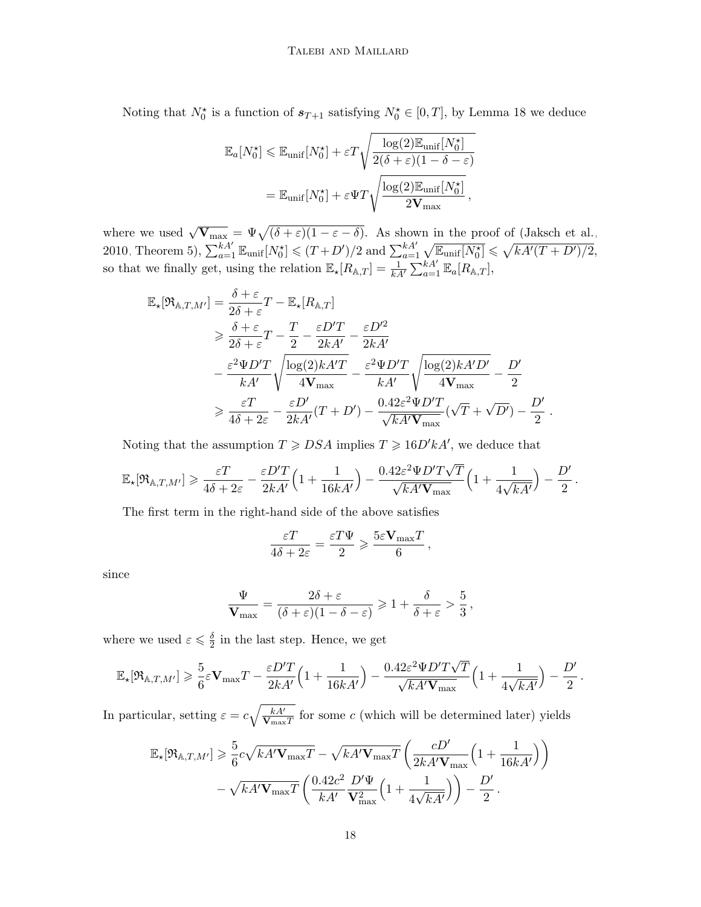Noting that $N_0^\star$ is a function of $\boldsymbol{s}_{T+1}$ satisfying $N_0^\star \in [0,T]$, by Lemma 18 we deduce

$$
\begin{aligned}
\mathbb{E}_a[N_0^\star] &\leqslant \mathbb{E}_{\text{unif}}[N_0^\star] + \varepsilon T \sqrt{\frac{\log(2)\mathbb{E}_{\text{unif}}[N_0^\star]}{2(\delta+\varepsilon)(1-\delta-\varepsilon)}} \\
&= \mathbb{E}_{\text{unif}}[N_0^\star] + \varepsilon \Psi T \sqrt{\frac{\log(2)\mathbb{E}_{\text{unif}}[N_0^\star]}{2\mathbf{V}_{\max}}}\,,
\end{aligned}
$$

where we used $\sqrt{\mathbf{V}_{\max}} = \Psi\sqrt{(\delta+\varepsilon)(1-\varepsilon-\delta)}$. As shown in the proof of (Jaksch et al., 2010, Theorem 5), $\sum_{a=1}^{kA'} \mathbb{E}_{\text{unif}}[N_0^\star] \leqslant (T+D')/2$ and $\sum_{a=1}^{kA'} \sqrt{\mathbb{E}_{\text{unif}}[N_0^\star]} \leqslant \sqrt{kA'(T+D')/2}$, so that we finally get, using the relation $\mathbb{E}_\star[R_{\mathbb{A},T}] = \frac{1}{kA'}\sum_{a=1}^{kA'} \mathbb{E}_a[R_{\mathbb{A},T}]$,

$$
\begin{aligned}
\mathbb{E}_\star[\mathfrak{R}_{\mathbb{A},T,M'}] &= \frac{\delta+\varepsilon}{2\delta+\varepsilon}T - \mathbb{E}_\star[R_{\mathbb{A},T}] \\
&\geqslant \frac{\delta+\varepsilon}{2\delta+\varepsilon}T - \frac{T}{2} - \frac{\varepsilon D' T}{2kA'} - \frac{\varepsilon D'^2}{2kA'} \\
&\quad - \frac{\varepsilon^2 \Psi D' T}{kA'}\sqrt{\frac{\log(2)kA'T}{4\mathbf{V}_{\max}}} - \frac{\varepsilon^2 \Psi D' T}{kA'}\sqrt{\frac{\log(2)kA'D'}{4\mathbf{V}_{\max}}} - \frac{D'}{2} \\
&\geqslant \frac{\varepsilon T}{4\delta+2\varepsilon} - \frac{\varepsilon D'}{2kA'}(T+D') - \frac{0.42\varepsilon^2\Psi D' T}{\sqrt{kA'\mathbf{V}_{\max}}}(\sqrt{T}+\sqrt{D'}) - \frac{D'}{2}\,.
\end{aligned}
$$

Noting that the assumption $T \geqslant DSA$ implies $T \geqslant 16D'kA'$, we deduce that

$$
\mathbb{E}_\star[\mathfrak{R}_{\mathbb{A},T,M'}] \geqslant \frac{\varepsilon T}{4\delta+2\varepsilon} - \frac{\varepsilon D' T}{2kA'}\Big(1+\frac{1}{16kA'}\Big) - \frac{0.42\varepsilon^2\Psi D' T\sqrt{T}}{\sqrt{kA'\mathbf{V}_{\max}}}\Big(1+\frac{1}{4\sqrt{kA'}}\Big) - \frac{D'}{2}\,.
$$

The first term in the right-hand side of the above satisfies

$$
\frac{\varepsilon T}{4\delta+2\varepsilon} = \frac{\varepsilon T \Psi}{2} \geqslant \frac{5\varepsilon \mathbf{V}_{\max} T}{6}\,,
$$

since

$$
\frac{\Psi}{\mathbf{V}_{\max}} = \frac{2\delta+\varepsilon}{(\delta+\varepsilon)(1-\delta-\varepsilon)} \geqslant 1 + \frac{\delta}{\delta+\varepsilon} > \frac{5}{3}\,,
$$

where we used $\varepsilon \leqslant \frac{\delta}{2}$ in the last step. Hence, we get

$$
\mathbb{E}_\star[\mathfrak{R}_{\mathbb{A},T,M'}] \geqslant \frac{5}{6}\varepsilon \mathbf{V}_{\max} T - \frac{\varepsilon D' T}{2kA'}\Big(1+\frac{1}{16kA'}\Big) - \frac{0.42\varepsilon^2\Psi D' T\sqrt{T}}{\sqrt{kA'\mathbf{V}_{\max}}}\Big(1+\frac{1}{4\sqrt{kA'}}\Big) - \frac{D'}{2}\,.
$$

In particular, setting $\varepsilon = c\sqrt{\frac{kA'}{\mathbf{V}_{\max}T}}$ for some $c$ (which will be determined later) yields

$$
\begin{aligned}
\mathbb{E}_\star[\mathfrak{R}_{\mathbb{A},T,M'}] &\geqslant \frac{5}{6}c\sqrt{kA'\mathbf{V}_{\max}T} - \sqrt{kA'\mathbf{V}_{\max}T}\left(\frac{cD'}{2kA'\mathbf{V}_{\max}}\Big(1+\frac{1}{16kA'}\Big)\right) \\
&\quad - \sqrt{kA'\mathbf{V}_{\max}T}\left(\frac{0.42c^2}{kA'}\frac{D'\Psi}{\mathbf{V}_{\max}^2}\Big(1+\frac{1}{4\sqrt{kA'}}\Big)\right) - \frac{D'}{2}\,.
\end{aligned}
$$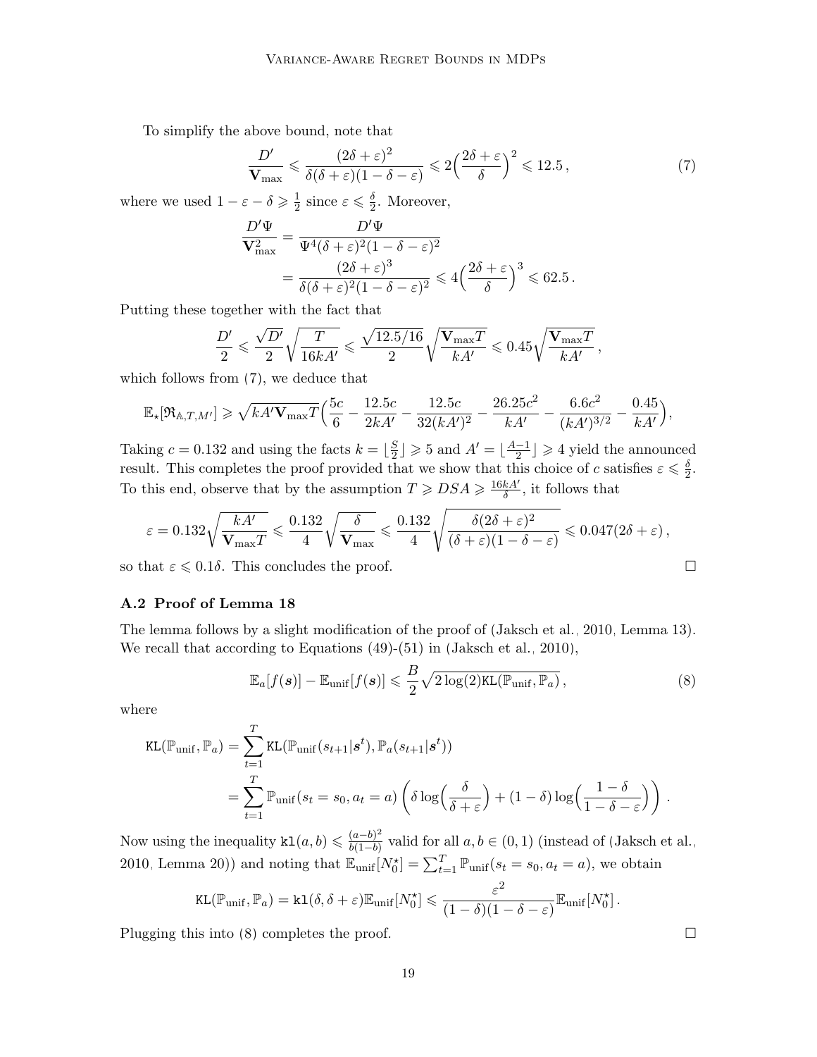To simplify the above bound, note that

$$\frac{D'}{\mathbf{V}_{\max}} \leqslant \frac{(2\delta+\varepsilon)^2}{\delta(\delta+\varepsilon)(1-\delta-\varepsilon)} \leqslant 2\Big(\frac{2\delta+\varepsilon}{\delta}\Big)^2 \leqslant 12.5\,, \tag{7}$$

where we used $1-\varepsilon-\delta \geqslant \frac{1}{2}$ since $\varepsilon \leqslant \frac{\delta}{2}$. Moreover,

$$\begin{aligned}
\frac{D'\Psi}{\mathbf{V}_{\max}^2} &= \frac{D'\Psi}{\Psi^4(\delta+\varepsilon)^2(1-\delta-\varepsilon)^2} \\
&= \frac{(2\delta+\varepsilon)^3}{\delta(\delta+\varepsilon)^2(1-\delta-\varepsilon)^2} \leqslant 4\Big(\frac{2\delta+\varepsilon}{\delta}\Big)^3 \leqslant 62.5\,.
\end{aligned}$$

Putting these together with the fact that

$$\frac{D'}{2} \leqslant \frac{\sqrt{D'}}{2}\sqrt{\frac{T}{16kA'}} \leqslant \frac{\sqrt{12.5/16}}{2}\sqrt{\frac{\mathbf{V}_{\max}T}{kA'}} \leqslant 0.45\sqrt{\frac{\mathbf{V}_{\max}T}{kA'}}\,,$$

which follows from (7), we deduce that

$$\mathbb{E}_\star[\mathfrak{R}_{\mathbb{A},T,M'}] \geqslant \sqrt{kA'\mathbf{V}_{\max}T}\Big(\frac{5c}{6} - \frac{12.5c}{2kA'} - \frac{12.5c}{32(kA')^2} - \frac{26.25c^2}{kA'} - \frac{6.6c^2}{(kA')^{3/2}} - \frac{0.45}{kA'}\Big),$$

Taking $c = 0.132$ and using the facts $k = \lfloor \frac{S}{2} \rfloor \geqslant 5$ and $A' = \lfloor \frac{A-1}{2} \rfloor \geqslant 4$ yield the announced result. This completes the proof provided that we show that this choice of $c$ satisfies $\varepsilon \leqslant \frac{\delta}{2}$. To this end, observe that by the assumption $T \geqslant DSA \geqslant \frac{16kA'}{\delta}$, it follows that

$$\varepsilon = 0.132\sqrt{\frac{kA'}{\mathbf{V}_{\max}T}} \leqslant \frac{0.132}{4}\sqrt{\frac{\delta}{\mathbf{V}_{\max}}} \leqslant \frac{0.132}{4}\sqrt{\frac{\delta(2\delta+\varepsilon)^2}{(\delta+\varepsilon)(1-\delta-\varepsilon)}} \leqslant 0.047(2\delta+\varepsilon)\,,$$

so that $\varepsilon \leqslant 0.1\delta$. This concludes the proof. $\square$

### A.2 Proof of Lemma 18

The lemma follows by a slight modification of the proof of (Jaksch et al., 2010, Lemma 13). We recall that according to Equations (49)-(51) in (Jaksch et al., 2010),

$$\mathbb{E}_a[f(\boldsymbol{s})] - \mathbb{E}_{\text{unif}}[f(\boldsymbol{s})] \leqslant \frac{B}{2}\sqrt{2\log(2)\texttt{KL}(\mathbb{P}_{\text{unif}},\mathbb{P}_a)}\,, \tag{8}$$

where

$$\begin{aligned}
\texttt{KL}(\mathbb{P}_{\text{unif}},\mathbb{P}_a) &= \sum_{t=1}^{T}\texttt{KL}(\mathbb{P}_{\text{unif}}(s_{t+1}|\boldsymbol{s}^t),\mathbb{P}_a(s_{t+1}|\boldsymbol{s}^t)) \\
&= \sum_{t=1}^{T}\mathbb{P}_{\text{unif}}(s_t = s_0, a_t = a)\left(\delta\log\Big(\frac{\delta}{\delta+\varepsilon}\Big) + (1-\delta)\log\Big(\frac{1-\delta}{1-\delta-\varepsilon}\Big)\right)\,.
\end{aligned}$$

Now using the inequality $\texttt{kl}(a,b) \leqslant \frac{(a-b)^2}{b(1-b)}$ valid for all $a,b\in(0,1)$ (instead of (Jaksch et al., 2010, Lemma 20)) and noting that $\mathbb{E}_{\text{unif}}[N_0^\star] = \sum_{t=1}^{T}\mathbb{P}_{\text{unif}}(s_t = s_0, a_t = a)$, we obtain

$$\texttt{KL}(\mathbb{P}_{\text{unif}},\mathbb{P}_a) = \texttt{kl}(\delta,\delta+\varepsilon)\mathbb{E}_{\text{unif}}[N_0^\star] \leqslant \frac{\varepsilon^2}{(1-\delta)(1-\delta-\varepsilon)}\mathbb{E}_{\text{unif}}[N_0^\star]\,.$$

Plugging this into (8) completes the proof. $\square$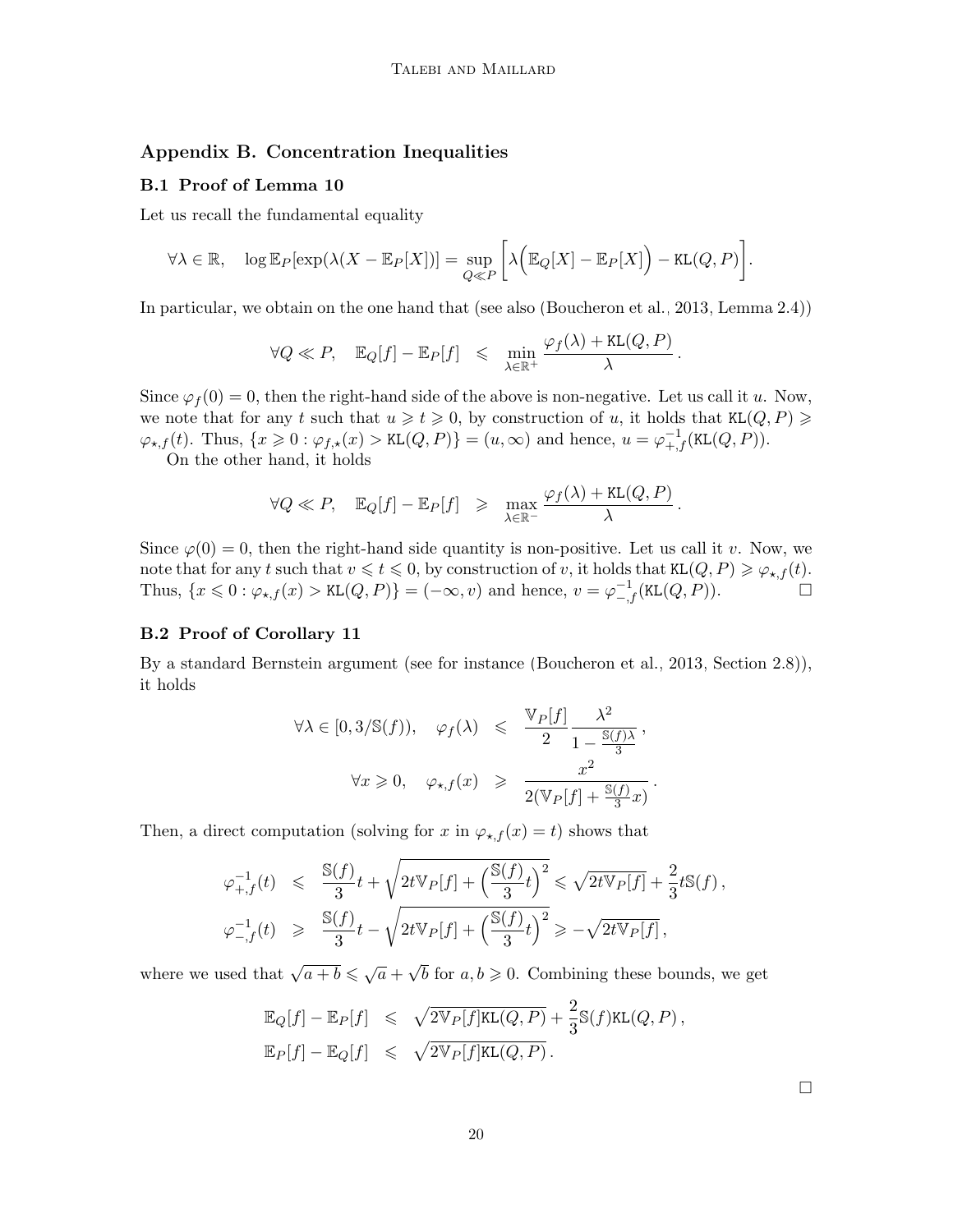## Appendix B. Concentration Inequalities

### B.1 Proof of Lemma 10

Let us recall the fundamental equality

$$\forall \lambda \in \mathbb{R}, \quad \log \mathbb{E}_P[\exp(\lambda(X - \mathbb{E}_P[X])] = \sup_{Q \ll P} \bigg[ \lambda\Big(\mathbb{E}_Q[X] - \mathbb{E}_P[X]\Big) - \mathtt{KL}(Q, P) \bigg].$$

In particular, we obtain on the one hand that (see also (Boucheron et al., 2013, Lemma 2.4))

$$\forall Q \ll P, \quad \mathbb{E}_Q[f] - \mathbb{E}_P[f] \quad \leqslant \quad \min_{\lambda \in \mathbb{R}^+} \frac{\varphi_f(\lambda) + \mathtt{KL}(Q, P)}{\lambda}.$$

Since $\varphi_f(0) = 0$, then the right-hand side of the above is non-negative. Let us call it $u$. Now, we note that for any $t$ such that $u \geqslant t \geqslant 0$, by construction of $u$, it holds that $\mathtt{KL}(Q, P) \geqslant \varphi_{\star,f}(t)$. Thus, $\{x \geqslant 0 : \varphi_{f,\star}(x) > \mathtt{KL}(Q, P)\} = (u, \infty)$ and hence, $u = \varphi_{+,f}^{-1}(\mathtt{KL}(Q, P))$.

On the other hand, it holds

$$\forall Q \ll P, \quad \mathbb{E}_Q[f] - \mathbb{E}_P[f] \quad \geqslant \quad \max_{\lambda \in \mathbb{R}^-} \frac{\varphi_f(\lambda) + \mathtt{KL}(Q, P)}{\lambda}.$$

Since $\varphi(0) = 0$, then the right-hand side quantity is non-positive. Let us call it $v$. Now, we note that for any $t$ such that $v \leqslant t \leqslant 0$, by construction of $v$, it holds that $\mathtt{KL}(Q, P) \geqslant \varphi_{\star,f}(t)$. Thus, $\{x \leqslant 0 : \varphi_{\star,f}(x) > \mathtt{KL}(Q, P)\} = (-\infty, v)$ and hence, $v = \varphi_{-,f}^{-1}(\mathtt{KL}(Q, P))$. □

### B.2 Proof of Corollary 11

By a standard Bernstein argument (see for instance (Boucheron et al., 2013, Section 2.8)), it holds

$$\forall \lambda \in [0, 3/\mathbb{S}(f)), \quad \varphi_f(\lambda) \quad \leqslant \quad \frac{\mathbb{V}_P[f]}{2} \frac{\lambda^2}{1 - \frac{\mathbb{S}(f)\lambda}{3}},$$

$$\forall x \geqslant 0, \quad \varphi_{\star,f}(x) \quad \geqslant \quad \frac{x^2}{2(\mathbb{V}_P[f] + \frac{\mathbb{S}(f)}{3}x)}.$$

Then, a direct computation (solving for $x$ in $\varphi_{\star,f}(x) = t$) shows that

$$\varphi_{+,f}^{-1}(t) \quad \leqslant \quad \frac{\mathbb{S}(f)}{3}t + \sqrt{2t\mathbb{V}_P[f] + \Big(\frac{\mathbb{S}(f)}{3}t\Big)^2} \leqslant \sqrt{2t\mathbb{V}_P[f]} + \frac{2}{3}t\mathbb{S}(f),$$

$$\varphi_{-,f}^{-1}(t) \quad \geqslant \quad \frac{\mathbb{S}(f)}{3}t - \sqrt{2t\mathbb{V}_P[f] + \Big(\frac{\mathbb{S}(f)}{3}t\Big)^2} \geqslant -\sqrt{2t\mathbb{V}_P[f]},$$

where we used that $\sqrt{a+b} \leqslant \sqrt{a} + \sqrt{b}$ for $a, b \geqslant 0$. Combining these bounds, we get

$$\mathbb{E}_Q[f] - \mathbb{E}_P[f] \quad \leqslant \quad \sqrt{2\mathbb{V}_P[f]\mathtt{KL}(Q, P)} + \frac{2}{3}\mathbb{S}(f)\mathtt{KL}(Q, P),$$

$$\mathbb{E}_P[f] - \mathbb{E}_Q[f] \quad \leqslant \quad \sqrt{2\mathbb{V}_P[f]\mathtt{KL}(Q, P)}.$$

□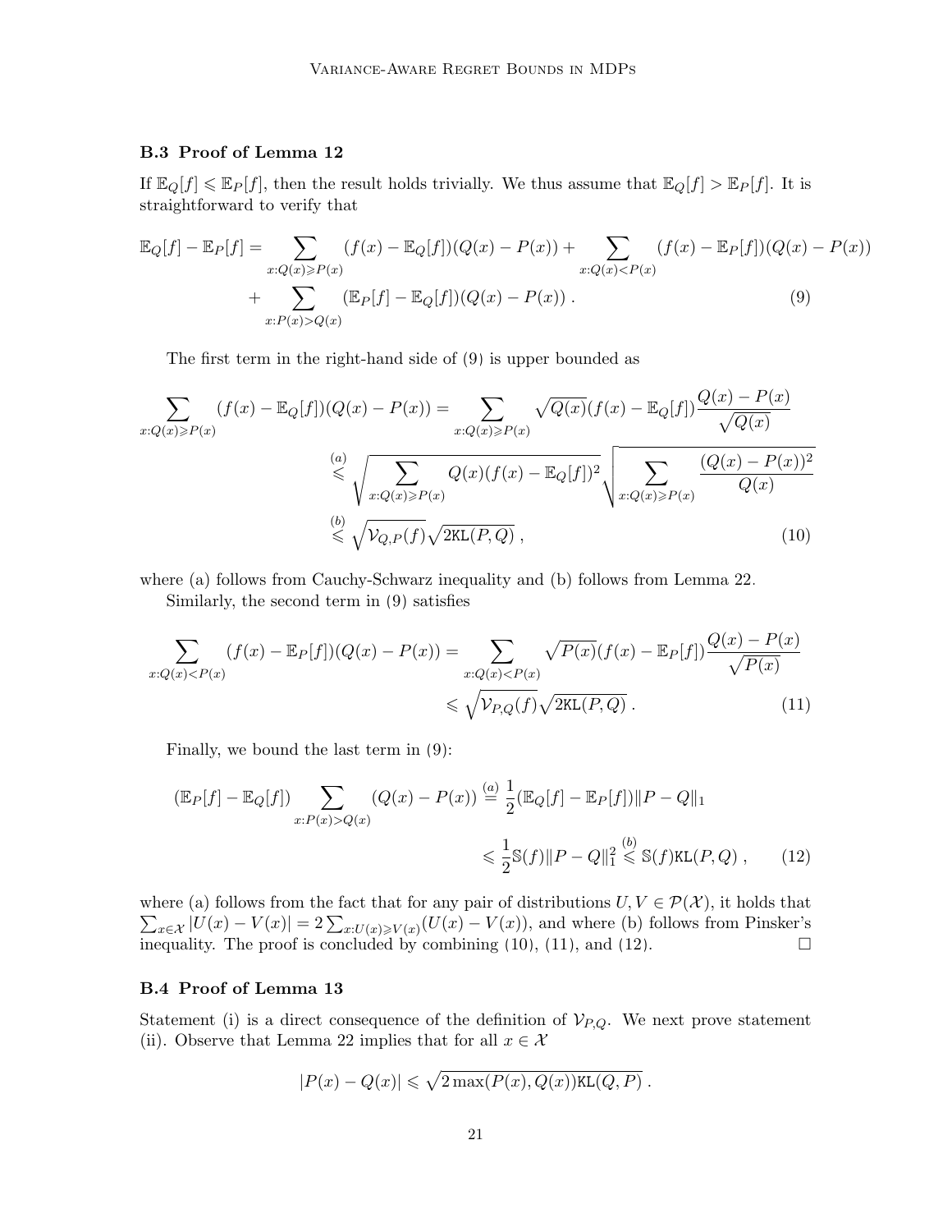### B.3 Proof of Lemma 12

If $\mathbb{E}_Q[f] \leqslant \mathbb{E}_P[f]$, then the result holds trivially. We thus assume that $\mathbb{E}_Q[f] > \mathbb{E}_P[f]$. It is straightforward to verify that

$$
\begin{aligned}
\mathbb{E}_Q[f] - \mathbb{E}_P[f] = &\sum_{x:Q(x)\geqslant P(x)} (f(x) - \mathbb{E}_Q[f])(Q(x) - P(x)) + \sum_{x:Q(x)<P(x)} (f(x) - \mathbb{E}_P[f])(Q(x) - P(x)) \\
&+ \sum_{x:P(x)>Q(x)} (\mathbb{E}_P[f] - \mathbb{E}_Q[f])(Q(x) - P(x)) \, . \qquad (9)
\end{aligned}
$$

The first term in the right-hand side of (9) is upper bounded as

$$
\begin{aligned}
\sum_{x:Q(x)\geqslant P(x)} (f(x) - \mathbb{E}_Q[f])(Q(x) - P(x)) &= \sum_{x:Q(x)\geqslant P(x)} \sqrt{Q(x)}(f(x) - \mathbb{E}_Q[f]) \frac{Q(x) - P(x)}{\sqrt{Q(x)}} \\
&\overset{(a)}{\leqslant} \sqrt{\sum_{x:Q(x)\geqslant P(x)} Q(x)(f(x) - \mathbb{E}_Q[f])^2} \sqrt{\sum_{x:Q(x)\geqslant P(x)} \frac{(Q(x) - P(x))^2}{Q(x)}} \\
&\overset{(b)}{\leqslant} \sqrt{\mathcal{V}_{Q,P}(f)} \sqrt{2\mathtt{KL}(P, Q)} \, , \qquad (10)
\end{aligned}
$$

where (a) follows from Cauchy-Schwarz inequality and (b) follows from Lemma 22.

Similarly, the second term in (9) satisfies

$$
\begin{aligned}
\sum_{x:Q(x)<P(x)} (f(x) - \mathbb{E}_P[f])(Q(x) - P(x)) &= \sum_{x:Q(x)<P(x)} \sqrt{P(x)}(f(x) - \mathbb{E}_P[f]) \frac{Q(x) - P(x)}{\sqrt{P(x)}} \\
&\leqslant \sqrt{\mathcal{V}_{P,Q}(f)} \sqrt{2\mathtt{KL}(P, Q)} \, . \qquad (11)
\end{aligned}
$$

Finally, we bound the last term in (9):

$$
\begin{aligned}
(\mathbb{E}_P[f] - \mathbb{E}_Q[f]) \sum_{x:P(x)>Q(x)} (Q(x) - P(x)) &\overset{(a)}{=} \frac{1}{2}(\mathbb{E}_Q[f] - \mathbb{E}_P[f]) \|P - Q\|_1 \\
&\leqslant \frac{1}{2}\mathbb{S}(f)\|P - Q\|_1^2 \overset{(b)}{\leqslant} \mathbb{S}(f)\mathtt{KL}(P, Q) \, , \qquad (12)
\end{aligned}
$$

where (a) follows from the fact that for any pair of distributions $U, V \in \mathcal{P}(\mathcal{X})$, it holds that $\sum_{x\in\mathcal{X}} |U(x) - V(x)| = 2\sum_{x:U(x)\geqslant V(x)}(U(x) - V(x))$, and where (b) follows from Pinsker's inequality. The proof is concluded by combining (10), (11), and (12). $\square$

### B.4 Proof of Lemma 13

Statement (i) is a direct consequence of the definition of $\mathcal{V}_{P,Q}$. We next prove statement (ii). Observe that Lemma 22 implies that for all $x \in \mathcal{X}$

$$
|P(x) - Q(x)| \leqslant \sqrt{2\max(P(x), Q(x))\mathtt{KL}(Q, P)} \, .
$$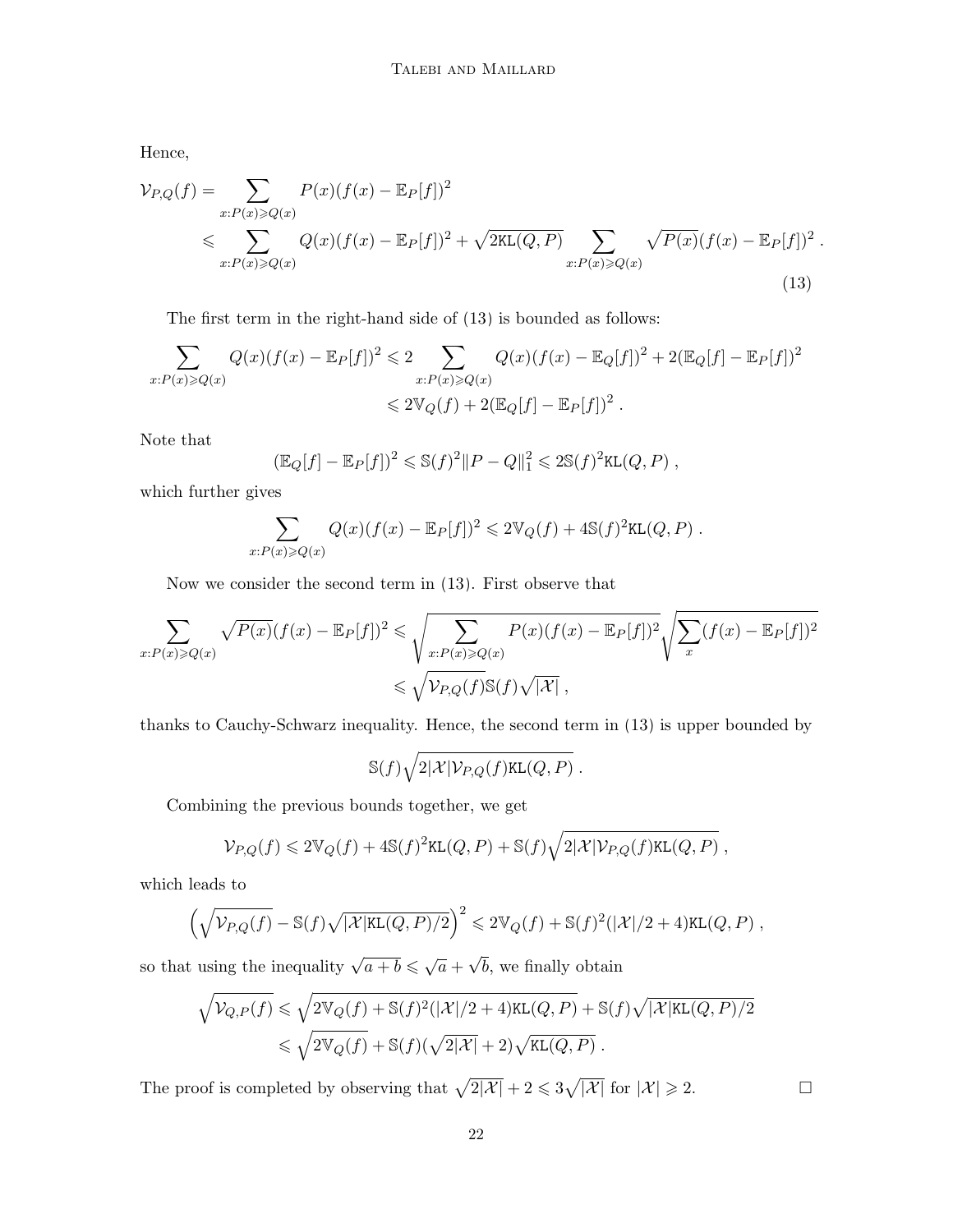Hence,

$$
\begin{aligned}
\mathcal{V}_{P,Q}(f) &= \sum_{x:P(x)\geqslant Q(x)} P(x)(f(x)-\mathbb{E}_P[f])^2 \\
&\leqslant \sum_{x:P(x)\geqslant Q(x)} Q(x)(f(x)-\mathbb{E}_P[f])^2 + \sqrt{2\mathtt{KL}(Q,P)} \sum_{x:P(x)\geqslant Q(x)} \sqrt{P(x)}(f(x)-\mathbb{E}_P[f])^2 \,. 
\end{aligned} \tag{13}
$$

The first term in the right-hand side of (13) is bounded as follows:

$$
\begin{aligned}
\sum_{x:P(x)\geqslant Q(x)} Q(x)(f(x)-\mathbb{E}_P[f])^2 &\leqslant 2\sum_{x:P(x)\geqslant Q(x)} Q(x)(f(x)-\mathbb{E}_Q[f])^2 + 2(\mathbb{E}_Q[f]-\mathbb{E}_P[f])^2 \\
&\leqslant 2\mathbb{V}_Q(f) + 2(\mathbb{E}_Q[f]-\mathbb{E}_P[f])^2 \,.
\end{aligned}
$$

Note that

$$
(\mathbb{E}_Q[f]-\mathbb{E}_P[f])^2 \leqslant \mathbb{S}(f)^2\|P-Q\|_1^2 \leqslant 2\mathbb{S}(f)^2\mathtt{KL}(Q,P) \,,
$$

which further gives

$$
\sum_{x:P(x)\geqslant Q(x)} Q(x)(f(x)-\mathbb{E}_P[f])^2 \leqslant 2\mathbb{V}_Q(f) + 4\mathbb{S}(f)^2\mathtt{KL}(Q,P) \,.
$$

Now we consider the second term in (13). First observe that

$$
\begin{aligned}
\sum_{x:P(x)\geqslant Q(x)} \sqrt{P(x)}(f(x)-\mathbb{E}_P[f])^2 &\leqslant \sqrt{\sum_{x:P(x)\geqslant Q(x)} P(x)(f(x)-\mathbb{E}_P[f])^2}\sqrt{\sum_x (f(x)-\mathbb{E}_P[f])^2} \\
&\leqslant \sqrt{\mathcal{V}_{P,Q}(f)}\mathbb{S}(f)\sqrt{|\mathcal{X}|} \,,
\end{aligned}
$$

thanks to Cauchy-Schwarz inequality. Hence, the second term in (13) is upper bounded by

$$
\mathbb{S}(f)\sqrt{2|\mathcal{X}|\mathcal{V}_{P,Q}(f)\mathtt{KL}(Q,P)} \,.
$$

Combining the previous bounds together, we get

$$
\mathcal{V}_{P,Q}(f) \leqslant 2\mathbb{V}_Q(f) + 4\mathbb{S}(f)^2\mathtt{KL}(Q,P) + \mathbb{S}(f)\sqrt{2|\mathcal{X}|\mathcal{V}_{P,Q}(f)\mathtt{KL}(Q,P)} \,,
$$

which leads to

$$
\Big(\sqrt{\mathcal{V}_{P,Q}(f)} - \mathbb{S}(f)\sqrt{|\mathcal{X}|\mathtt{KL}(Q,P)/2}\Big)^2 \leqslant 2\mathbb{V}_Q(f) + \mathbb{S}(f)^2(|\mathcal{X}|/2+4)\mathtt{KL}(Q,P) \,,
$$

so that using the inequality $\sqrt{a+b} \leqslant \sqrt{a}+\sqrt{b}$, we finally obtain

$$
\begin{aligned}
\sqrt{\mathcal{V}_{Q,P}(f)} &\leqslant \sqrt{2\mathbb{V}_Q(f) + \mathbb{S}(f)^2(|\mathcal{X}|/2+4)\mathtt{KL}(Q,P)} + \mathbb{S}(f)\sqrt{|\mathcal{X}|\mathtt{KL}(Q,P)/2} \\
&\leqslant \sqrt{2\mathbb{V}_Q(f)} + \mathbb{S}(f)(\sqrt{2|\mathcal{X}|}+2)\sqrt{\mathtt{KL}(Q,P)} \,.
\end{aligned}
$$

The proof is completed by observing that $\sqrt{2|\mathcal{X}|}+2 \leqslant 3\sqrt{|\mathcal{X}|}$ for $|\mathcal{X}| \geqslant 2$. □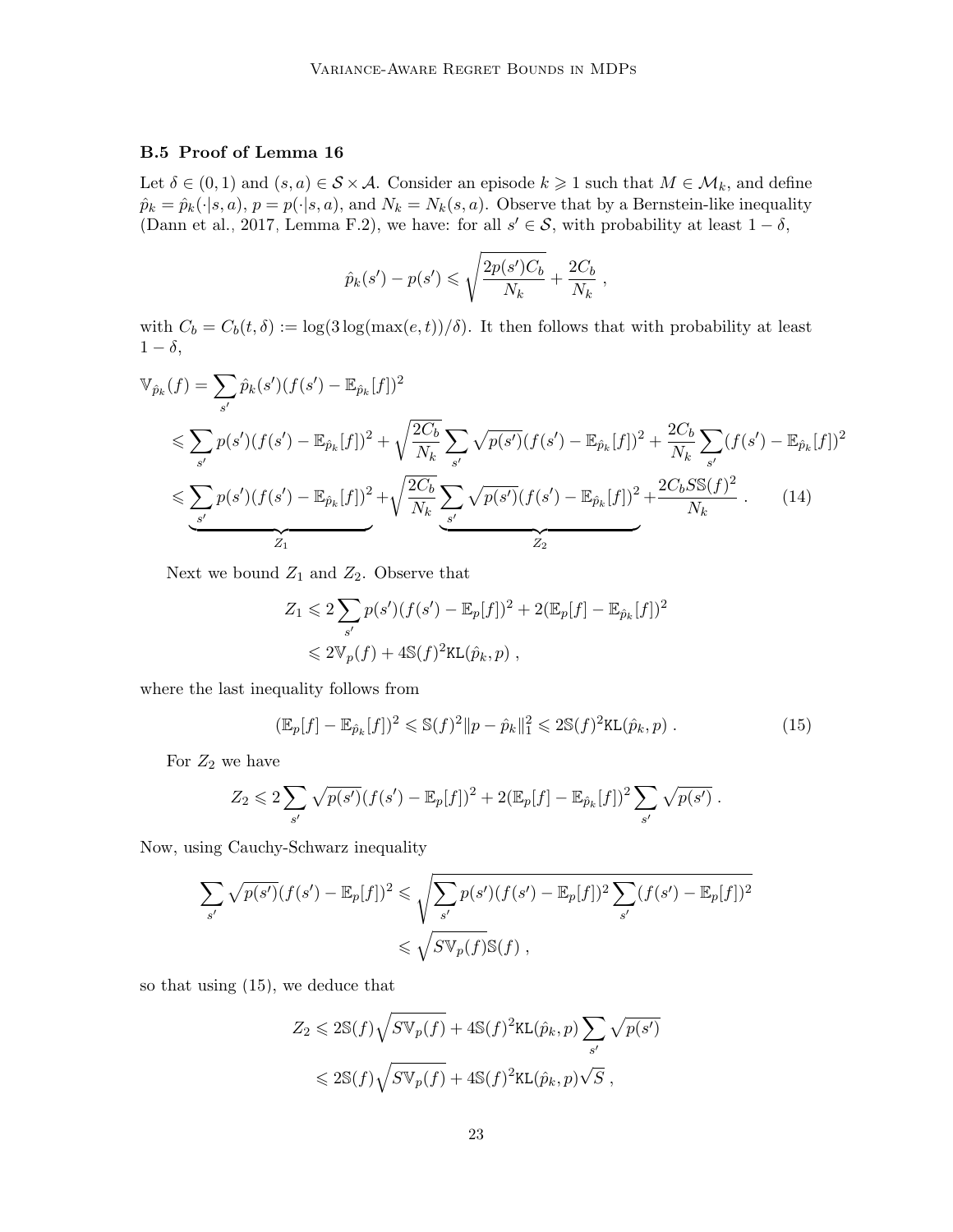### B.5 Proof of Lemma 16

Let $\delta \in (0,1)$ and $(s,a) \in \mathcal{S} \times \mathcal{A}$. Consider an episode $k \geqslant 1$ such that $M \in \mathcal{M}_k$, and define $\hat{p}_k = \hat{p}_k(\cdot|s,a)$, $p = p(\cdot|s,a)$, and $N_k = N_k(s,a)$. Observe that by a Bernstein-like inequality (Dann et al., 2017, Lemma F.2), we have: for all $s' \in \mathcal{S}$, with probability at least $1-\delta$,

$$
\hat{p}_k(s') - p(s') \leqslant \sqrt{\frac{2p(s')C_b}{N_k}} + \frac{2C_b}{N_k} ,
$$

with $C_b = C_b(t,\delta) := \log(3\log(\max(e,t))/\delta)$. It then follows that with probability at least $1-\delta$,

$$
\begin{aligned}
\mathbb{V}_{\hat{p}_k}(f) &= \sum_{s'} \hat{p}_k(s')(f(s') - \mathbb{E}_{\hat{p}_k}[f])^2 \\
&\leqslant \sum_{s'} p(s')(f(s') - \mathbb{E}_{\hat{p}_k}[f])^2 + \sqrt{\frac{2C_b}{N_k}} \sum_{s'} \sqrt{p(s')}(f(s') - \mathbb{E}_{\hat{p}_k}[f])^2 + \frac{2C_b}{N_k}\sum_{s'}(f(s') - \mathbb{E}_{\hat{p}_k}[f])^2 \\
&\leqslant \underbrace{\sum_{s'} p(s')(f(s') - \mathbb{E}_{\hat{p}_k}[f])^2}_{Z_1} + \sqrt{\frac{2C_b}{N_k}} \underbrace{\sum_{s'} \sqrt{p(s')}(f(s') - \mathbb{E}_{\hat{p}_k}[f])^2}_{Z_2} + \frac{2C_b S \mathbb{S}(f)^2}{N_k} . \qquad (14)
\end{aligned}
$$

Next we bound $Z_1$ and $Z_2$. Observe that

$$
\begin{aligned}
Z_1 &\leqslant 2\sum_{s'} p(s')(f(s') - \mathbb{E}_p[f])^2 + 2(\mathbb{E}_p[f] - \mathbb{E}_{\hat{p}_k}[f])^2 \\
&\leqslant 2\mathbb{V}_p(f) + 4\mathbb{S}(f)^2 \mathtt{KL}(\hat{p}_k, p) ,
\end{aligned}
$$

where the last inequality follows from

$$
(\mathbb{E}_p[f] - \mathbb{E}_{\hat{p}_k}[f])^2 \leqslant \mathbb{S}(f)^2 \|p - \hat{p}_k\|_1^2 \leqslant 2\mathbb{S}(f)^2 \mathtt{KL}(\hat{p}_k, p) . \qquad (15)
$$

For $Z_2$ we have

$$
Z_2 \leqslant 2\sum_{s'} \sqrt{p(s')}(f(s') - \mathbb{E}_p[f])^2 + 2(\mathbb{E}_p[f] - \mathbb{E}_{\hat{p}_k}[f])^2 \sum_{s'} \sqrt{p(s')} .
$$

Now, using Cauchy-Schwarz inequality

$$
\begin{aligned}
\sum_{s'} \sqrt{p(s')}(f(s') - \mathbb{E}_p[f])^2 &\leqslant \sqrt{\sum_{s'} p(s')(f(s') - \mathbb{E}_p[f])^2 \sum_{s'}(f(s') - \mathbb{E}_p[f])^2} \\
&\leqslant \sqrt{S\mathbb{V}_p(f)}\mathbb{S}(f) ,
\end{aligned}
$$

so that using (15), we deduce that

$$
\begin{aligned}
Z_2 &\leqslant 2\mathbb{S}(f)\sqrt{S\mathbb{V}_p(f)} + 4\mathbb{S}(f)^2 \mathtt{KL}(\hat{p}_k, p) \sum_{s'} \sqrt{p(s')} \\
&\leqslant 2\mathbb{S}(f)\sqrt{S\mathbb{V}_p(f)} + 4\mathbb{S}(f)^2 \mathtt{KL}(\hat{p}_k, p)\sqrt{S} ,
\end{aligned}
$$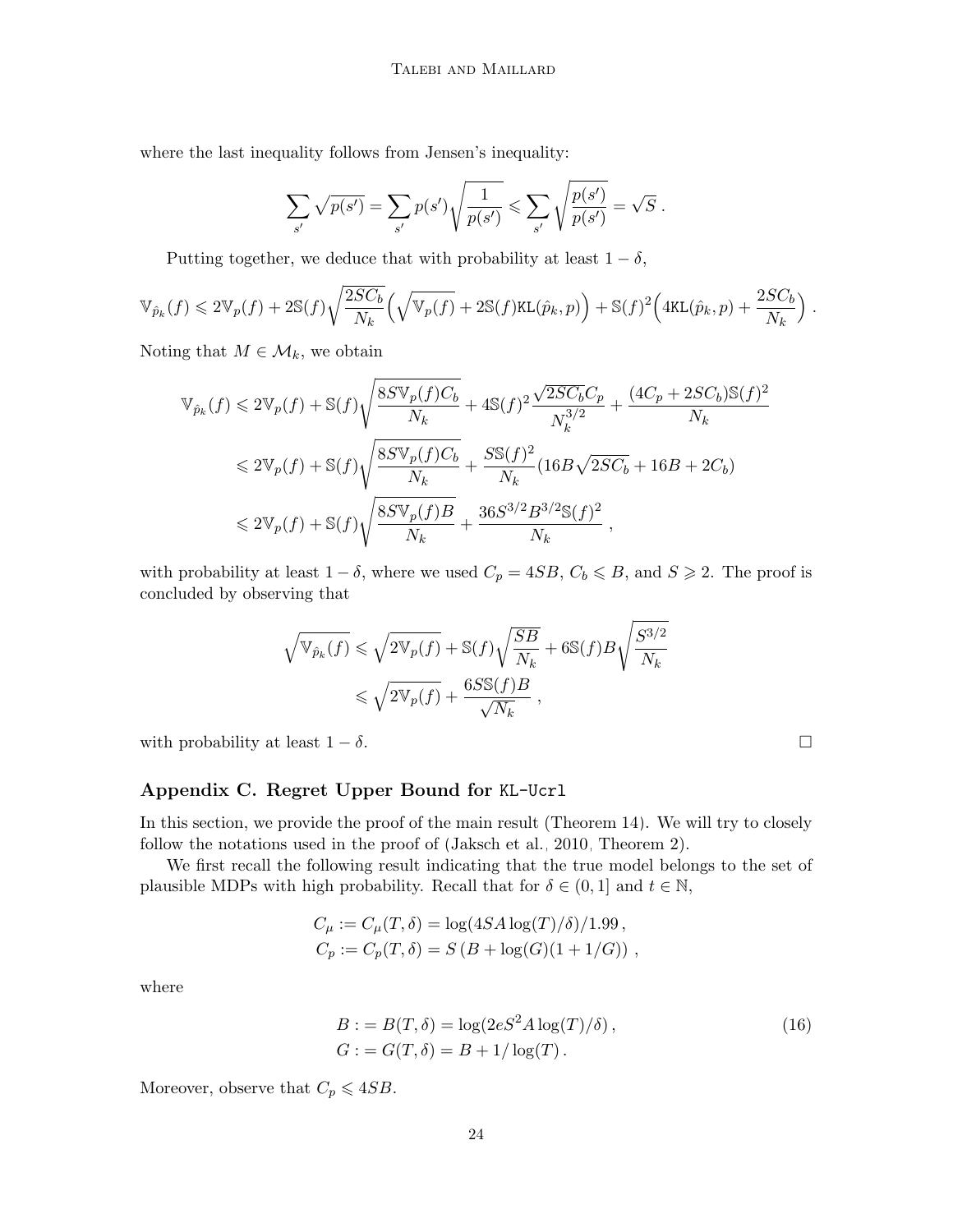where the last inequality follows from Jensen's inequality:

$$\sum_{s'} \sqrt{p(s')} = \sum_{s'} p(s') \sqrt{\frac{1}{p(s')}} \leqslant \sum_{s'} \sqrt{\frac{p(s')}{p(s')}} = \sqrt{S} \, .$$

Putting together, we deduce that with probability at least $1-\delta$,

$$\mathbb{V}_{\hat{p}_k}(f) \leqslant 2\mathbb{V}_p(f) + 2\mathbb{S}(f)\sqrt{\frac{2SC_b}{N_k}}\Big(\sqrt{\mathbb{V}_p(f)} + 2\mathbb{S}(f)\mathtt{KL}(\hat{p}_k, p)\Big) + \mathbb{S}(f)^2\Big(4\mathtt{KL}(\hat{p}_k, p) + \frac{2SC_b}{N_k}\Big) \, .$$

Noting that $M \in \mathcal{M}_k$, we obtain

$$\begin{aligned}
\mathbb{V}_{\hat{p}_k}(f) &\leqslant 2\mathbb{V}_p(f) + \mathbb{S}(f)\sqrt{\frac{8S\mathbb{V}_p(f)C_b}{N_k}} + 4\mathbb{S}(f)^2\frac{\sqrt{2SC_b}C_p}{N_k^{3/2}} + \frac{(4C_p + 2SC_b)\mathbb{S}(f)^2}{N_k} \\
&\leqslant 2\mathbb{V}_p(f) + \mathbb{S}(f)\sqrt{\frac{8S\mathbb{V}_p(f)C_b}{N_k}} + \frac{S\mathbb{S}(f)^2}{N_k}(16B\sqrt{2SC_b} + 16B + 2C_b) \\
&\leqslant 2\mathbb{V}_p(f) + \mathbb{S}(f)\sqrt{\frac{8S\mathbb{V}_p(f)B}{N_k}} + \frac{36S^{3/2}B^{3/2}\mathbb{S}(f)^2}{N_k} \, ,
\end{aligned}$$

with probability at least $1-\delta$, where we used $C_p = 4SB$, $C_b \leqslant B$, and $S \geqslant 2$. The proof is concluded by observing that

$$\begin{aligned}
\sqrt{\mathbb{V}_{\hat{p}_k}(f)} &\leqslant \sqrt{2\mathbb{V}_p(f)} + \mathbb{S}(f)\sqrt{\frac{SB}{N_k}} + 6\mathbb{S}(f)B\sqrt{\frac{S^{3/2}}{N_k}} \\
&\leqslant \sqrt{2\mathbb{V}_p(f)} + \frac{6S\mathbb{S}(f)B}{\sqrt{N_k}} \, ,
\end{aligned}$$

with probability at least $1-\delta$. □

## Appendix C. Regret Upper Bound for KL-Ucrl

In this section, we provide the proof of the main result (Theorem 14). We will try to closely follow the notations used in the proof of (Jaksch et al., 2010, Theorem 2).

We first recall the following result indicating that the true model belongs to the set of plausible MDPs with high probability. Recall that for $\delta \in (0, 1]$ and $t \in \mathbb{N}$,

$$\begin{aligned}
C_\mu &:= C_\mu(T, \delta) = \log(4SA\log(T)/\delta)/1.99 \, , \\
C_p &:= C_p(T, \delta) = S\left(B + \log(G)(1 + 1/G)\right) \, ,
\end{aligned}$$

where

$$\begin{aligned}
B &:= B(T, \delta) = \log(2eS^2A\log(T)/\delta) \, , \\
G &:= G(T, \delta) = B + 1/\log(T) \, .
\end{aligned} \tag{16}$$

Moreover, observe that $C_p \leqslant 4SB$.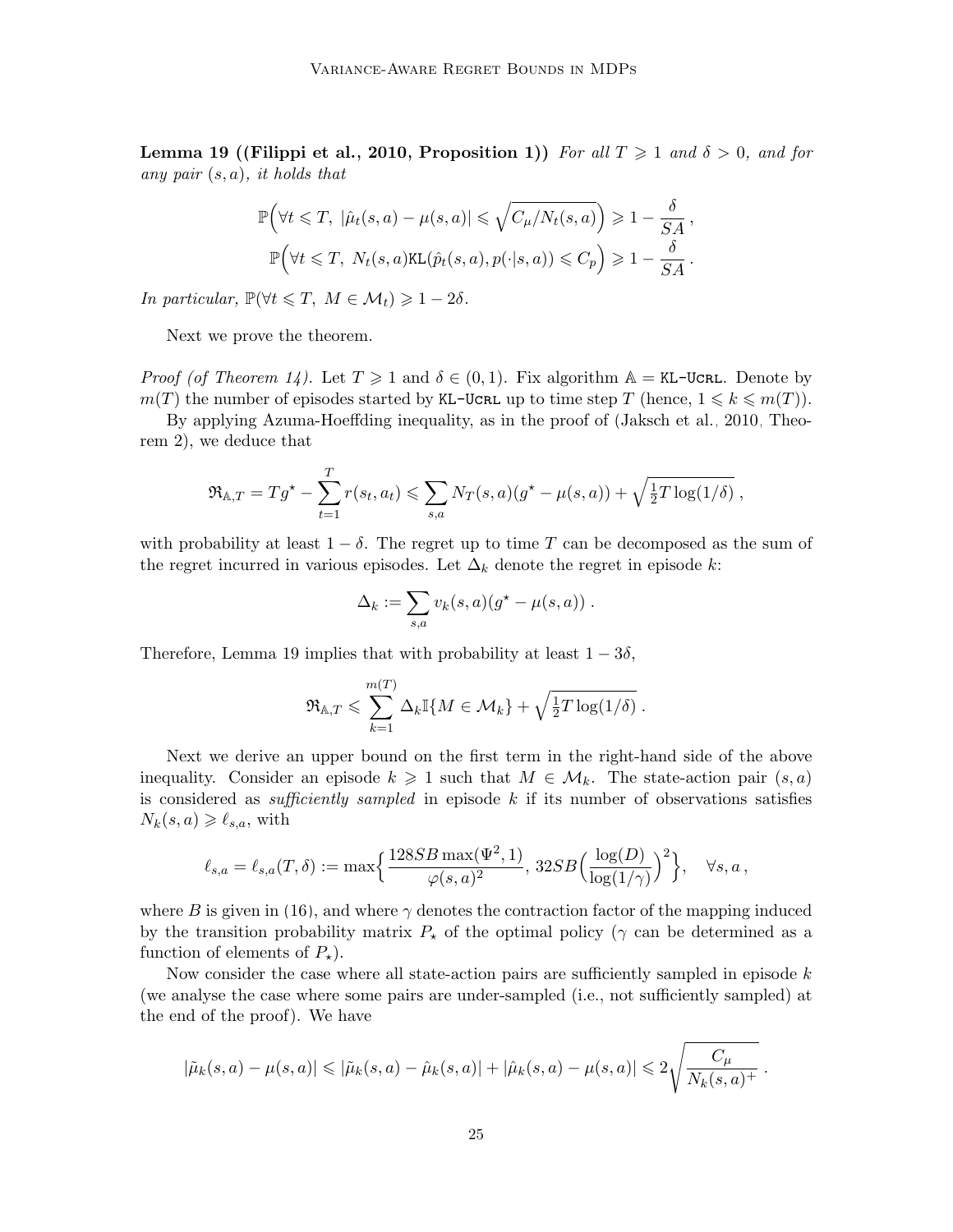**Lemma 19 ((Filippi et al., 2010, Proposition 1))** *For all $T \geqslant 1$ and $\delta > 0$, and for any pair $(s,a)$, it holds that*

$$\mathbb{P}\Big(\forall t \leqslant T,\ |\hat{\mu}_t(s,a) - \mu(s,a)| \leqslant \sqrt{C_\mu / N_t(s,a)}\Big) \geqslant 1 - \frac{\delta}{SA}\,,$$

$$\mathbb{P}\Big(\forall t \leqslant T,\ N_t(s,a)\texttt{KL}(\hat{p}_t(s,a), p(\cdot|s,a)) \leqslant C_p\Big) \geqslant 1 - \frac{\delta}{SA}\,.$$

*In particular, $\mathbb{P}(\forall t \leqslant T,\ M \in \mathcal{M}_t) \geqslant 1 - 2\delta$.*

Next we prove the theorem.

*Proof (of Theorem 14).* Let $T \geqslant 1$ and $\delta \in (0,1)$. Fix algorithm $\mathbb{A} = \texttt{KL-UCRL}$. Denote by $m(T)$ the number of episodes started by KL-UCRL up to time step $T$ (hence, $1 \leqslant k \leqslant m(T)$).

By applying Azuma-Hoeffding inequality, as in the proof of (Jaksch et al., 2010, Theorem 2), we deduce that

$$\mathfrak{R}_{\mathbb{A},T} = Tg^\star - \sum_{t=1}^T r(s_t, a_t) \leqslant \sum_{s,a} N_T(s,a)(g^\star - \mu(s,a)) + \sqrt{\tfrac{1}{2}T\log(1/\delta)}\,,$$

with probability at least $1-\delta$. The regret up to time $T$ can be decomposed as the sum of the regret incurred in various episodes. Let $\Delta_k$ denote the regret in episode $k$:

$$\Delta_k := \sum_{s,a} v_k(s,a)(g^\star - \mu(s,a))\,.$$

Therefore, Lemma 19 implies that with probability at least $1 - 3\delta$,

$$\mathfrak{R}_{\mathbb{A},T} \leqslant \sum_{k=1}^{m(T)} \Delta_k \mathbb{I}\{M \in \mathcal{M}_k\} + \sqrt{\tfrac{1}{2}T\log(1/\delta)}\,.$$

Next we derive an upper bound on the first term in the right-hand side of the above inequality. Consider an episode $k \geqslant 1$ such that $M \in \mathcal{M}_k$. The state-action pair $(s,a)$ is considered as *sufficiently sampled* in episode $k$ if its number of observations satisfies $N_k(s,a) \geqslant \ell_{s,a}$, with

$$\ell_{s,a} = \ell_{s,a}(T,\delta) := \max\Big\{\frac{128SB\max(\Psi^2,1)}{\varphi(s,a)^2},\ 32SB\Big(\frac{\log(D)}{\log(1/\gamma)}\Big)^2\Big\}, \quad \forall s,a\,,$$

where $B$ is given in (16), and where $\gamma$ denotes the contraction factor of the mapping induced by the transition probability matrix $P_\star$ of the optimal policy ($\gamma$ can be determined as a function of elements of $P_\star$).

Now consider the case where all state-action pairs are sufficiently sampled in episode $k$ (we analyse the case where some pairs are under-sampled (i.e., not sufficiently sampled) at the end of the proof). We have

$$|\tilde{\mu}_k(s,a) - \mu(s,a)| \leqslant |\tilde{\mu}_k(s,a) - \hat{\mu}_k(s,a)| + |\hat{\mu}_k(s,a) - \mu(s,a)| \leqslant 2\sqrt{\frac{C_\mu}{N_k(s,a)^+}}\,.$$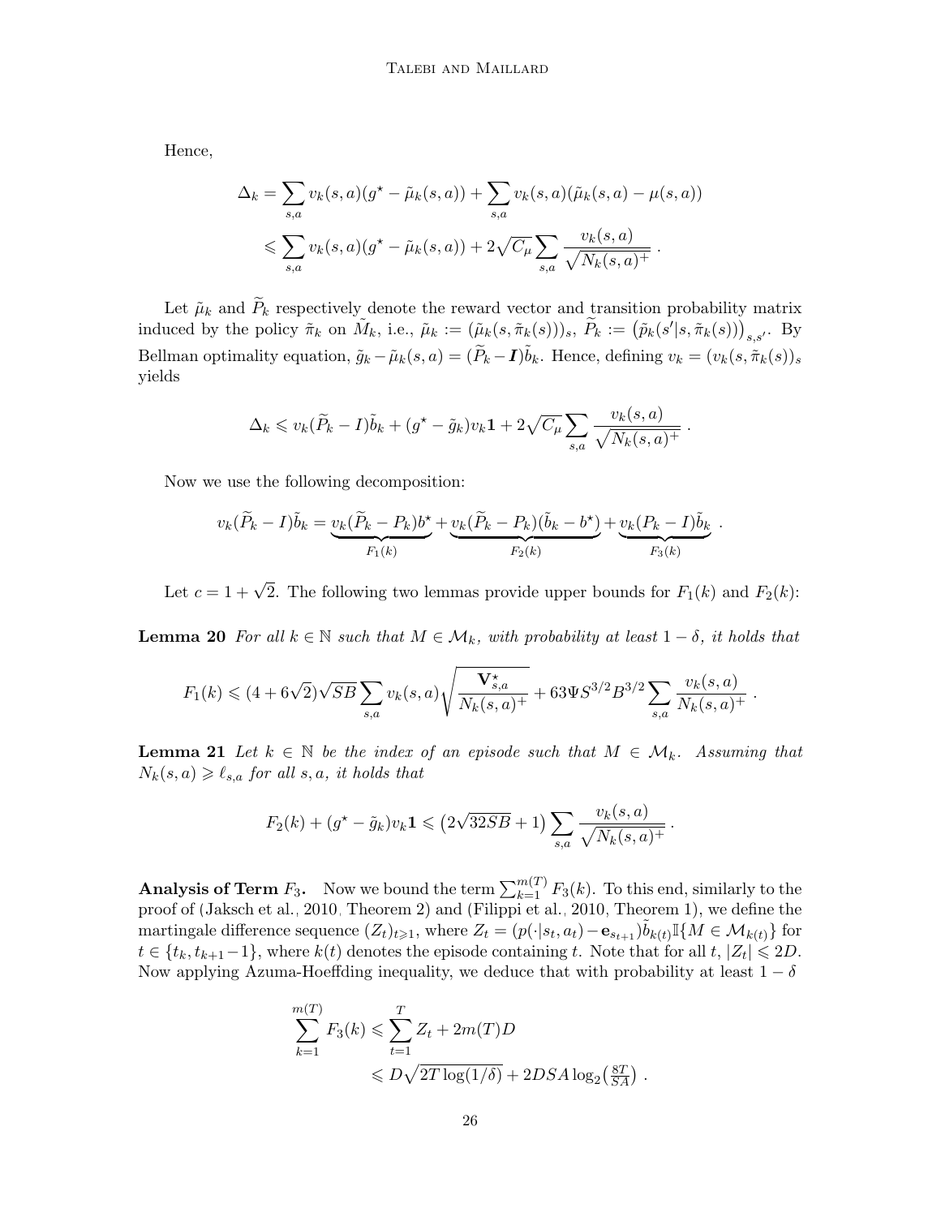Hence,

$$\Delta_k = \sum_{s,a} v_k(s,a)(g^\star - \tilde{\mu}_k(s,a)) + \sum_{s,a} v_k(s,a)(\tilde{\mu}_k(s,a) - \mu(s,a))$$
$$\leqslant \sum_{s,a} v_k(s,a)(g^\star - \tilde{\mu}_k(s,a)) + 2\sqrt{C_\mu}\sum_{s,a} \frac{v_k(s,a)}{\sqrt{N_k(s,a)^+}} \,.$$

Let $\tilde{\mu}_k$ and $\widetilde{P}_k$ respectively denote the reward vector and transition probability matrix induced by the policy $\tilde{\pi}_k$ on $\tilde{M}_k$, i.e., $\tilde{\mu}_k := (\tilde{\mu}_k(s, \tilde{\pi}_k(s)))_s$, $\widetilde{P}_k := \big(\tilde{p}_k(s'|s, \tilde{\pi}_k(s))\big)_{s,s'}$. By Bellman optimality equation, $\tilde{g}_k - \tilde{\mu}_k(s,a) = (\widetilde{P}_k - \boldsymbol{I})\tilde{b}_k$. Hence, defining $v_k = (v_k(s, \tilde{\pi}_k(s))_s$ yields

$$\Delta_k \leqslant v_k(\widetilde{P}_k - I)\tilde{b}_k + (g^\star - \tilde{g}_k)v_k\mathbf{1} + 2\sqrt{C_\mu}\sum_{s,a}\frac{v_k(s,a)}{\sqrt{N_k(s,a)^+}} \,.$$

Now we use the following decomposition:

$$v_k(\widetilde{P}_k - I)\tilde{b}_k = \underbrace{v_k(\widetilde{P}_k - P_k)b^\star}_{F_1(k)} + \underbrace{v_k(\widetilde{P}_k - P_k)(\tilde{b}_k - b^\star)}_{F_2(k)} + \underbrace{v_k(P_k - I)\tilde{b}_k}_{F_3(k)} \,.$$

Let $c = 1 + \sqrt{2}$. The following two lemmas provide upper bounds for $F_1(k)$ and $F_2(k)$:

**Lemma 20** *For all $k \in \mathbb{N}$ such that $M \in \mathcal{M}_k$, with probability at least $1 - \delta$, it holds that*

$$F_1(k) \leqslant (4 + 6\sqrt{2})\sqrt{SB}\sum_{s,a} v_k(s,a)\sqrt{\frac{\mathbf{V}^\star_{s,a}}{N_k(s,a)^+}} + 63\Psi S^{3/2}B^{3/2}\sum_{s,a}\frac{v_k(s,a)}{N_k(s,a)^+} \,.$$

**Lemma 21** *Let $k \in \mathbb{N}$ be the index of an episode such that $M \in \mathcal{M}_k$. Assuming that $N_k(s,a) \geqslant \ell_{s,a}$ for all $s, a$, it holds that*

$$F_2(k) + (g^\star - \tilde{g}_k)v_k\mathbf{1} \leqslant \big(2\sqrt{32SB} + 1\big)\sum_{s,a}\frac{v_k(s,a)}{\sqrt{N_k(s,a)^+}} \,.$$

**Analysis of Term $F_3$.** Now we bound the term $\sum_{k=1}^{m(T)} F_3(k)$. To this end, similarly to the proof of (Jaksch et al., 2010, Theorem 2) and (Filippi et al., 2010, Theorem 1), we define the martingale difference sequence $(Z_t)_{t\geqslant 1}$, where $Z_t = (p(\cdot|s_t, a_t) - \mathbf{e}_{s_{t+1}})\tilde{b}_{k(t)}\mathbb{I}\{M \in \mathcal{M}_{k(t)}\}$ for $t \in \{t_k, t_{k+1}-1\}$, where $k(t)$ denotes the episode containing $t$. Note that for all $t$, $|Z_t| \leqslant 2D$. Now applying Azuma-Hoeffding inequality, we deduce that with probability at least $1 - \delta$

$$\sum_{k=1}^{m(T)} F_3(k) \leqslant \sum_{t=1}^{T} Z_t + 2m(T)D$$
$$\leqslant D\sqrt{2T\log(1/\delta)} + 2DSA\log_2\!\big(\tfrac{8T}{SA}\big) \,.$$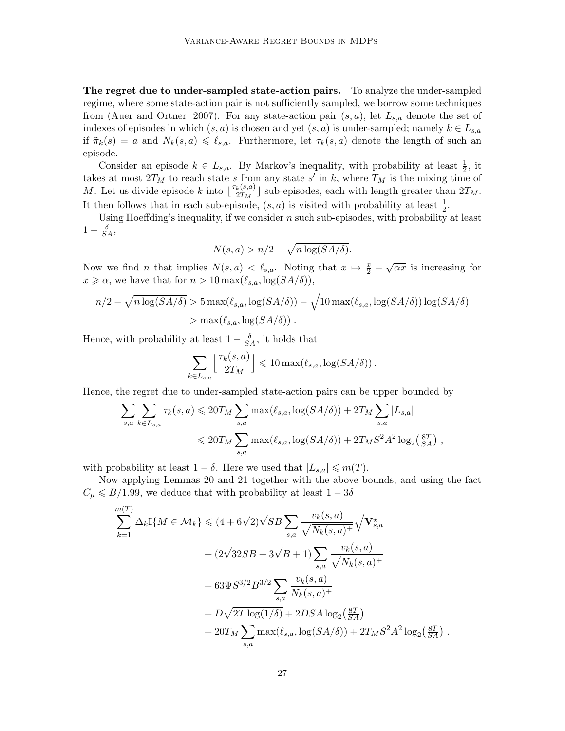**The regret due to under-sampled state-action pairs.** To analyze the under-sampled regime, where some state-action pair is not sufficiently sampled, we borrow some techniques from (Auer and Ortner, 2007). For any state-action pair $(s,a)$, let $L_{s,a}$ denote the set of indexes of episodes in which $(s,a)$ is chosen and yet $(s,a)$ is under-sampled; namely $k \in L_{s,a}$ if $\tilde{\pi}_k(s) = a$ and $N_k(s,a) \leqslant \ell_{s,a}$. Furthermore, let $\tau_k(s,a)$ denote the length of such an episode.

Consider an episode $k \in L_{s,a}$. By Markov's inequality, with probability at least $\frac{1}{2}$, it takes at most $2T_M$ to reach state $s$ from any state $s'$ in $k$, where $T_M$ is the mixing time of $M$. Let us divide episode $k$ into $\lfloor \frac{\tau_k(s,a)}{2T_M} \rfloor$ sub-episodes, each with length greater than $2T_M$. It then follows that in each sub-episode, $(s,a)$ is visited with probability at least $\frac{1}{2}$.

Using Hoeffding's inequality, if we consider $n$ such sub-episodes, with probability at least $1 - \frac{\delta}{SA}$,

$$N(s,a) > n/2 - \sqrt{n \log(SA/\delta)}.$$

Now we find $n$ that implies $N(s,a) < \ell_{s,a}$. Noting that $x \mapsto \frac{x}{2} - \sqrt{\alpha x}$ is increasing for $x \geqslant \alpha$, we have that for $n > 10 \max(\ell_{s,a}, \log(SA/\delta))$,

$$\begin{aligned}
n/2 - \sqrt{n \log(SA/\delta)} &> 5 \max(\ell_{s,a}, \log(SA/\delta)) - \sqrt{10 \max(\ell_{s,a}, \log(SA/\delta)) \log(SA/\delta)} \\
&> \max(\ell_{s,a}, \log(SA/\delta)) \, .
\end{aligned}$$

Hence, with probability at least $1 - \frac{\delta}{SA}$, it holds that

$$\sum_{k \in L_{s,a}} \Big\lfloor \frac{\tau_k(s,a)}{2T_M} \Big\rfloor \leqslant 10 \max(\ell_{s,a}, \log(SA/\delta)) \, .$$

Hence, the regret due to under-sampled state-action pairs can be upper bounded by

$$\begin{aligned}
\sum_{s,a} \sum_{k \in L_{s,a}} \tau_k(s,a) &\leqslant 20 T_M \sum_{s,a} \max(\ell_{s,a}, \log(SA/\delta)) + 2T_M \sum_{s,a} |L_{s,a}| \\
&\leqslant 20 T_M \sum_{s,a} \max(\ell_{s,a}, \log(SA/\delta)) + 2T_M S^2 A^2 \log_2\big(\tfrac{8T}{SA}\big) \, ,
\end{aligned}$$

with probability at least $1 - \delta$. Here we used that $|L_{s,a}| \leqslant m(T)$.

Now applying Lemmas 20 and 21 together with the above bounds, and using the fact $C_\mu \leqslant B/1.99$, we deduce that with probability at least $1 - 3\delta$

$$\begin{aligned}
\sum_{k=1}^{m(T)} \Delta_k \mathbb{I}\{M \in \mathcal{M}_k\} &\leqslant (4 + 6\sqrt{2})\sqrt{SB} \sum_{s,a} \frac{v_k(s,a)}{\sqrt{N_k(s,a)^+}} \sqrt{\mathbf{V}^\star_{s,a}} \\
&\quad + (2\sqrt{32SB} + 3\sqrt{B} + 1) \sum_{s,a} \frac{v_k(s,a)}{\sqrt{N_k(s,a)^+}} \\
&\quad + 63 \Psi S^{3/2} B^{3/2} \sum_{s,a} \frac{v_k(s,a)}{N_k(s,a)^+} \\
&\quad + D\sqrt{2T \log(1/\delta)} + 2DSA \log_2\big(\tfrac{8T}{SA}\big) \\
&\quad + 20 T_M \sum_{s,a} \max(\ell_{s,a}, \log(SA/\delta)) + 2T_M S^2 A^2 \log_2\big(\tfrac{8T}{SA}\big) \, .
\end{aligned}$$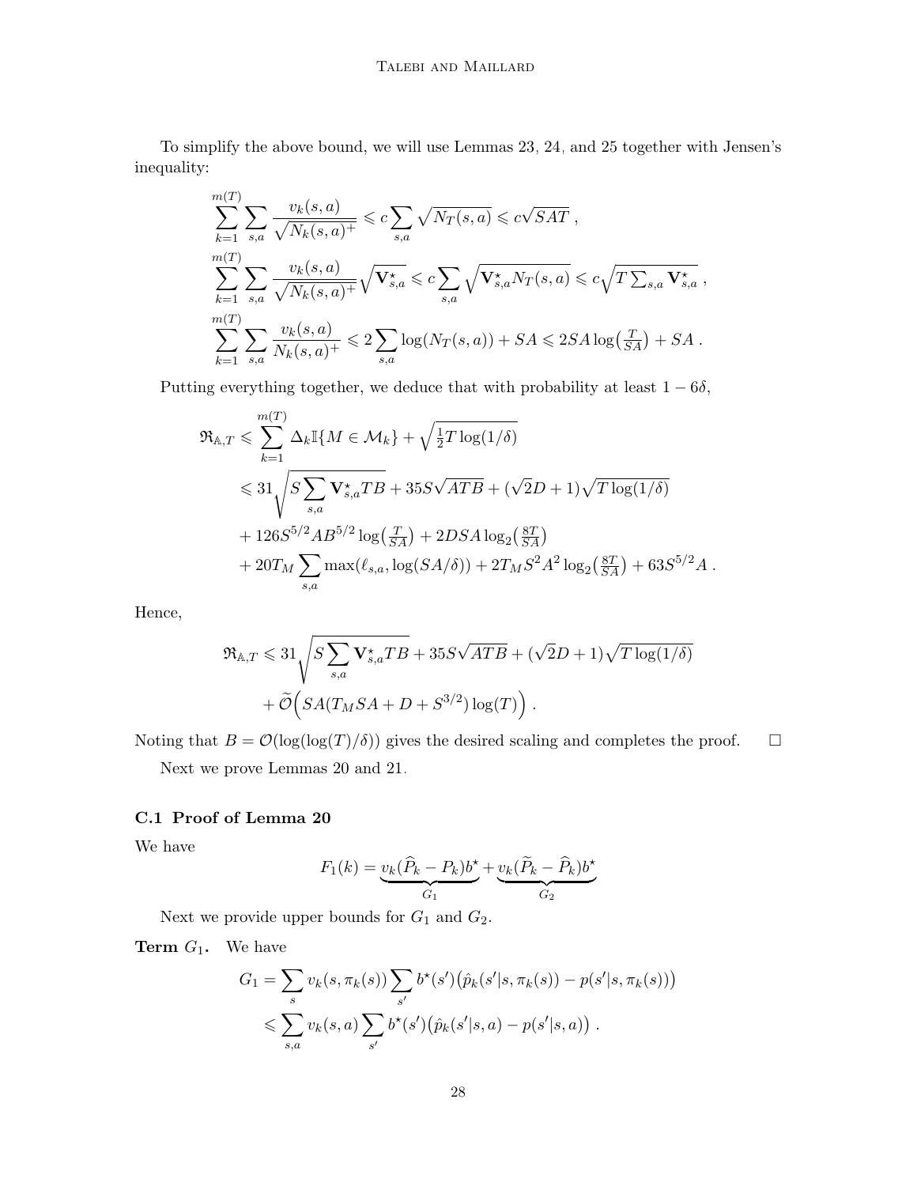To simplify the above bound, we will use Lemmas 23, 24, and 25 together with Jensen's inequality:

$$
\begin{aligned}
&\sum_{k=1}^{m(T)} \sum_{s,a} \frac{v_k(s,a)}{\sqrt{N_k(s,a)^+}} \leqslant c \sum_{s,a} \sqrt{N_T(s,a)} \leqslant c\sqrt{SAT} \,, \\
&\sum_{k=1}^{m(T)} \sum_{s,a} \frac{v_k(s,a)}{\sqrt{N_k(s,a)^+}} \sqrt{\mathbf{V}^\star_{s,a}} \leqslant c \sum_{s,a} \sqrt{\mathbf{V}^\star_{s,a} N_T(s,a)} \leqslant c\sqrt{T \textstyle\sum_{s,a} \mathbf{V}^\star_{s,a}} \,, \\
&\sum_{k=1}^{m(T)} \sum_{s,a} \frac{v_k(s,a)}{N_k(s,a)^+} \leqslant 2\sum_{s,a} \log(N_T(s,a)) + SA \leqslant 2SA\log\big(\tfrac{T}{SA}\big) + SA \,.
\end{aligned}
$$

Putting everything together, we deduce that with probability at least $1-6\delta$,

$$
\begin{aligned}
\mathfrak{R}_{\mathbb{A},T} &\leqslant \sum_{k=1}^{m(T)} \Delta_k \mathbb{I}\{M \in \mathcal{M}_k\} + \sqrt{\tfrac{1}{2} T \log(1/\delta)} \\
&\leqslant 31\sqrt{S\sum_{s,a} \mathbf{V}^\star_{s,a} TB} + 35S\sqrt{ATB} + (\sqrt{2}D+1)\sqrt{T\log(1/\delta)} \\
&\quad + 126 S^{5/2} A B^{5/2} \log\big(\tfrac{T}{SA}\big) + 2DSA\log_2\big(\tfrac{8T}{SA}\big) \\
&\quad + 20 T_M \sum_{s,a} \max(\ell_{s,a}, \log(SA/\delta)) + 2T_M S^2 A^2 \log_2\big(\tfrac{8T}{SA}\big) + 63 S^{5/2} A \,.
\end{aligned}
$$

Hence,

$$
\begin{aligned}
\mathfrak{R}_{\mathbb{A},T} &\leqslant 31\sqrt{S\sum_{s,a} \mathbf{V}^\star_{s,a} TB} + 35S\sqrt{ATB} + (\sqrt{2}D+1)\sqrt{T\log(1/\delta)} \\
&\quad + \widetilde{\mathcal{O}}\Big(SA(T_M SA + D + S^{3/2})\log(T)\Big) \,.
\end{aligned}
$$

Noting that $B = \mathcal{O}(\log(\log(T)/\delta))$ gives the desired scaling and completes the proof. □

Next we prove Lemmas 20 and 21.

### C.1 Proof of Lemma 20

We have

$$
F_1(k) = \underbrace{v_k(\widehat{P}_k - P_k)b^\star}_{G_1} + \underbrace{v_k(\widetilde{P}_k - \widehat{P}_k)b^\star}_{G_2}
$$

Next we provide upper bounds for $G_1$ and $G_2$.

**Term $G_1$.** We have

$$
\begin{aligned}
G_1 &= \sum_s v_k(s,\pi_k(s)) \sum_{s'} b^\star(s')\big(\hat{p}_k(s'|s,\pi_k(s)) - p(s'|s,\pi_k(s))\big) \\
&\leqslant \sum_{s,a} v_k(s,a) \sum_{s'} b^\star(s')\big(\hat{p}_k(s'|s,a) - p(s'|s,a)\big) \,.
\end{aligned}
$$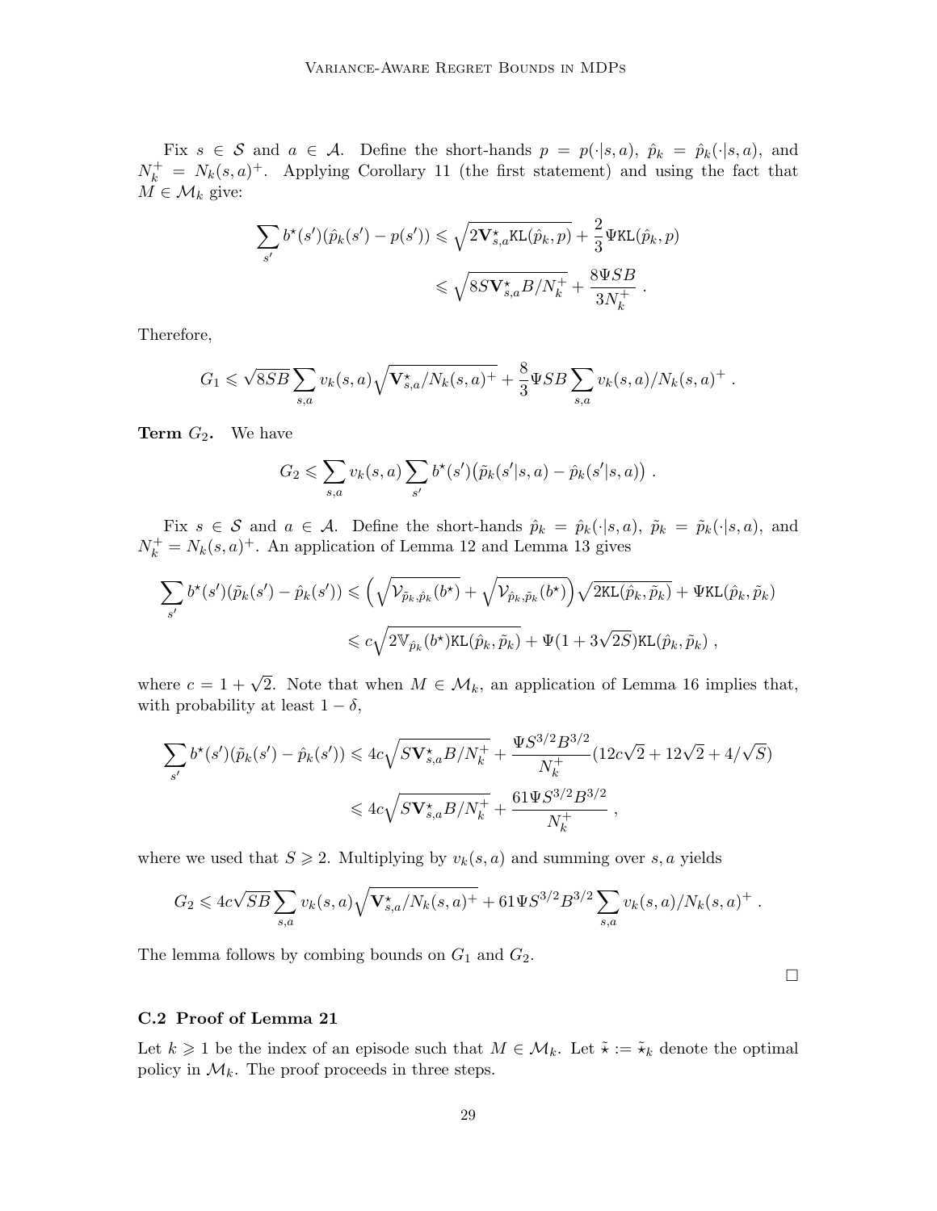Fix $s \in \mathcal{S}$ and $a \in \mathcal{A}$. Define the short-hands $p = p(\cdot|s,a)$, $\hat{p}_k = \hat{p}_k(\cdot|s,a)$, and $N_k^+ = N_k(s,a)^+$. Applying Corollary 11 (the first statement) and using the fact that $M \in \mathcal{M}_k$ give:

$$
\begin{aligned}
\sum_{s'} b^\star(s')(\hat{p}_k(s') - p(s')) &\leqslant \sqrt{2\mathbf{V}^\star_{s,a}\mathtt{KL}(\hat{p}_k, p)} + \frac{2}{3}\Psi \mathtt{KL}(\hat{p}_k, p) \\
&\leqslant \sqrt{8S\mathbf{V}^\star_{s,a}B/N_k^+} + \frac{8\Psi SB}{3N_k^+} \, .
\end{aligned}
$$

Therefore,

$$
G_1 \leqslant \sqrt{8SB}\sum_{s,a} v_k(s,a)\sqrt{\mathbf{V}^\star_{s,a}/N_k(s,a)^+} + \frac{8}{3}\Psi SB \sum_{s,a} v_k(s,a)/N_k(s,a)^+ \, .
$$

**Term $G_2$.** We have

$$
G_2 \leqslant \sum_{s,a} v_k(s,a)\sum_{s'} b^\star(s')\big(\tilde{p}_k(s'|s,a) - \hat{p}_k(s'|s,a)\big) \, .
$$

Fix $s \in \mathcal{S}$ and $a \in \mathcal{A}$. Define the short-hands $\hat{p}_k = \hat{p}_k(\cdot|s,a)$, $\tilde{p}_k = \tilde{p}_k(\cdot|s,a)$, and $N_k^+ = N_k(s,a)^+$. An application of Lemma 12 and Lemma 13 gives

$$
\begin{aligned}
\sum_{s'} b^\star(s')(\tilde{p}_k(s') - \hat{p}_k(s')) &\leqslant \Big(\sqrt{\mathcal{V}_{\tilde{p}_k,\hat{p}_k}(b^\star)} + \sqrt{\mathcal{V}_{\hat{p}_k,\tilde{p}_k}(b^\star)}\Big)\sqrt{2\mathtt{KL}(\hat{p}_k, \tilde{p}_k)} + \Psi\mathtt{KL}(\hat{p}_k, \tilde{p}_k) \\
&\leqslant c\sqrt{2\mathbb{V}_{\hat{p}_k}(b^\star)\mathtt{KL}(\hat{p}_k, \tilde{p}_k)} + \Psi(1 + 3\sqrt{2S})\mathtt{KL}(\hat{p}_k, \tilde{p}_k) \, ,
\end{aligned}
$$

where $c = 1 + \sqrt{2}$. Note that when $M \in \mathcal{M}_k$, an application of Lemma 16 implies that, with probability at least $1-\delta$,

$$
\begin{aligned}
\sum_{s'} b^\star(s')(\tilde{p}_k(s') - \hat{p}_k(s')) &\leqslant 4c\sqrt{S\mathbf{V}^\star_{s,a}B/N_k^+} + \frac{\Psi S^{3/2}B^{3/2}}{N_k^+}(12c\sqrt{2} + 12\sqrt{2} + 4/\sqrt{S}) \\
&\leqslant 4c\sqrt{S\mathbf{V}^\star_{s,a}B/N_k^+} + \frac{61\Psi S^{3/2}B^{3/2}}{N_k^+} \, ,
\end{aligned}
$$

where we used that $S \geqslant 2$. Multiplying by $v_k(s,a)$ and summing over $s,a$ yields

$$
G_2 \leqslant 4c\sqrt{SB}\sum_{s,a} v_k(s,a)\sqrt{\mathbf{V}^\star_{s,a}/N_k(s,a)^+} + 61\Psi S^{3/2}B^{3/2}\sum_{s,a} v_k(s,a)/N_k(s,a)^+ \, .
$$

The lemma follows by combing bounds on $G_1$ and $G_2$.

□

### C.2 Proof of Lemma 21

Let $k \geqslant 1$ be the index of an episode such that $M \in \mathcal{M}_k$. Let $\tilde{\star} := \tilde{\star}_k$ denote the optimal policy in $\mathcal{M}_k$. The proof proceeds in three steps.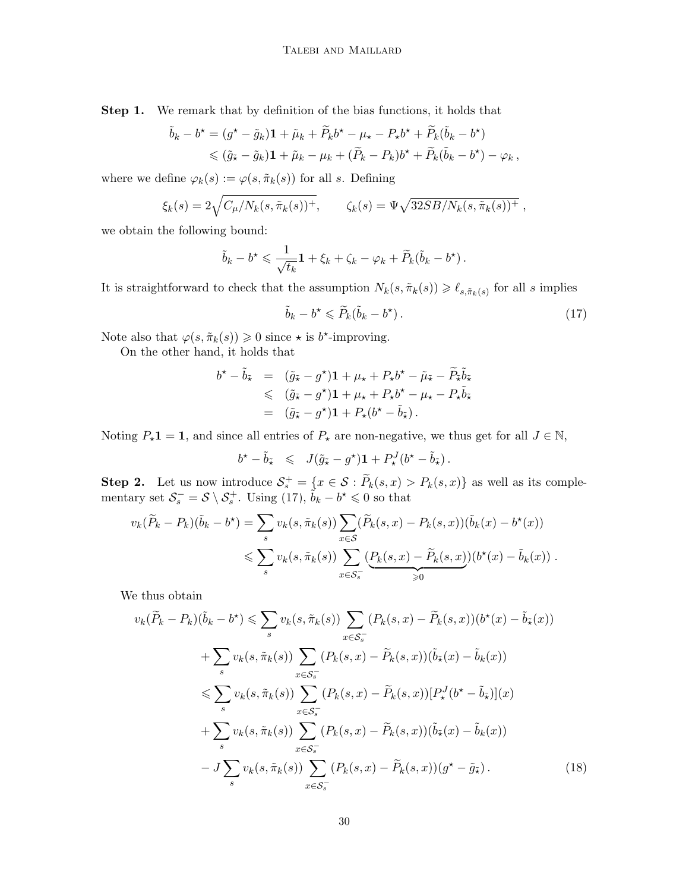**Step 1.** We remark that by definition of the bias functions, it holds that

$$
\begin{aligned}
\tilde{b}_k - b^\star &= (g^\star - \tilde{g}_k)\mathbf{1} + \tilde{\mu}_k + \widetilde{P}_k b^\star - \mu_\star - P_\star b^\star + \widetilde{P}_k(\tilde{b}_k - b^\star) \\
&\leqslant (\tilde{g}_{\tilde{\star}} - \tilde{g}_k)\mathbf{1} + \tilde{\mu}_k - \mu_k + (\widetilde{P}_k - P_k)b^\star + \widetilde{P}_k(\tilde{b}_k - b^\star) - \varphi_k \,,
\end{aligned}
$$

where we define $\varphi_k(s) := \varphi(s, \tilde{\pi}_k(s))$ for all $s$. Defining

$$
\xi_k(s) = 2\sqrt{C_\mu / N_k(s, \tilde{\pi}_k(s))^+}, \qquad \zeta_k(s) = \Psi\sqrt{32SB/N_k(s, \tilde{\pi}_k(s))^+} \,,
$$

we obtain the following bound:

$$
\tilde{b}_k - b^\star \leqslant \frac{1}{\sqrt{t_k}}\mathbf{1} + \xi_k + \zeta_k - \varphi_k + \widetilde{P}_k(\tilde{b}_k - b^\star) \,.
$$

It is straightforward to check that the assumption $N_k(s, \tilde{\pi}_k(s)) \geqslant \ell_{s,\tilde{\pi}_k(s)}$ for all $s$ implies

$$
\tilde{b}_k - b^\star \leqslant \widetilde{P}_k(\tilde{b}_k - b^\star) \,. \tag{17}
$$

Note also that $\varphi(s, \tilde{\pi}_k(s)) \geqslant 0$ since $\star$ is $b^\star$-improving.

On the other hand, it holds that

$$
\begin{aligned}
b^\star - \tilde{b}_{\tilde{\star}} &= (\tilde{g}_{\tilde{\star}} - g^\star)\mathbf{1} + \mu_\star + P_\star b^\star - \tilde{\mu}_{\tilde{\star}} - \widetilde{P}_{\tilde{\star}} \tilde{b}_{\tilde{\star}} \\
&\leqslant (\tilde{g}_{\tilde{\star}} - g^\star)\mathbf{1} + \mu_\star + P_\star b^\star - \mu_\star - P_\star \tilde{b}_{\tilde{\star}} \\
&= (\tilde{g}_{\tilde{\star}} - g^\star)\mathbf{1} + P_\star(b^\star - \tilde{b}_{\tilde{\star}}) \,.
\end{aligned}
$$

Noting $P_\star \mathbf{1} = \mathbf{1}$, and since all entries of $P_\star$ are non-negative, we thus get for all $J \in \mathbb{N}$,

$$
b^\star - \tilde{b}_{\tilde{\star}} \leqslant J(\tilde{g}_{\tilde{\star}} - g^\star)\mathbf{1} + P_\star^J(b^\star - \tilde{b}_{\tilde{\star}}) \,.
$$

**Step 2.** Let us now introduce $\mathcal{S}_s^+ = \{x \in \mathcal{S} : \widetilde{P}_k(s,x) > P_k(s,x)\}$ as well as its complementary set $\mathcal{S}_s^- = \mathcal{S} \setminus \mathcal{S}_s^+$. Using (17), $\tilde{b}_k - b^\star \leqslant 0$ so that

$$
\begin{aligned}
v_k(\widetilde{P}_k - P_k)(\tilde{b}_k - b^\star) &= \sum_s v_k(s, \tilde{\pi}_k(s)) \sum_{x \in \mathcal{S}} (\widetilde{P}_k(s,x) - P_k(s,x))(\tilde{b}_k(x) - b^\star(x)) \\
&\leqslant \sum_s v_k(s, \tilde{\pi}_k(s)) \sum_{x \in \mathcal{S}_s^-} \underbrace{(P_k(s,x) - \widetilde{P}_k(s,x))}_{\geqslant 0}(b^\star(x) - \tilde{b}_k(x)) \,.
\end{aligned}
$$

We thus obtain

$$
\begin{aligned}
v_k(\widetilde{P}_k - P_k)(\tilde{b}_k - b^\star) &\leqslant \sum_s v_k(s, \tilde{\pi}_k(s)) \sum_{x \in \mathcal{S}_s^-} (P_k(s,x) - \widetilde{P}_k(s,x))(b^\star(x) - \tilde{b}_{\tilde{\star}}(x)) \\
&\quad + \sum_s v_k(s, \tilde{\pi}_k(s)) \sum_{x \in \mathcal{S}_s^-} (P_k(s,x) - \widetilde{P}_k(s,x))(\tilde{b}_{\tilde{\star}}(x) - \tilde{b}_k(x)) \\
&\leqslant \sum_s v_k(s, \tilde{\pi}_k(s)) \sum_{x \in \mathcal{S}_s^-} (P_k(s,x) - \widetilde{P}_k(s,x))[P_\star^J(b^\star - \tilde{b}_{\tilde{\star}})](x) \\
&\quad + \sum_s v_k(s, \tilde{\pi}_k(s)) \sum_{x \in \mathcal{S}_s^-} (P_k(s,x) - \widetilde{P}_k(s,x))(\tilde{b}_{\tilde{\star}}(x) - \tilde{b}_k(x)) \\
&\quad - J \sum_s v_k(s, \tilde{\pi}_k(s)) \sum_{x \in \mathcal{S}_s^-} (P_k(s,x) - \widetilde{P}_k(s,x))(g^\star - \tilde{g}_{\tilde{\star}}) \,.
\end{aligned} \tag{18}
$$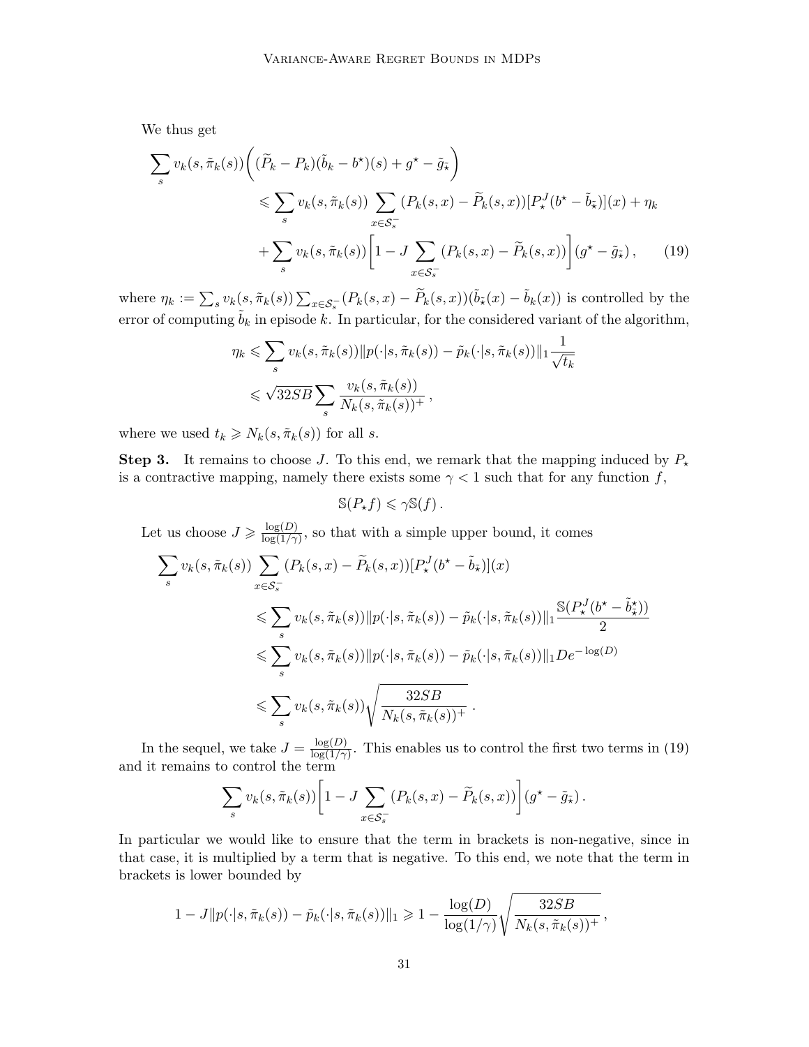We thus get

$$
\begin{aligned}
\sum_s v_k(s, \tilde{\pi}_k(s)) \bigg( (\widetilde{P}_k - P_k)(\tilde{b}_k - b^\star)(s) + g^\star - \tilde{g}_{\tilde{\star}} \bigg) \\
&\leqslant \sum_s v_k(s, \tilde{\pi}_k(s)) \sum_{x \in \mathcal{S}_s^-} (P_k(s,x) - \widetilde{P}_k(s,x)) [P_\star^J (b^\star - \tilde{b}_{\tilde{\star}})](x) + \eta_k \\
&+ \sum_s v_k(s, \tilde{\pi}_k(s)) \bigg[ 1 - J \sum_{x \in \mathcal{S}_s^-} (P_k(s,x) - \widetilde{P}_k(s,x)) \bigg] (g^\star - \tilde{g}_{\tilde{\star}}) \,, \qquad (19)
\end{aligned}
$$

where $\eta_k := \sum_s v_k(s, \tilde{\pi}_k(s)) \sum_{x \in \mathcal{S}_s^-} (P_k(s,x) - \widetilde{P}_k(s,x))(\tilde{b}_{\tilde{\star}}(x) - \tilde{b}_k(x))$ is controlled by the error of computing $\tilde{b}_k$ in episode $k$. In particular, for the considered variant of the algorithm,

$$
\begin{aligned}
\eta_k &\leqslant \sum_s v_k(s, \tilde{\pi}_k(s)) \| p(\cdot|s, \tilde{\pi}_k(s)) - \tilde{p}_k(\cdot|s, \tilde{\pi}_k(s)) \|_1 \frac{1}{\sqrt{t_k}} \\
&\leqslant \sqrt{32SB} \sum_s \frac{v_k(s, \tilde{\pi}_k(s))}{N_k(s, \tilde{\pi}_k(s))^+} \,,
\end{aligned}
$$

where we used $t_k \geqslant N_k(s, \tilde{\pi}_k(s))$ for all $s$.

**Step 3.** It remains to choose $J$. To this end, we remark that the mapping induced by $P_\star$ is a contractive mapping, namely there exists some $\gamma < 1$ such that for any function $f$,

$$
\mathbb{S}(P_\star f) \leqslant \gamma \mathbb{S}(f) \,.
$$

Let us choose $J \geqslant \frac{\log(D)}{\log(1/\gamma)}$, so that with a simple upper bound, it comes

$$
\begin{aligned}
\sum_s v_k(s, \tilde{\pi}_k(s)) \sum_{x \in \mathcal{S}_s^-} (P_k(s,x) - \widetilde{P}_k(s,x)) [P_\star^J (b^\star - \tilde{b}_{\tilde{\star}})](x) \\
&\leqslant \sum_s v_k(s, \tilde{\pi}_k(s)) \| p(\cdot|s, \tilde{\pi}_k(s)) - \tilde{p}_k(\cdot|s, \tilde{\pi}_k(s)) \|_1 \frac{\mathbb{S}(P_\star^J (b^\star - \tilde{b}_{\tilde{\star}}^\star))}{2} \\
&\leqslant \sum_s v_k(s, \tilde{\pi}_k(s)) \| p(\cdot|s, \tilde{\pi}_k(s)) - \tilde{p}_k(\cdot|s, \tilde{\pi}_k(s)) \|_1 D e^{-\log(D)} \\
&\leqslant \sum_s v_k(s, \tilde{\pi}_k(s)) \sqrt{\frac{32SB}{N_k(s, \tilde{\pi}_k(s))^+}} \,.
\end{aligned}
$$

In the sequel, we take $J = \frac{\log(D)}{\log(1/\gamma)}$. This enables us to control the first two terms in (19) and it remains to control the term

$$
\sum_s v_k(s, \tilde{\pi}_k(s)) \bigg[ 1 - J \sum_{x \in \mathcal{S}_s^-} (P_k(s,x) - \widetilde{P}_k(s,x)) \bigg] (g^\star - \tilde{g}_{\tilde{\star}}) \,.
$$

In particular we would like to ensure that the term in brackets is non-negative, since in that case, it is multiplied by a term that is negative. To this end, we note that the term in brackets is lower bounded by

$$
1 - J \| p(\cdot|s, \tilde{\pi}_k(s)) - \tilde{p}_k(\cdot|s, \tilde{\pi}_k(s)) \|_1 \geqslant 1 - \frac{\log(D)}{\log(1/\gamma)} \sqrt{\frac{32SB}{N_k(s, \tilde{\pi}_k(s))^+}} \,,
$$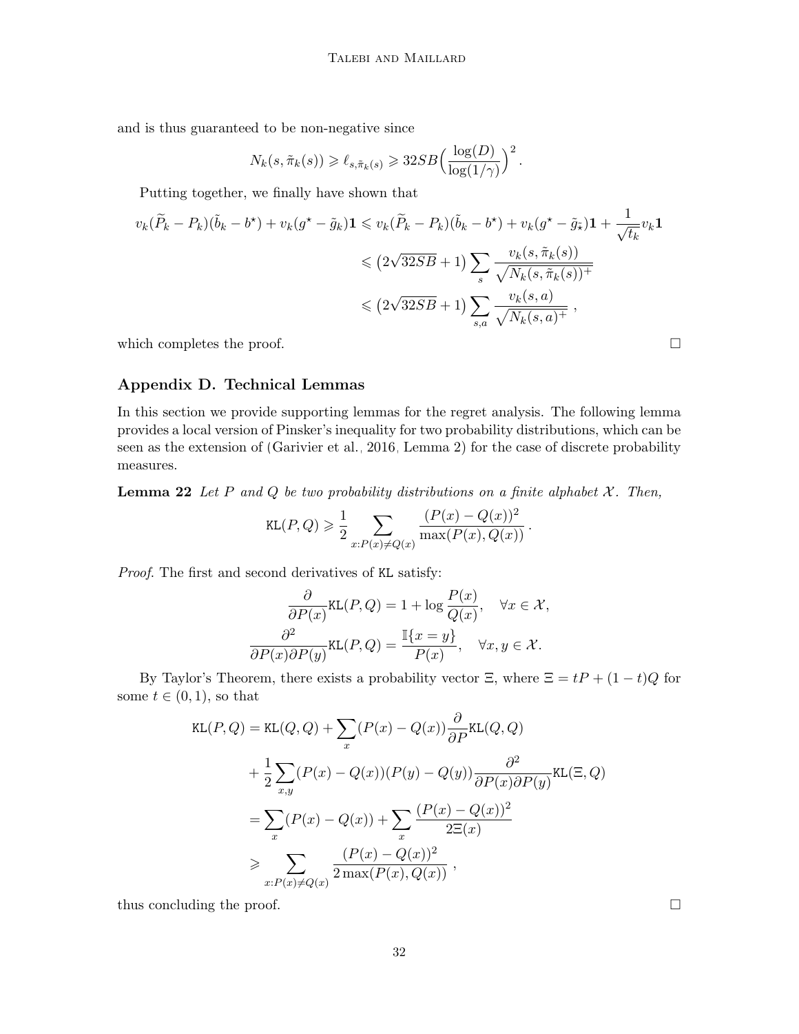and is thus guaranteed to be non-negative since

$$N_k(s, \tilde{\pi}_k(s)) \geqslant \ell_{s,\tilde{\pi}_k(s)} \geqslant 32SB\Big(\frac{\log(D)}{\log(1/\gamma)}\Big)^2 .$$

Putting together, we finally have shown that

$$\begin{aligned}
v_k(\widetilde{P}_k - P_k)(\tilde{b}_k - b^\star) + v_k(g^\star - \tilde{g}_k)\mathbf{1} &\leqslant v_k(\widetilde{P}_k - P_k)(\tilde{b}_k - b^\star) + v_k(g^\star - \tilde{g}_\star)\mathbf{1} + \frac{1}{\sqrt{t_k}} v_k \mathbf{1} \\
&\leqslant \big(2\sqrt{32SB} + 1\big) \sum_s \frac{v_k(s, \tilde{\pi}_k(s))}{\sqrt{N_k(s, \tilde{\pi}_k(s))^+}} \\
&\leqslant \big(2\sqrt{32SB} + 1\big) \sum_{s,a} \frac{v_k(s,a)}{\sqrt{N_k(s,a)^+}} \ ,
\end{aligned}$$

which completes the proof. $\square$

## Appendix D. Technical Lemmas

In this section we provide supporting lemmas for the regret analysis. The following lemma provides a local version of Pinsker's inequality for two probability distributions, which can be seen as the extension of (Garivier et al., 2016, Lemma 2) for the case of discrete probability measures.

**Lemma 22** *Let $P$ and $Q$ be two probability distributions on a finite alphabet $\mathcal{X}$. Then,*

$$\mathtt{KL}(P,Q) \geqslant \frac{1}{2} \sum_{x: P(x) \neq Q(x)} \frac{(P(x) - Q(x))^2}{\max(P(x), Q(x))} .$$

*Proof.* The first and second derivatives of $\mathtt{KL}$ satisfy:

$$\begin{aligned}
\frac{\partial}{\partial P(x)} \mathtt{KL}(P,Q) &= 1 + \log\frac{P(x)}{Q(x)}, \quad \forall x \in \mathcal{X}, \\
\frac{\partial^2}{\partial P(x) \partial P(y)} \mathtt{KL}(P,Q) &= \frac{\mathbb{I}\{x = y\}}{P(x)}, \quad \forall x, y \in \mathcal{X}.
\end{aligned}$$

By Taylor's Theorem, there exists a probability vector $\Xi$, where $\Xi = tP + (1-t)Q$ for some $t \in (0,1)$, so that

$$\begin{aligned}
\mathtt{KL}(P,Q) &= \mathtt{KL}(Q,Q) + \sum_x (P(x) - Q(x)) \frac{\partial}{\partial P} \mathtt{KL}(Q,Q) \\
&\quad + \frac{1}{2} \sum_{x,y} (P(x) - Q(x))(P(y) - Q(y)) \frac{\partial^2}{\partial P(x)\partial P(y)} \mathtt{KL}(\Xi, Q) \\
&= \sum_x (P(x) - Q(x)) + \sum_x \frac{(P(x) - Q(x))^2}{2\Xi(x)} \\
&\geqslant \sum_{x: P(x) \neq Q(x)} \frac{(P(x) - Q(x))^2}{2\max(P(x), Q(x))} \ ,
\end{aligned}$$

thus concluding the proof. $\square$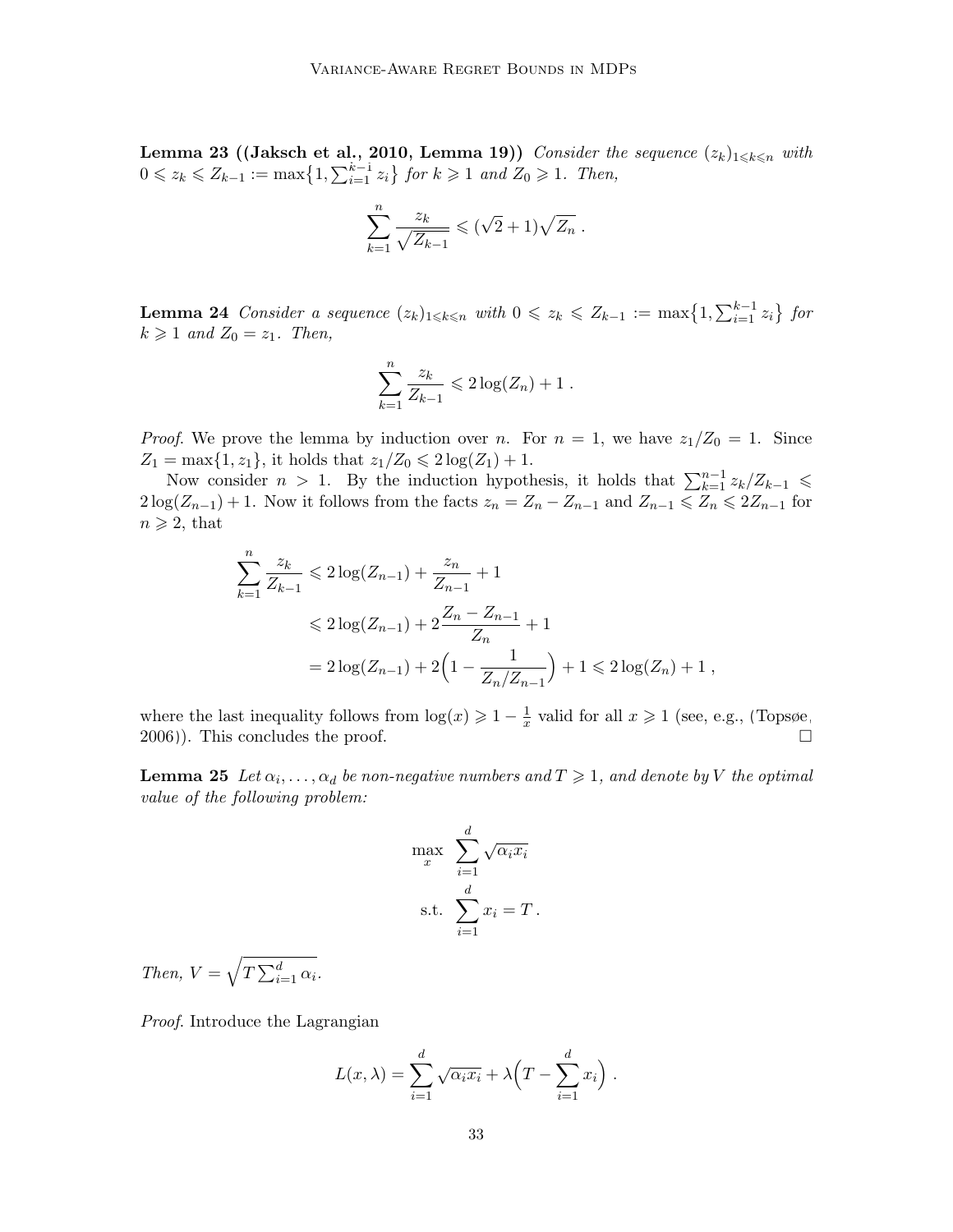**Lemma 23 ((Jaksch et al., 2010, Lemma 19))** *Consider the sequence $(z_k)_{1\leqslant k\leqslant n}$ with $0 \leqslant z_k \leqslant Z_{k-1} := \max\{1, \sum_{i=1}^{k-1} z_i\}$ for $k \geqslant 1$ and $Z_0 \geqslant 1$. Then,*

$$\sum_{k=1}^{n} \frac{z_k}{\sqrt{Z_{k-1}}} \leqslant (\sqrt{2}+1)\sqrt{Z_n}\,.$$

**Lemma 24** *Consider a sequence $(z_k)_{1\leqslant k\leqslant n}$ with $0 \leqslant z_k \leqslant Z_{k-1} := \max\{1, \sum_{i=1}^{k-1} z_i\}$ for $k \geqslant 1$ and $Z_0 = z_1$. Then,*

$$\sum_{k=1}^{n} \frac{z_k}{Z_{k-1}} \leqslant 2\log(Z_n) + 1\,.$$

*Proof*. We prove the lemma by induction over $n$. For $n = 1$, we have $z_1/Z_0 = 1$. Since $Z_1 = \max\{1, z_1\}$, it holds that $z_1/Z_0 \leqslant 2\log(Z_1) + 1$.

Now consider $n > 1$. By the induction hypothesis, it holds that $\sum_{k=1}^{n-1} z_k/Z_{k-1} \leqslant 2\log(Z_{n-1}) + 1$. Now it follows from the facts $z_n = Z_n - Z_{n-1}$ and $Z_{n-1} \leqslant Z_n \leqslant 2Z_{n-1}$ for $n \geqslant 2$, that

$$\begin{aligned}
\sum_{k=1}^{n} \frac{z_k}{Z_{k-1}} &\leqslant 2\log(Z_{n-1}) + \frac{z_n}{Z_{n-1}} + 1 \\
&\leqslant 2\log(Z_{n-1}) + 2\frac{Z_n - Z_{n-1}}{Z_n} + 1 \\
&= 2\log(Z_{n-1}) + 2\Big(1 - \frac{1}{Z_n/Z_{n-1}}\Big) + 1 \leqslant 2\log(Z_n) + 1\,,
\end{aligned}$$

where the last inequality follows from $\log(x) \geqslant 1 - \frac{1}{x}$ valid for all $x \geqslant 1$ (see, e.g., (Topsøe, 2006)). This concludes the proof. □

**Lemma 25** *Let $\alpha_i, \dots, \alpha_d$ be non-negative numbers and $T \geqslant 1$, and denote by $V$ the optimal value of the following problem:*

$$\begin{aligned}
\max_{x} &\quad \sum_{i=1}^{d} \sqrt{\alpha_i x_i} \\
\text{s.t.} &\quad \sum_{i=1}^{d} x_i = T\,.
\end{aligned}$$

*Then, $V = \sqrt{T\sum_{i=1}^{d} \alpha_i}$.*

*Proof*. Introduce the Lagrangian

$$L(x, \lambda) = \sum_{i=1}^{d} \sqrt{\alpha_i x_i} + \lambda\Big(T - \sum_{i=1}^{d} x_i\Big)\,.$$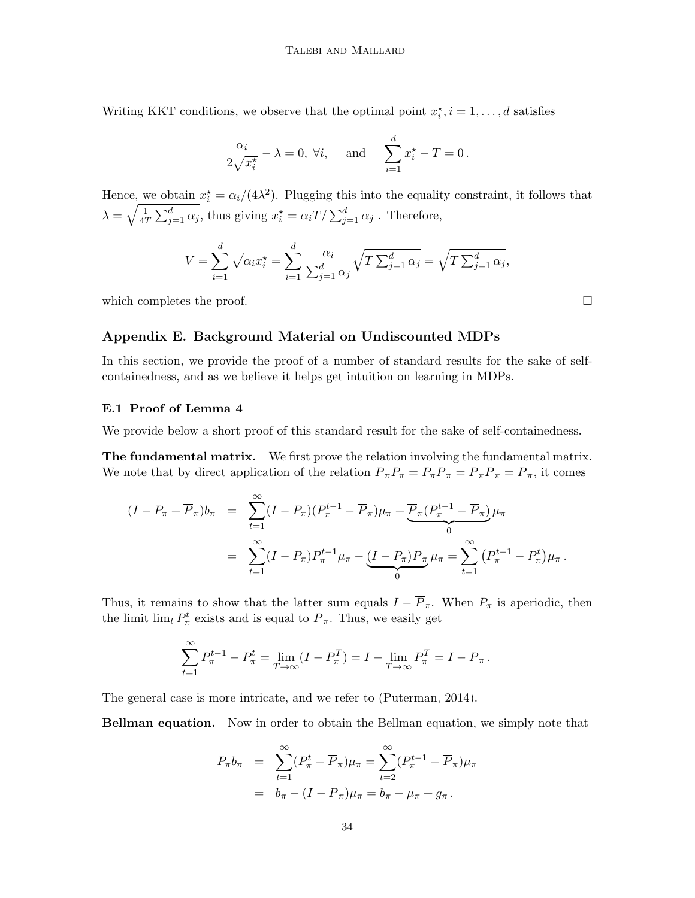Writing KKT conditions, we observe that the optimal point $x_i^\star, i = 1, \ldots, d$ satisfies

$$\frac{\alpha_i}{2\sqrt{x_i^\star}} - \lambda = 0, \ \forall i, \quad \text{ and } \quad \sum_{i=1}^d x_i^\star - T = 0\,.$$

Hence, we obtain $x_i^\star = \alpha_i/(4\lambda^2)$. Plugging this into the equality constraint, it follows that $\lambda = \sqrt{\frac{1}{4T}\sum_{j=1}^d \alpha_j}$, thus giving $x_i^\star = \alpha_i T / \sum_{j=1}^d \alpha_j$ . Therefore,

$$V = \sum_{i=1}^d \sqrt{\alpha_i x_i^\star} = \sum_{i=1}^d \frac{\alpha_i}{\sum_{j=1}^d \alpha_j}\sqrt{T\sum_{j=1}^d \alpha_j} = \sqrt{T\sum_{j=1}^d \alpha_j},$$

which completes the proof. □

## Appendix E. Background Material on Undiscounted MDPs

In this section, we provide the proof of a number of standard results for the sake of self-containedness, and as we believe it helps get intuition on learning in MDPs.

### E.1 Proof of Lemma 4

We provide below a short proof of this standard result for the sake of self-containedness.

**The fundamental matrix.** We first prove the relation involving the fundamental matrix. We note that by direct application of the relation $\overline{P}_\pi P_\pi = P_\pi \overline{P}_\pi = \overline{P}_\pi \overline{P}_\pi = \overline{P}_\pi$, it comes

$$\begin{aligned}
(I - P_\pi + \overline{P}_\pi) b_\pi &= \sum_{t=1}^\infty (I - P_\pi)(P_\pi^{t-1} - \overline{P}_\pi)\mu_\pi + \underbrace{\overline{P}_\pi(P_\pi^{t-1} - \overline{P}_\pi)}_{0}\mu_\pi \\
&= \sum_{t=1}^\infty (I - P_\pi) P_\pi^{t-1}\mu_\pi - \underbrace{(I - P_\pi)\overline{P}_\pi}_{0}\mu_\pi = \sum_{t=1}^\infty \big(P_\pi^{t-1} - P_\pi^t\big)\mu_\pi\,.
\end{aligned}$$

Thus, it remains to show that the latter sum equals $I - \overline{P}_\pi$. When $P_\pi$ is aperiodic, then the limit $\lim_t P_\pi^t$ exists and is equal to $\overline{P}_\pi$. Thus, we easily get

$$\sum_{t=1}^\infty P_\pi^{t-1} - P_\pi^t = \lim_{T\to\infty}(I - P_\pi^T) = I - \lim_{T\to\infty} P_\pi^T = I - \overline{P}_\pi\,.$$

The general case is more intricate, and we refer to (Puterman, 2014).

**Bellman equation.** Now in order to obtain the Bellman equation, we simply note that

$$\begin{aligned}
P_\pi b_\pi &= \sum_{t=1}^\infty (P_\pi^t - \overline{P}_\pi)\mu_\pi = \sum_{t=2}^\infty (P_\pi^{t-1} - \overline{P}_\pi)\mu_\pi \\
&= b_\pi - (I - \overline{P}_\pi)\mu_\pi = b_\pi - \mu_\pi + g_\pi\,.
\end{aligned}$$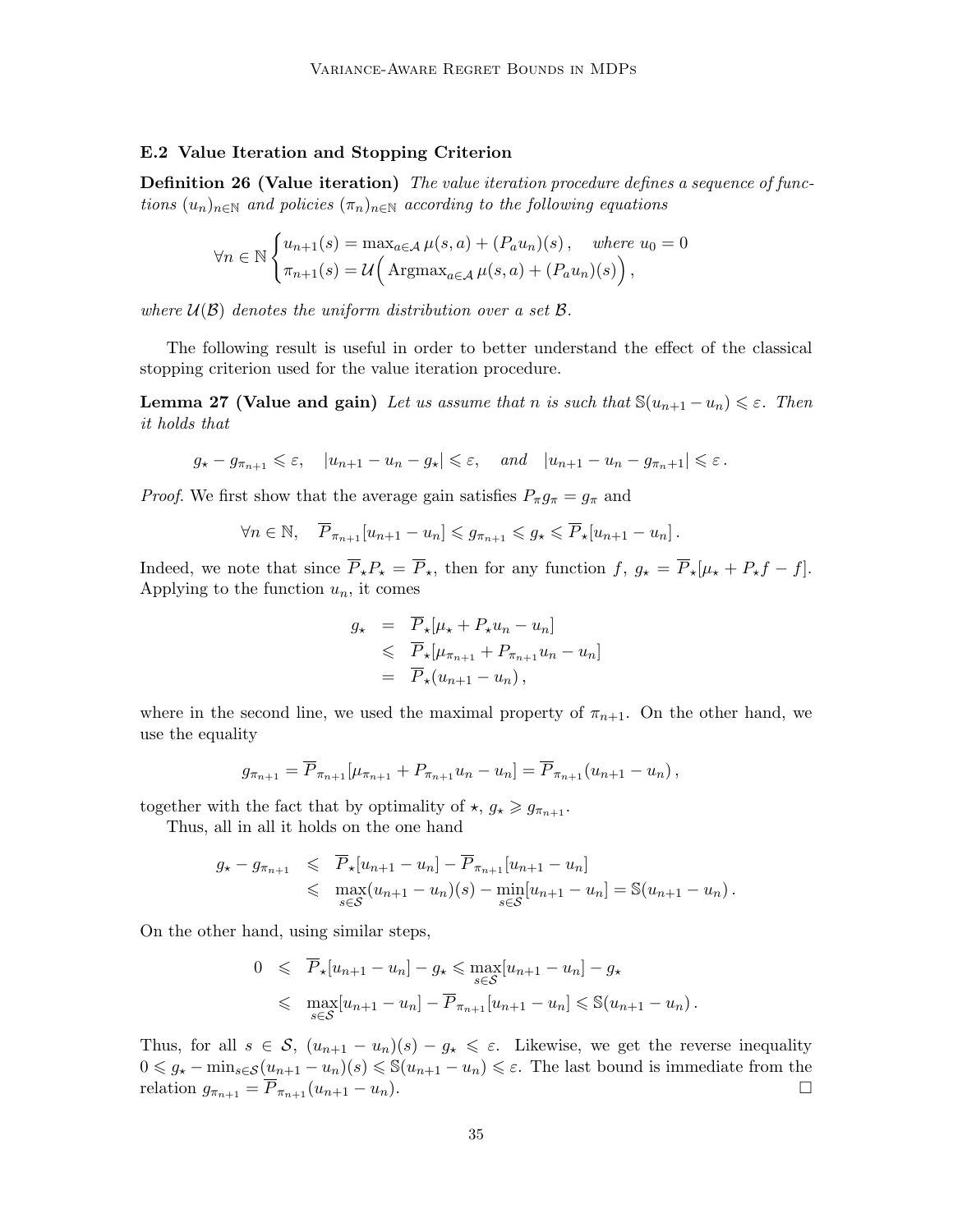### E.2 Value Iteration and Stopping Criterion

**Definition 26 (Value iteration)** *The value iteration procedure defines a sequence of functions $(u_n)_{n\in\mathbb{N}}$ and policies $(\pi_n)_{n\in\mathbb{N}}$ according to the following equations*

$$\forall n \in \mathbb{N} \begin{cases} u_{n+1}(s) = \max_{a\in\mathcal{A}} \mu(s,a) + (P_a u_n)(s)\,, \quad \textit{where } u_0 = 0 \\ \pi_{n+1}(s) = \mathcal{U}\Big( \operatorname{Argmax}_{a\in\mathcal{A}} \mu(s,a) + (P_a u_n)(s) \Big)\,, \end{cases}$$

*where $\mathcal{U}(\mathcal{B})$ denotes the uniform distribution over a set $\mathcal{B}$.*

The following result is useful in order to better understand the effect of the classical stopping criterion used for the value iteration procedure.

**Lemma 27 (Value and gain)** *Let us assume that $n$ is such that $\mathbb{S}(u_{n+1} - u_n) \leqslant \varepsilon$. Then it holds that*

$$g_\star - g_{\pi_{n+1}} \leqslant \varepsilon, \quad |u_{n+1} - u_n - g_\star| \leqslant \varepsilon, \quad \text{and} \quad |u_{n+1} - u_n - g_{\pi_{n+1}}| \leqslant \varepsilon\,.$$

*Proof.* We first show that the average gain satisfies $P_\pi g_\pi = g_\pi$ and

$$\forall n \in \mathbb{N}, \quad \overline{P}_{\pi_{n+1}}[u_{n+1} - u_n] \leqslant g_{\pi_{n+1}} \leqslant g_\star \leqslant \overline{P}_\star[u_{n+1} - u_n]\,.$$

Indeed, we note that since $\overline{P}_\star P_\star = \overline{P}_\star$, then for any function $f$, $g_\star = \overline{P}_\star[\mu_\star + P_\star f - f]$. Applying to the function $u_n$, it comes

$$\begin{aligned} g_\star &= \overline{P}_\star[\mu_\star + P_\star u_n - u_n] \\ &\leqslant \overline{P}_\star[\mu_{\pi_{n+1}} + P_{\pi_{n+1}} u_n - u_n] \\ &= \overline{P}_\star(u_{n+1} - u_n)\,, \end{aligned}$$

where in the second line, we used the maximal property of $\pi_{n+1}$. On the other hand, we use the equality

$$g_{\pi_{n+1}} = \overline{P}_{\pi_{n+1}}[\mu_{\pi_{n+1}} + P_{\pi_{n+1}} u_n - u_n] = \overline{P}_{\pi_{n+1}}(u_{n+1} - u_n)\,,$$

together with the fact that by optimality of $\star$, $g_\star \geqslant g_{\pi_{n+1}}$.

Thus, all in all it holds on the one hand

$$\begin{aligned} g_\star - g_{\pi_{n+1}} &\leqslant \overline{P}_\star[u_{n+1} - u_n] - \overline{P}_{\pi_{n+1}}[u_{n+1} - u_n] \\ &\leqslant \max_{s\in\mathcal{S}}(u_{n+1} - u_n)(s) - \min_{s\in\mathcal{S}}[u_{n+1} - u_n] = \mathbb{S}(u_{n+1} - u_n)\,. \end{aligned}$$

On the other hand, using similar steps,

$$\begin{aligned} 0 &\leqslant \overline{P}_\star[u_{n+1} - u_n] - g_\star \leqslant \max_{s\in\mathcal{S}}[u_{n+1} - u_n] - g_\star \\ &\leqslant \max_{s\in\mathcal{S}}[u_{n+1} - u_n] - \overline{P}_{\pi_{n+1}}[u_{n+1} - u_n] \leqslant \mathbb{S}(u_{n+1} - u_n)\,. \end{aligned}$$

Thus, for all $s \in \mathcal{S}$, $(u_{n+1} - u_n)(s) - g_\star \leqslant \varepsilon$. Likewise, we get the reverse inequality $0 \leqslant g_\star - \min_{s\in\mathcal{S}}(u_{n+1} - u_n)(s) \leqslant \mathbb{S}(u_{n+1} - u_n) \leqslant \varepsilon$. The last bound is immediate from the relation $g_{\pi_{n+1}} = \overline{P}_{\pi_{n+1}}(u_{n+1} - u_n)$. □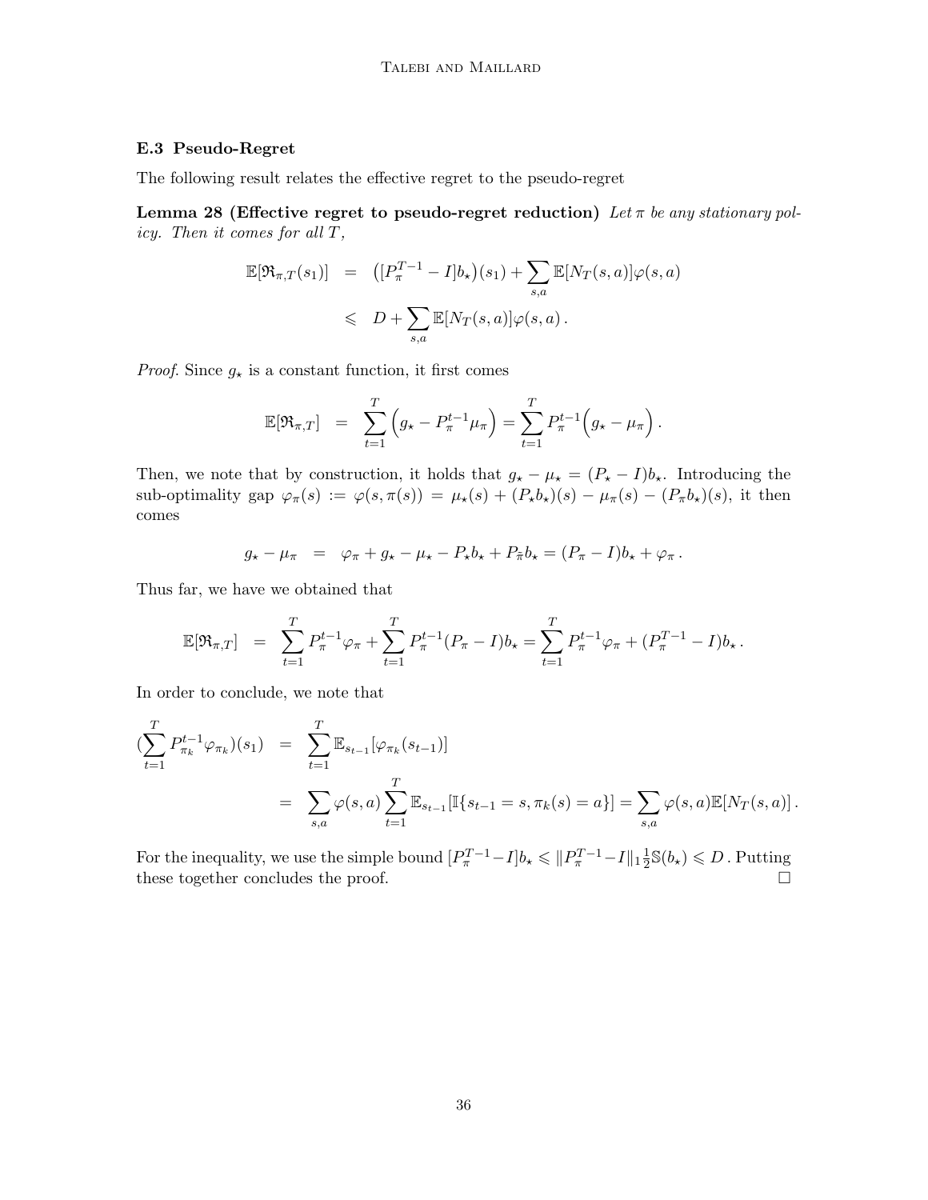### E.3 Pseudo-Regret

The following result relates the effective regret to the pseudo-regret

**Lemma 28 (Effective regret to pseudo-regret reduction)** *Let $\pi$ be any stationary policy. Then it comes for all $T$,*

$$
\begin{aligned}
\mathbb{E}[\mathfrak{R}_{\pi,T}(s_1)] &= \big([P_\pi^{T-1} - I]b_\star\big)(s_1) + \sum_{s,a}\mathbb{E}[N_T(s,a)]\varphi(s,a) \\
&\leqslant D + \sum_{s,a}\mathbb{E}[N_T(s,a)]\varphi(s,a)\,.
\end{aligned}
$$

*Proof.* Since $g_\star$ is a constant function, it first comes

$$
\mathbb{E}[\mathfrak{R}_{\pi,T}] = \sum_{t=1}^{T}\Big(g_\star - P_\pi^{t-1}\mu_\pi\Big) = \sum_{t=1}^{T}P_\pi^{t-1}\Big(g_\star - \mu_\pi\Big)\,.
$$

Then, we note that by construction, it holds that $g_\star - \mu_\star = (P_\star - I)b_\star$. Introducing the sub-optimality gap $\varphi_\pi(s) := \varphi(s,\pi(s)) = \mu_\star(s) + (P_\star b_\star)(s) - \mu_\pi(s) - (P_\pi b_\star)(s)$, it then comes

$$
g_\star - \mu_\pi = \varphi_\pi + g_\star - \mu_\star - P_\star b_\star + P_{\tilde{\pi}} b_\star = (P_\pi - I)b_\star + \varphi_\pi\,.
$$

Thus far, we have we obtained that

$$
\mathbb{E}[\mathfrak{R}_{\pi,T}] = \sum_{t=1}^{T}P_\pi^{t-1}\varphi_\pi + \sum_{t=1}^{T}P_\pi^{t-1}(P_\pi - I)b_\star = \sum_{t=1}^{T}P_\pi^{t-1}\varphi_\pi + (P_\pi^{T-1} - I)b_\star\,.
$$

In order to conclude, we note that

$$
\begin{aligned}
(\sum_{t=1}^{T}P_{\pi_k}^{t-1}\varphi_{\pi_k})(s_1) &= \sum_{t=1}^{T}\mathbb{E}_{s_{t-1}}[\varphi_{\pi_k}(s_{t-1})] \\
&= \sum_{s,a}\varphi(s,a)\sum_{t=1}^{T}\mathbb{E}_{s_{t-1}}[\mathbb{I}\{s_{t-1} = s, \pi_k(s) = a\}] = \sum_{s,a}\varphi(s,a)\mathbb{E}[N_T(s,a)]\,.
\end{aligned}
$$

For the inequality, we use the simple bound $[P_\pi^{T-1} - I]b_\star \leqslant \|P_\pi^{T-1} - I\|_1 \frac{1}{2}\mathbb{S}(b_\star) \leqslant D$. Putting these together concludes the proof. $\square$